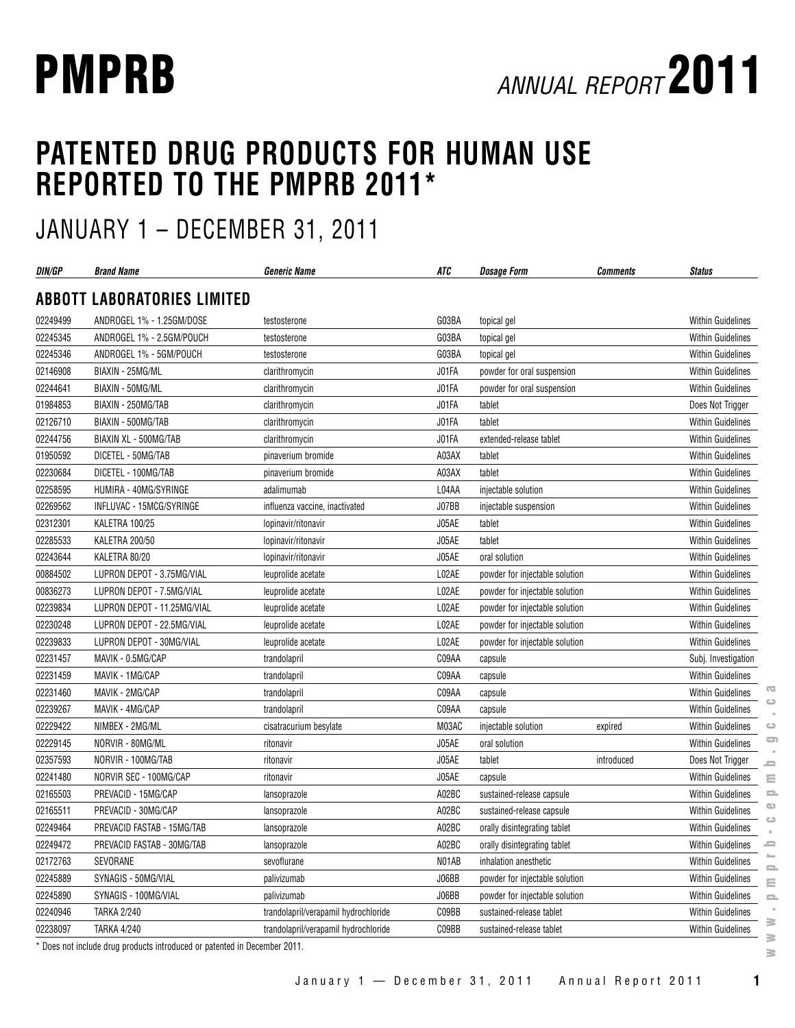# PMPRB ANNUAL REPORT 2011

## PATENTED DRUG PRODUCTS FOR HUMAN USE REPORTED TO THE PMPRB 2011*

## JANUARY 1 – DECEMBER 31, 2011

| DIN/GP | Brand Name | Generic Name | ATC | Dosage Form | Comments | Status |
|---|---|---|---|---|---|---|
| **ABBOTT LABORATORIES LIMITED** | | | | | | |
| 02249499 | ANDROGEL 1% - 1.25GM/DOSE | testosterone | G03BA | topical gel | | Within Guidelines |
| 02245345 | ANDROGEL 1% - 2.5GM/POUCH | testosterone | G03BA | topical gel | | Within Guidelines |
| 02245346 | ANDROGEL 1% - 5GM/POUCH | testosterone | G03BA | topical gel | | Within Guidelines |
| 02146908 | BIAXIN - 25MG/ML | clarithromycin | J01FA | powder for oral suspension | | Within Guidelines |
| 02244641 | BIAXIN - 50MG/ML | clarithromycin | J01FA | powder for oral suspension | | Within Guidelines |
| 01984853 | BIAXIN - 250MG/TAB | clarithromycin | J01FA | tablet | | Does Not Trigger |
| 02126710 | BIAXIN - 500MG/TAB | clarithromycin | J01FA | tablet | | Within Guidelines |
| 02244756 | BIAXIN XL - 500MG/TAB | clarithromycin | J01FA | extended-release tablet | | Within Guidelines |
| 01950592 | DICETEL - 50MG/TAB | pinaverium bromide | A03AX | tablet | | Within Guidelines |
| 02230684 | DICETEL - 100MG/TAB | pinaverium bromide | A03AX | tablet | | Within Guidelines |
| 02258595 | HUMIRA - 40MG/SYRINGE | adalimumab | L04AA | injectable solution | | Within Guidelines |
| 02269562 | INFLUVAC - 15MCG/SYRINGE | influenza vaccine, inactivated | J07BB | injectable suspension | | Within Guidelines |
| 02312301 | KALETRA 100/25 | lopinavir/ritonavir | J05AE | tablet | | Within Guidelines |
| 02285533 | KALETRA 200/50 | lopinavir/ritonavir | J05AE | tablet | | Within Guidelines |
| 02243644 | KALETRA 80/20 | lopinavir/ritonavir | J05AE | oral solution | | Within Guidelines |
| 00884502 | LUPRON DEPOT - 3.75MG/VIAL | leuprolide acetate | L02AE | powder for injectable solution | | Within Guidelines |
| 00836273 | LUPRON DEPOT - 7.5MG/VIAL | leuprolide acetate | L02AE | powder for injectable solution | | Within Guidelines |
| 02239834 | LUPRON DEPOT - 11.25MG/VIAL | leuprolide acetate | L02AE | powder for injectable solution | | Within Guidelines |
| 02230248 | LUPRON DEPOT - 22.5MG/VIAL | leuprolide acetate | L02AE | powder for injectable solution | | Within Guidelines |
| 02239833 | LUPRON DEPOT - 30MG/VIAL | leuprolide acetate | L02AE | powder for injectable solution | | Within Guidelines |
| 02231457 | MAVIK - 0.5MG/CAP | trandolapril | C09AA | capsule | | Subj. Investigation |
| 02231459 | MAVIK - 1MG/CAP | trandolapril | C09AA | capsule | | Within Guidelines |
| 02231460 | MAVIK - 2MG/CAP | trandolapril | C09AA | capsule | | Within Guidelines |
| 02239267 | MAVIK - 4MG/CAP | trandolapril | C09AA | capsule | | Within Guidelines |
| 02229422 | NIMBEX - 2MG/ML | cisatracurium besylate | M03AC | injectable solution | expired | Within Guidelines |
| 02229145 | NORVIR - 80MG/ML | ritonavir | J05AE | oral solution | | Within Guidelines |
| 02357593 | NORVIR - 100MG/TAB | ritonavir | J05AE | tablet | introduced | Does Not Trigger |
| 02241480 | NORVIR SEC - 100MG/CAP | ritonavir | J05AE | capsule | | Within Guidelines |
| 02165503 | PREVACID - 15MG/CAP | lansoprazole | A02BC | sustained-release capsule | | Within Guidelines |
| 02165511 | PREVACID - 30MG/CAP | lansoprazole | A02BC | sustained-release capsule | | Within Guidelines |
| 02249464 | PREVACID FASTAB - 15MG/TAB | lansoprazole | A02BC | orally disintegrating tablet | | Within Guidelines |
| 02249472 | PREVACID FASTAB - 30MG/TAB | lansoprazole | A02BC | orally disintegrating tablet | | Within Guidelines |
| 02172763 | SEVORANE | sevoflurane | N01AB | inhalation anesthetic | | Within Guidelines |
| 02245889 | SYNAGIS - 50MG/VIAL | palivizumab | J06BB | powder for injectable solution | | Within Guidelines |
| 02245890 | SYNAGIS - 100MG/VIAL | palivizumab | J06BB | powder for injectable solution | | Within Guidelines |
| 02240946 | TARKA 2/240 | trandolapril/verapamil hydrochloride | C09BB | sustained-release tablet | | Within Guidelines |
| 02238097 | TARKA 4/240 | trandolapril/verapamil hydrochloride | C09BB | sustained-release tablet | | Within Guidelines |

* Does not include drug products introduced or patented in December 2011.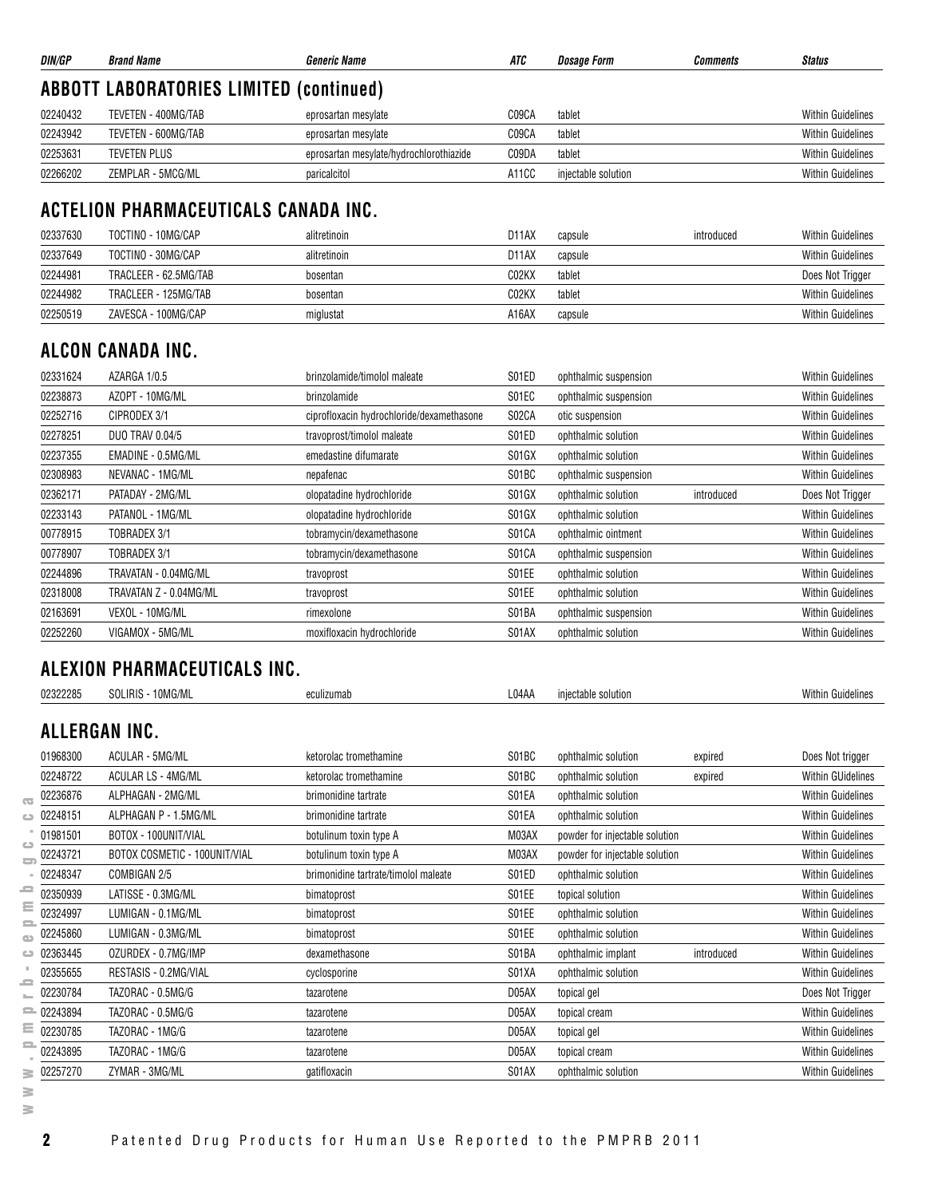| DIN/GP | Brand Name | Generic Name | ATC | Dosage Form | Comments | Status |
|---|---|---|---|---|---|---|

## ABBOTT LABORATORIES LIMITED (continued)

| DIN/GP | Brand Name | Generic Name | ATC | Dosage Form | Comments | Status |
|---|---|---|---|---|---|---|
| 02240432 | TEVETEN - 400MG/TAB | eprosartan mesylate | C09CA | tablet | | Within Guidelines |
| 02243942 | TEVETEN - 600MG/TAB | eprosartan mesylate | C09CA | tablet | | Within Guidelines |
| 02253631 | TEVETEN PLUS | eprosartan mesylate/hydrochlorothiazide | C09DA | tablet | | Within Guidelines |
| 02266202 | ZEMPLAR - 5MCG/ML | paricalcitol | A11CC | injectable solution | | Within Guidelines |

## ACTELION PHARMACEUTICALS CANADA INC.

| DIN/GP | Brand Name | Generic Name | ATC | Dosage Form | Comments | Status |
|---|---|---|---|---|---|---|
| 02337630 | TOCTINO - 10MG/CAP | alitretinoin | D11AX | capsule | introduced | Within Guidelines |
| 02337649 | TOCTINO - 30MG/CAP | alitretinoin | D11AX | capsule | | Within Guidelines |
| 02244981 | TRACLEER - 62.5MG/TAB | bosentan | C02KX | tablet | | Does Not Trigger |
| 02244982 | TRACLEER - 125MG/TAB | bosentan | C02KX | tablet | | Within Guidelines |
| 02250519 | ZAVESCA - 100MG/CAP | miglustat | A16AX | capsule | | Within Guidelines |

## ALCON CANADA INC.

| DIN/GP | Brand Name | Generic Name | ATC | Dosage Form | Comments | Status |
|---|---|---|---|---|---|---|
| 02331624 | AZARGA 1/0.5 | brinzolamide/timolol maleate | S01ED | ophthalmic suspension | | Within Guidelines |
| 02238873 | AZOPT - 10MG/ML | brinzolamide | S01EC | ophthalmic suspension | | Within Guidelines |
| 02252716 | CIPRODEX 3/1 | ciprofloxacin hydrochloride/dexamethasone | S02CA | otic suspension | | Within Guidelines |
| 02278251 | DUO TRAV 0.04/5 | travoprost/timolol maleate | S01ED | ophthalmic solution | | Within Guidelines |
| 02237355 | EMADINE - 0.5MG/ML | emedastine difumarate | S01GX | ophthalmic solution | | Within Guidelines |
| 02308983 | NEVANAC - 1MG/ML | nepafenac | S01BC | ophthalmic suspension | | Within Guidelines |
| 02362171 | PATADAY - 2MG/ML | olopatadine hydrochloride | S01GX | ophthalmic solution | introduced | Does Not Trigger |
| 02233143 | PATANOL - 1MG/ML | olopatadine hydrochloride | S01GX | ophthalmic solution | | Within Guidelines |
| 00778915 | TOBRADEX 3/1 | tobramycin/dexamethasone | S01CA | ophthalmic ointment | | Within Guidelines |
| 00778907 | TOBRADEX 3/1 | tobramycin/dexamethasone | S01CA | ophthalmic suspension | | Within Guidelines |
| 02244896 | TRAVATAN - 0.04MG/ML | travoprost | S01EE | ophthalmic solution | | Within Guidelines |
| 02318008 | TRAVATAN Z - 0.04MG/ML | travoprost | S01EE | ophthalmic solution | | Within Guidelines |
| 02163691 | VEXOL - 10MG/ML | rimexolone | S01BA | ophthalmic suspension | | Within Guidelines |
| 02252260 | VIGAMOX - 5MG/ML | moxifloxacin hydrochloride | S01AX | ophthalmic solution | | Within Guidelines |

## ALEXION PHARMACEUTICALS INC.

| DIN/GP | Brand Name | Generic Name | ATC | Dosage Form | Comments | Status |
|---|---|---|---|---|---|---|
| 02322285 | SOLIRIS - 10MG/ML | eculizumab | L04AA | injectable solution | | Within Guidelines |

## ALLERGAN INC.

| DIN/GP | Brand Name | Generic Name | ATC | Dosage Form | Comments | Status |
|---|---|---|---|---|---|---|
| 01968300 | ACULAR - 5MG/ML | ketorolac tromethamine | S01BC | ophthalmic solution | expired | Does Not trigger |
| 02248722 | ACULAR LS - 4MG/ML | ketorolac tromethamine | S01BC | ophthalmic solution | expired | Within GUidelines |
| 02236876 | ALPHAGAN - 2MG/ML | brimonidine tartrate | S01EA | ophthalmic solution | | Within Guidelines |
| 02248151 | ALPHAGAN P - 1.5MG/ML | brimonidine tartrate | S01EA | ophthalmic solution | | Within Guidelines |
| 01981501 | BOTOX - 100UNIT/VIAL | botulinum toxin type A | M03AX | powder for injectable solution | | Within Guidelines |
| 02243721 | BOTOX COSMETIC - 100UNIT/VIAL | botulinum toxin type A | M03AX | powder for injectable solution | | Within Guidelines |
| 02248347 | COMBIGAN 2/5 | brimonidine tartrate/timolol maleate | S01ED | ophthalmic solution | | Within Guidelines |
| 02350939 | LATISSE - 0.3MG/ML | bimatoprost | S01EE | topical solution | | Within Guidelines |
| 02324997 | LUMIGAN - 0.1MG/ML | bimatoprost | S01EE | ophthalmic solution | | Within Guidelines |
| 02245860 | LUMIGAN - 0.3MG/ML | bimatoprost | S01EE | ophthalmic solution | | Within Guidelines |
| 02363445 | OZURDEX - 0.7MG/IMP | dexamethasone | S01BA | ophthalmic implant | introduced | Within Guidelines |
| 02355655 | RESTASIS - 0.2MG/VIAL | cyclosporine | S01XA | ophthalmic solution | | Within Guidelines |
| 02230784 | TAZORAC - 0.5MG/G | tazarotene | D05AX | topical gel | | Does Not Trigger |
| 02243894 | TAZORAC - 0.5MG/G | tazarotene | D05AX | topical cream | | Within Guidelines |
| 02230785 | TAZORAC - 1MG/G | tazarotene | D05AX | topical gel | | Within Guidelines |
| 02243895 | TAZORAC - 1MG/G | tazarotene | D05AX | topical cream | | Within Guidelines |
| 02257270 | ZYMAR - 3MG/ML | gatifloxacin | S01AX | ophthalmic solution | | Within Guidelines |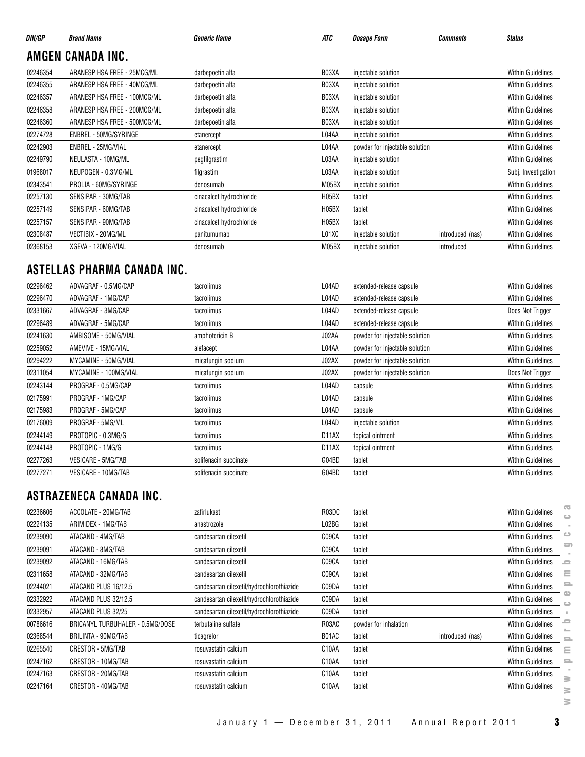| DIN/GP | Brand Name | Generic Name | ATC | Dosage Form | Comments | Status |
|---|---|---|---|---|---|---|

## AMGEN CANADA INC.

| DIN/GP | Brand Name | Generic Name | ATC | Dosage Form | Comments | Status |
|---|---|---|---|---|---|---|
| 02246354 | ARANESP HSA FREE - 25MCG/ML | darbepoetin alfa | B03XA | injectable solution | | Within Guidelines |
| 02246355 | ARANESP HSA FREE - 40MCG/ML | darbepoetin alfa | B03XA | injectable solution | | Within Guidelines |
| 02246357 | ARANESP HSA FREE - 100MCG/ML | darbepoetin alfa | B03XA | injectable solution | | Within Guidelines |
| 02246358 | ARANESP HSA FREE - 200MCG/ML | darbepoetin alfa | B03XA | injectable solution | | Within Guidelines |
| 02246360 | ARANESP HSA FREE - 500MCG/ML | darbepoetin alfa | B03XA | injectable solution | | Within Guidelines |
| 02274728 | ENBREL - 50MG/SYRINGE | etanercept | L04AA | injectable solution | | Within Guidelines |
| 02242903 | ENBREL - 25MG/VIAL | etanercept | L04AA | powder for injectable solution | | Within Guidelines |
| 02249790 | NEULASTA - 10MG/ML | pegfilgrastim | L03AA | injectable solution | | Within Guidelines |
| 01968017 | NEUPOGEN - 0.3MG/ML | filgrastim | L03AA | injectable solution | | Subj. Investigation |
| 02343541 | PROLIA - 60MG/SYRINGE | denosumab | M05BX | injectable solution | | Within Guidelines |
| 02257130 | SENSIPAR - 30MG/TAB | cinacalcet hydrochloride | H05BX | tablet | | Within Guidelines |
| 02257149 | SENSIPAR - 60MG/TAB | cinacalcet hydrochloride | H05BX | tablet | | Within Guidelines |
| 02257157 | SENSIPAR - 90MG/TAB | cinacalcet hydrochloride | H05BX | tablet | | Within Guidelines |
| 02308487 | VECTIBIX - 20MG/ML | panitumumab | L01XC | injectable solution | introduced (nas) | Within Guidelines |
| 02368153 | XGEVA - 120MG/VIAL | denosumab | M05BX | injectable solution | introduced | Within Guidelines |

## ASTELLAS PHARMA CANADA INC.

| DIN/GP | Brand Name | Generic Name | ATC | Dosage Form | Comments | Status |
|---|---|---|---|---|---|---|
| 02296462 | ADVAGRAF - 0.5MG/CAP | tacrolimus | L04AD | extended-release capsule | | Within Guidelines |
| 02296470 | ADVAGRAF - 1MG/CAP | tacrolimus | L04AD | extended-release capsule | | Within Guidelines |
| 02331667 | ADVAGRAF - 3MG/CAP | tacrolimus | L04AD | extended-release capsule | | Does Not Trigger |
| 02296489 | ADVAGRAF - 5MG/CAP | tacrolimus | L04AD | extended-release capsule | | Within Guidelines |
| 02241630 | AMBISOME - 50MG/VIAL | amphotericin B | J02AA | powder for injectable solution | | Within Guidelines |
| 02259052 | AMEVIVE - 15MG/VIAL | alefacept | L04AA | powder for injectable solution | | Within Guidelines |
| 02294222 | MYCAMINE - 50MG/VIAL | micafungin sodium | J02AX | powder for injectable solution | | Within Guidelines |
| 02311054 | MYCAMINE - 100MG/VIAL | micafungin sodium | J02AX | powder for injectable solution | | Does Not Trigger |
| 02243144 | PROGRAF - 0.5MG/CAP | tacrolimus | L04AD | capsule | | Within Guidelines |
| 02175991 | PROGRAF - 1MG/CAP | tacrolimus | L04AD | capsule | | Within Guidelines |
| 02175983 | PROGRAF - 5MG/CAP | tacrolimus | L04AD | capsule | | Within Guidelines |
| 02176009 | PROGRAF - 5MG/ML | tacrolimus | L04AD | injectable solution | | Within Guidelines |
| 02244149 | PROTOPIC - 0.3MG/G | tacrolimus | D11AX | topical ointment | | Within Guidelines |
| 02244148 | PROTOPIC - 1MG/G | tacrolimus | D11AX | topical ointment | | Within Guidelines |
| 02277263 | VESICARE - 5MG/TAB | solifenacin succinate | G04BD | tablet | | Within Guidelines |
| 02277271 | VESICARE - 10MG/TAB | solifenacin succinate | G04BD | tablet | | Within Guidelines |

## ASTRAZENECA CANADA INC.

| DIN/GP | Brand Name | Generic Name | ATC | Dosage Form | Comments | Status |
|---|---|---|---|---|---|---|
| 02236606 | ACCOLATE - 20MG/TAB | zafirlukast | R03DC | tablet | | Within Guidelines |
| 02224135 | ARIMIDEX - 1MG/TAB | anastrozole | L02BG | tablet | | Within Guidelines |
| 02239090 | ATACAND - 4MG/TAB | candesartan cilexetil | C09CA | tablet | | Within Guidelines |
| 02239091 | ATACAND - 8MG/TAB | candesartan cilexetil | C09CA | tablet | | Within Guidelines |
| 02239092 | ATACAND - 16MG/TAB | candesartan cilexetil | C09CA | tablet | | Within Guidelines |
| 02311658 | ATACAND - 32MG/TAB | candesartan cilexetil | C09CA | tablet | | Within Guidelines |
| 02244021 | ATACAND PLUS 16/12.5 | candesartan cilexetil/hydrochlorothiazide | C09DA | tablet | | Within Guidelines |
| 02332922 | ATACAND PLUS 32/12.5 | candesartan cilexetil/hydrochlorothiazide | C09DA | tablet | | Within Guidelines |
| 02332957 | ATACAND PLUS 32/25 | candesartan cilexetil/hydrochlorothiazide | C09DA | tablet | | Within Guidelines |
| 00786616 | BRICANYL TURBUHALER - 0.5MG/DOSE | terbutaline sulfate | R03AC | powder for inhalation | | Within Guidelines |
| 02368544 | BRILINTA - 90MG/TAB | ticagrelor | B01AC | tablet | introduced (nas) | Within Guidelines |
| 02265540 | CRESTOR - 5MG/TAB | rosuvastatin calcium | C10AA | tablet | | Within Guidelines |
| 02247162 | CRESTOR - 10MG/TAB | rosuvastatin calcium | C10AA | tablet | | Within Guidelines |
| 02247163 | CRESTOR - 20MG/TAB | rosuvastatin calcium | C10AA | tablet | | Within Guidelines |
| 02247164 | CRESTOR - 40MG/TAB | rosuvastatin calcium | C10AA | tablet | | Within Guidelines |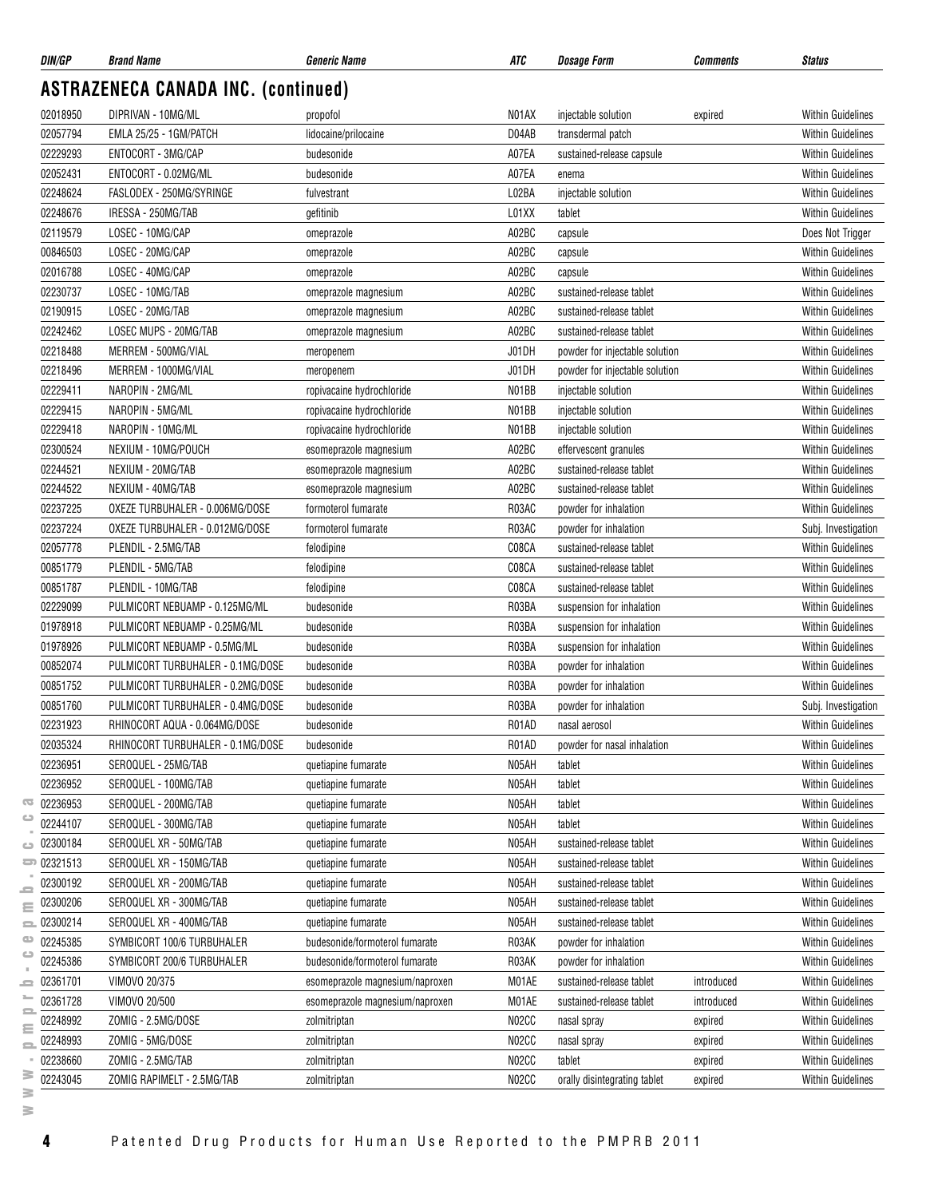## ASTRAZENECA CANADA INC. (continued)

| DIN/GP | Brand Name | Generic Name | ATC | Dosage Form | Comments | Status |
|---|---|---|---|---|---|---|
| 02018950 | DIPRIVAN - 10MG/ML | propofol | N01AX | injectable solution | expired | Within Guidelines |
| 02057794 | EMLA 25/25 - 1GM/PATCH | lidocaine/prilocaine | D04AB | transdermal patch | | Within Guidelines |
| 02229293 | ENTOCORT - 3MG/CAP | budesonide | A07EA | sustained-release capsule | | Within Guidelines |
| 02052431 | ENTOCORT - 0.02MG/ML | budesonide | A07EA | enema | | Within Guidelines |
| 02248624 | FASLODEX - 250MG/SYRINGE | fulvestrant | L02BA | injectable solution | | Within Guidelines |
| 02248676 | IRESSA - 250MG/TAB | gefitinib | L01XX | tablet | | Within Guidelines |
| 02119579 | LOSEC - 10MG/CAP | omeprazole | A02BC | capsule | | Does Not Trigger |
| 00846503 | LOSEC - 20MG/CAP | omeprazole | A02BC | capsule | | Within Guidelines |
| 02016788 | LOSEC - 40MG/CAP | omeprazole | A02BC | capsule | | Within Guidelines |
| 02230737 | LOSEC - 10MG/TAB | omeprazole magnesium | A02BC | sustained-release tablet | | Within Guidelines |
| 02190915 | LOSEC - 20MG/TAB | omeprazole magnesium | A02BC | sustained-release tablet | | Within Guidelines |
| 02242462 | LOSEC MUPS - 20MG/TAB | omeprazole magnesium | A02BC | sustained-release tablet | | Within Guidelines |
| 02218488 | MERREM - 500MG/VIAL | meropenem | J01DH | powder for injectable solution | | Within Guidelines |
| 02218496 | MERREM - 1000MG/VIAL | meropenem | J01DH | powder for injectable solution | | Within Guidelines |
| 02229411 | NAROPIN - 2MG/ML | ropivacaine hydrochloride | N01BB | injectable solution | | Within Guidelines |
| 02229415 | NAROPIN - 5MG/ML | ropivacaine hydrochloride | N01BB | injectable solution | | Within Guidelines |
| 02229418 | NAROPIN - 10MG/ML | ropivacaine hydrochloride | N01BB | injectable solution | | Within Guidelines |
| 02300524 | NEXIUM - 10MG/POUCH | esomeprazole magnesium | A02BC | effervescent granules | | Within Guidelines |
| 02244521 | NEXIUM - 20MG/TAB | esomeprazole magnesium | A02BC | sustained-release tablet | | Within Guidelines |
| 02244522 | NEXIUM - 40MG/TAB | esomeprazole magnesium | A02BC | sustained-release tablet | | Within Guidelines |
| 02237225 | OXEZE TURBUHALER - 0.006MG/DOSE | formoterol fumarate | R03AC | powder for inhalation | | Within Guidelines |
| 02237224 | OXEZE TURBUHALER - 0.012MG/DOSE | formoterol fumarate | R03AC | powder for inhalation | | Subj. Investigation |
| 02057778 | PLENDIL - 2.5MG/TAB | felodipine | C08CA | sustained-release tablet | | Within Guidelines |
| 00851779 | PLENDIL - 5MG/TAB | felodipine | C08CA | sustained-release tablet | | Within Guidelines |
| 00851787 | PLENDIL - 10MG/TAB | felodipine | C08CA | sustained-release tablet | | Within Guidelines |
| 02229099 | PULMICORT NEBUAMP - 0.125MG/ML | budesonide | R03BA | suspension for inhalation | | Within Guidelines |
| 01978918 | PULMICORT NEBUAMP - 0.25MG/ML | budesonide | R03BA | suspension for inhalation | | Within Guidelines |
| 01978926 | PULMICORT NEBUAMP - 0.5MG/ML | budesonide | R03BA | suspension for inhalation | | Within Guidelines |
| 00852074 | PULMICORT TURBUHALER - 0.1MG/DOSE | budesonide | R03BA | powder for inhalation | | Within Guidelines |
| 00851752 | PULMICORT TURBUHALER - 0.2MG/DOSE | budesonide | R03BA | powder for inhalation | | Within Guidelines |
| 00851760 | PULMICORT TURBUHALER - 0.4MG/DOSE | budesonide | R03BA | powder for inhalation | | Subj. Investigation |
| 02231923 | RHINOCORT AQUA - 0.064MG/DOSE | budesonide | R01AD | nasal aerosol | | Within Guidelines |
| 02035324 | RHINOCORT TURBUHALER - 0.1MG/DOSE | budesonide | R01AD | powder for nasal inhalation | | Within Guidelines |
| 02236951 | SEROQUEL - 25MG/TAB | quetiapine fumarate | N05AH | tablet | | Within Guidelines |
| 02236952 | SEROQUEL - 100MG/TAB | quetiapine fumarate | N05AH | tablet | | Within Guidelines |
| 02236953 | SEROQUEL - 200MG/TAB | quetiapine fumarate | N05AH | tablet | | Within Guidelines |
| 02244107 | SEROQUEL - 300MG/TAB | quetiapine fumarate | N05AH | tablet | | Within Guidelines |
| 02300184 | SEROQUEL XR - 50MG/TAB | quetiapine fumarate | N05AH | sustained-release tablet | | Within Guidelines |
| 02321513 | SEROQUEL XR - 150MG/TAB | quetiapine fumarate | N05AH | sustained-release tablet | | Within Guidelines |
| 02300192 | SEROQUEL XR - 200MG/TAB | quetiapine fumarate | N05AH | sustained-release tablet | | Within Guidelines |
| 02300206 | SEROQUEL XR - 300MG/TAB | quetiapine fumarate | N05AH | sustained-release tablet | | Within Guidelines |
| 02300214 | SEROQUEL XR - 400MG/TAB | quetiapine fumarate | N05AH | sustained-release tablet | | Within Guidelines |
| 02245385 | SYMBICORT 100/6 TURBUHALER | budesonide/formoterol fumarate | R03AK | powder for inhalation | | Within Guidelines |
| 02245386 | SYMBICORT 200/6 TURBUHALER | budesonide/formoterol fumarate | R03AK | powder for inhalation | | Within Guidelines |
| 02361701 | VIMOVO 20/375 | esomeprazole magnesium/naproxen | M01AE | sustained-release tablet | introduced | Within Guidelines |
| 02361728 | VIMOVO 20/500 | esomeprazole magnesium/naproxen | M01AE | sustained-release tablet | introduced | Within Guidelines |
| 02248992 | ZOMIG - 2.5MG/DOSE | zolmitriptan | N02CC | nasal spray | expired | Within Guidelines |
| 02248993 | ZOMIG - 5MG/DOSE | zolmitriptan | N02CC | nasal spray | expired | Within Guidelines |
| 02238660 | ZOMIG - 2.5MG/TAB | zolmitriptan | N02CC | tablet | expired | Within Guidelines |
| 02243045 | ZOMIG RAPIMELT - 2.5MG/TAB | zolmitriptan | N02CC | orally disintegrating tablet | expired | Within Guidelines |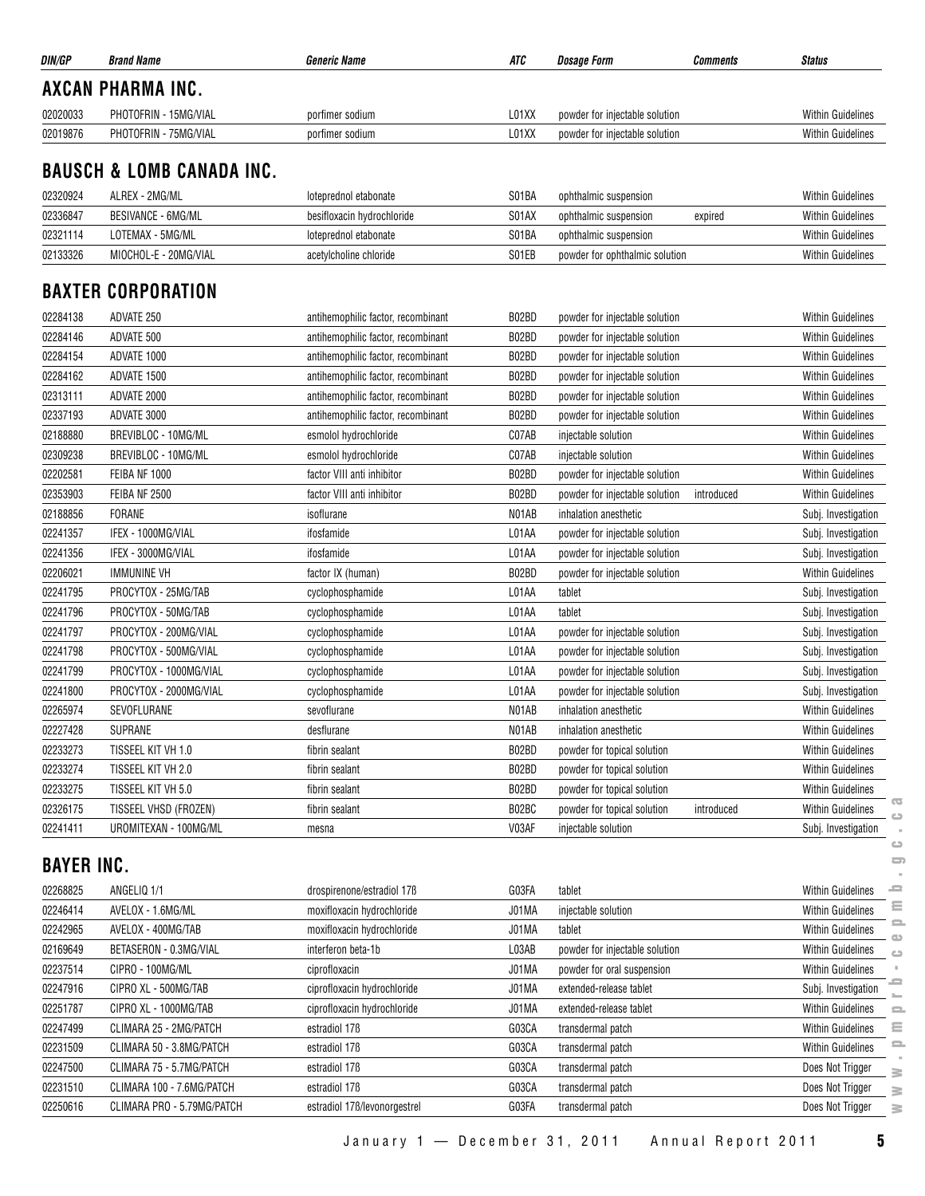| DIN/GP | Brand Name | Generic Name | ATC | Dosage Form | Comments | Status |
|---|---|---|---|---|---|---|

## AXCAN PHARMA INC.

| DIN/GP | Brand Name | Generic Name | ATC | Dosage Form | Comments | Status |
|---|---|---|---|---|---|---|
| 02020033 | PHOTOFRIN - 15MG/VIAL | porfimer sodium | L01XX | powder for injectable solution | | Within Guidelines |
| 02019876 | PHOTOFRIN - 75MG/VIAL | porfimer sodium | L01XX | powder for injectable solution | | Within Guidelines |

## BAUSCH & LOMB CANADA INC.

| DIN/GP | Brand Name | Generic Name | ATC | Dosage Form | Comments | Status |
|---|---|---|---|---|---|---|
| 02320924 | ALREX - 2MG/ML | loteprednol etabonate | S01BA | ophthalmic suspension | | Within Guidelines |
| 02336847 | BESIVANCE - 6MG/ML | besifloxacin hydrochloride | S01AX | ophthalmic suspension | expired | Within Guidelines |
| 02321114 | LOTEMAX - 5MG/ML | loteprednol etabonate | S01BA | ophthalmic suspension | | Within Guidelines |
| 02133326 | MIOCHOL-E - 20MG/VIAL | acetylcholine chloride | S01EB | powder for ophthalmic solution | | Within Guidelines |

## BAXTER CORPORATION

| DIN/GP | Brand Name | Generic Name | ATC | Dosage Form | Comments | Status |
|---|---|---|---|---|---|---|
| 02284138 | ADVATE 250 | antihemophilic factor, recombinant | B02BD | powder for injectable solution | | Within Guidelines |
| 02284146 | ADVATE 500 | antihemophilic factor, recombinant | B02BD | powder for injectable solution | | Within Guidelines |
| 02284154 | ADVATE 1000 | antihemophilic factor, recombinant | B02BD | powder for injectable solution | | Within Guidelines |
| 02284162 | ADVATE 1500 | antihemophilic factor, recombinant | B02BD | powder for injectable solution | | Within Guidelines |
| 02313111 | ADVATE 2000 | antihemophilic factor, recombinant | B02BD | powder for injectable solution | | Within Guidelines |
| 02337193 | ADVATE 3000 | antihemophilic factor, recombinant | B02BD | powder for injectable solution | | Within Guidelines |
| 02188880 | BREVIBLOC - 10MG/ML | esmolol hydrochloride | C07AB | injectable solution | | Within Guidelines |
| 02309238 | BREVIBLOC - 10MG/ML | esmolol hydrochloride | C07AB | injectable solution | | Within Guidelines |
| 02202581 | FEIBA NF 1000 | factor VIII anti inhibitor | B02BD | powder for injectable solution | | Within Guidelines |
| 02353903 | FEIBA NF 2500 | factor VIII anti inhibitor | B02BD | powder for injectable solution | introduced | Within Guidelines |
| 02188856 | FORANE | isoflurane | N01AB | inhalation anesthetic | | Subj. Investigation |
| 02241357 | IFEX - 1000MG/VIAL | ifosfamide | L01AA | powder for injectable solution | | Subj. Investigation |
| 02241356 | IFEX - 3000MG/VIAL | ifosfamide | L01AA | powder for injectable solution | | Subj. Investigation |
| 02206021 | IMMUNINE VH | factor IX (human) | B02BD | powder for injectable solution | | Within Guidelines |
| 02241795 | PROCYTOX - 25MG/TAB | cyclophosphamide | L01AA | tablet | | Subj. Investigation |
| 02241796 | PROCYTOX - 50MG/TAB | cyclophosphamide | L01AA | tablet | | Subj. Investigation |
| 02241797 | PROCYTOX - 200MG/VIAL | cyclophosphamide | L01AA | powder for injectable solution | | Subj. Investigation |
| 02241798 | PROCYTOX - 500MG/VIAL | cyclophosphamide | L01AA | powder for injectable solution | | Subj. Investigation |
| 02241799 | PROCYTOX - 1000MG/VIAL | cyclophosphamide | L01AA | powder for injectable solution | | Subj. Investigation |
| 02241800 | PROCYTOX - 2000MG/VIAL | cyclophosphamide | L01AA | powder for injectable solution | | Subj. Investigation |
| 02265974 | SEVOFLURANE | sevoflurane | N01AB | inhalation anesthetic | | Within Guidelines |
| 02227428 | SUPRANE | desflurane | N01AB | inhalation anesthetic | | Within Guidelines |
| 02233273 | TISSEEL KIT VH 1.0 | fibrin sealant | B02BD | powder for topical solution | | Within Guidelines |
| 02233274 | TISSEEL KIT VH 2.0 | fibrin sealant | B02BD | powder for topical solution | | Within Guidelines |
| 02233275 | TISSEEL KIT VH 5.0 | fibrin sealant | B02BD | powder for topical solution | | Within Guidelines |
| 02326175 | TISSEEL VHSD (FROZEN) | fibrin sealant | B02BC | powder for topical solution | introduced | Within Guidelines |
| 02241411 | UROMITEXAN - 100MG/ML | mesna | V03AF | injectable solution | | Subj. Investigation |

## BAYER INC.

| DIN/GP | Brand Name | Generic Name | ATC | Dosage Form | Comments | Status |
|---|---|---|---|---|---|---|
| 02268825 | ANGELIQ 1/1 | drospirenone/estradiol 17ß | G03FA | tablet | | Within Guidelines |
| 02246414 | AVELOX - 1.6MG/ML | moxifloxacin hydrochloride | J01MA | injectable solution | | Within Guidelines |
| 02242965 | AVELOX - 400MG/TAB | moxifloxacin hydrochloride | J01MA | tablet | | Within Guidelines |
| 02169649 | BETASERON - 0.3MG/VIAL | interferon beta-1b | L03AB | powder for injectable solution | | Within Guidelines |
| 02237514 | CIPRO - 100MG/ML | ciprofloxacin | J01MA | powder for oral suspension | | Within Guidelines |
| 02247916 | CIPRO XL - 500MG/TAB | ciprofloxacin hydrochloride | J01MA | extended-release tablet | | Subj. Investigation |
| 02251787 | CIPRO XL - 1000MG/TAB | ciprofloxacin hydrochloride | J01MA | extended-release tablet | | Within Guidelines |
| 02247499 | CLIMARA 25 - 2MG/PATCH | estradiol 17ß | G03CA | transdermal patch | | Within Guidelines |
| 02231509 | CLIMARA 50 - 3.8MG/PATCH | estradiol 17ß | G03CA | transdermal patch | | Within Guidelines |
| 02247500 | CLIMARA 75 - 5.7MG/PATCH | estradiol 17ß | G03CA | transdermal patch | | Does Not Trigger |
| 02231510 | CLIMARA 100 - 7.6MG/PATCH | estradiol 17ß | G03CA | transdermal patch | | Does Not Trigger |
| 02250616 | CLIMARA PRO - 5.79MG/PATCH | estradiol 17ß/levonorgestrel | G03FA | transdermal patch | | Does Not Trigger |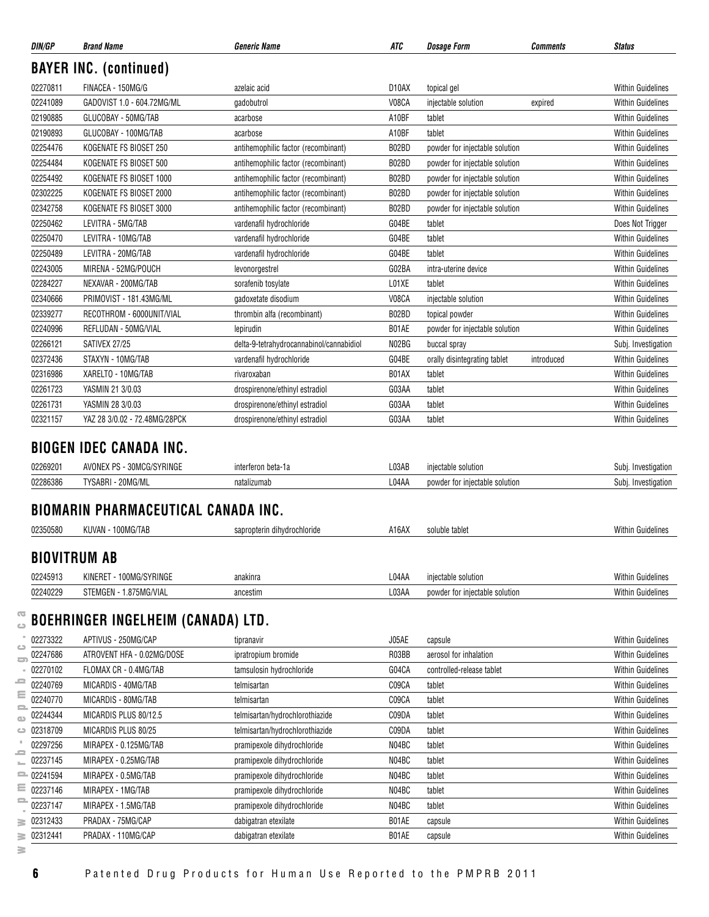| DIN/GP | Brand Name | Generic Name | ATC | Dosage Form | Comments | Status |
|---|---|---|---|---|---|---|

## BAYER INC. (continued)

| DIN/GP | Brand Name | Generic Name | ATC | Dosage Form | Comments | Status |
|---|---|---|---|---|---|---|
| 02270811 | FINACEA - 150MG/G | azelaic acid | D10AX | topical gel | | Within Guidelines |
| 02241089 | GADOVIST 1.0 - 604.72MG/ML | gadobutrol | V08CA | injectable solution | expired | Within Guidelines |
| 02190885 | GLUCOBAY - 50MG/TAB | acarbose | A10BF | tablet | | Within Guidelines |
| 02190893 | GLUCOBAY - 100MG/TAB | acarbose | A10BF | tablet | | Within Guidelines |
| 02254476 | KOGENATE FS BIOSET 250 | antihemophilic factor (recombinant) | B02BD | powder for injectable solution | | Within Guidelines |
| 02254484 | KOGENATE FS BIOSET 500 | antihemophilic factor (recombinant) | B02BD | powder for injectable solution | | Within Guidelines |
| 02254492 | KOGENATE FS BIOSET 1000 | antihemophilic factor (recombinant) | B02BD | powder for injectable solution | | Within Guidelines |
| 02302225 | KOGENATE FS BIOSET 2000 | antihemophilic factor (recombinant) | B02BD | powder for injectable solution | | Within Guidelines |
| 02342758 | KOGENATE FS BIOSET 3000 | antihemophilic factor (recombinant) | B02BD | powder for injectable solution | | Within Guidelines |
| 02250462 | LEVITRA - 5MG/TAB | vardenafil hydrochloride | G04BE | tablet | | Does Not Trigger |
| 02250470 | LEVITRA - 10MG/TAB | vardenafil hydrochloride | G04BE | tablet | | Within Guidelines |
| 02250489 | LEVITRA - 20MG/TAB | vardenafil hydrochloride | G04BE | tablet | | Within Guidelines |
| 02243005 | MIRENA - 52MG/POUCH | levonorgestrel | G02BA | intra-uterine device | | Within Guidelines |
| 02284227 | NEXAVAR - 200MG/TAB | sorafenib tosylate | L01XE | tablet | | Within Guidelines |
| 02340666 | PRIMOVIST - 181.43MG/ML | gadoxetate disodium | V08CA | injectable solution | | Within Guidelines |
| 02339277 | RECOTHROM - 6000UNIT/VIAL | thrombin alfa (recombinant) | B02BD | topical powder | | Within Guidelines |
| 02240996 | REFLUDAN - 50MG/VIAL | lepirudin | B01AE | powder for injectable solution | | Within Guidelines |
| 02266121 | SATIVEX 27/25 | delta-9-tetrahydrocannabinol/cannabidiol | N02BG | buccal spray | | Subj. Investigation |
| 02372436 | STAXYN - 10MG/TAB | vardenafil hydrochloride | G04BE | orally disintegrating tablet | introduced | Within Guidelines |
| 02316986 | XARELTO - 10MG/TAB | rivaroxaban | B01AX | tablet | | Within Guidelines |
| 02261723 | YASMIN 21 3/0.03 | drospirenone/ethinyl estradiol | G03AA | tablet | | Within Guidelines |
| 02261731 | YASMIN 28 3/0.03 | drospirenone/ethinyl estradiol | G03AA | tablet | | Within Guidelines |
| 02321157 | YAZ 28 3/0.02 - 72.48MG/28PCK | drospirenone/ethinyl estradiol | G03AA | tablet | | Within Guidelines |

## BIOGEN IDEC CANADA INC.

| DIN/GP | Brand Name | Generic Name | ATC | Dosage Form | Comments | Status |
|---|---|---|---|---|---|---|
| 02269201 | AVONEX PS - 30MCG/SYRINGE | interferon beta-1a | L03AB | injectable solution | | Subj. Investigation |
| 02286386 | TYSABRI - 20MG/ML | natalizumab | L04AA | powder for injectable solution | | Subj. Investigation |

## BIOMARIN PHARMACEUTICAL CANADA INC.

| DIN/GP | Brand Name | Generic Name | ATC | Dosage Form | Comments | Status |
|---|---|---|---|---|---|---|
| 02350580 | KUVAN - 100MG/TAB | sapropterin dihydrochloride | A16AX | soluble tablet | | Within Guidelines |

## BIOVITRUM AB

| DIN/GP | Brand Name | Generic Name | ATC | Dosage Form | Comments | Status |
|---|---|---|---|---|---|---|
| 02245913 | KINERET - 100MG/SYRINGE | anakinra | L04AA | injectable solution | | Within Guidelines |
| 02240229 | STEMGEN - 1.875MG/VIAL | ancestim | L03AA | powder for injectable solution | | Within Guidelines |

## BOEHRINGER INGELHEIM (CANADA) LTD.

| DIN/GP | Brand Name | Generic Name | ATC | Dosage Form | Comments | Status |
|---|---|---|---|---|---|---|
| 02273322 | APTIVUS - 250MG/CAP | tipranavir | J05AE | capsule | | Within Guidelines |
| 02247686 | ATROVENT HFA - 0.02MG/DOSE | ipratropium bromide | R03BB | aerosol for inhalation | | Within Guidelines |
| 02270102 | FLOMAX CR - 0.4MG/TAB | tamsulosin hydrochloride | G04CA | controlled-release tablet | | Within Guidelines |
| 02240769 | MICARDIS - 40MG/TAB | telmisartan | C09CA | tablet | | Within Guidelines |
| 02240770 | MICARDIS - 80MG/TAB | telmisartan | C09CA | tablet | | Within Guidelines |
| 02244344 | MICARDIS PLUS 80/12.5 | telmisartan/hydrochlorothiazide | C09DA | tablet | | Within Guidelines |
| 02318709 | MICARDIS PLUS 80/25 | telmisartan/hydrochlorothiazide | C09DA | tablet | | Within Guidelines |
| 02297256 | MIRAPEX - 0.125MG/TAB | pramipexole dihydrochloride | N04BC | tablet | | Within Guidelines |
| 02237145 | MIRAPEX - 0.25MG/TAB | pramipexole dihydrochloride | N04BC | tablet | | Within Guidelines |
| 02241594 | MIRAPEX - 0.5MG/TAB | pramipexole dihydrochloride | N04BC | tablet | | Within Guidelines |
| 02237146 | MIRAPEX - 1MG/TAB | pramipexole dihydrochloride | N04BC | tablet | | Within Guidelines |
| 02237147 | MIRAPEX - 1.5MG/TAB | pramipexole dihydrochloride | N04BC | tablet | | Within Guidelines |
| 02312433 | PRADAX - 75MG/CAP | dabigatran etexilate | B01AE | capsule | | Within Guidelines |
| 02312441 | PRADAX - 110MG/CAP | dabigatran etexilate | B01AE | capsule | | Within Guidelines |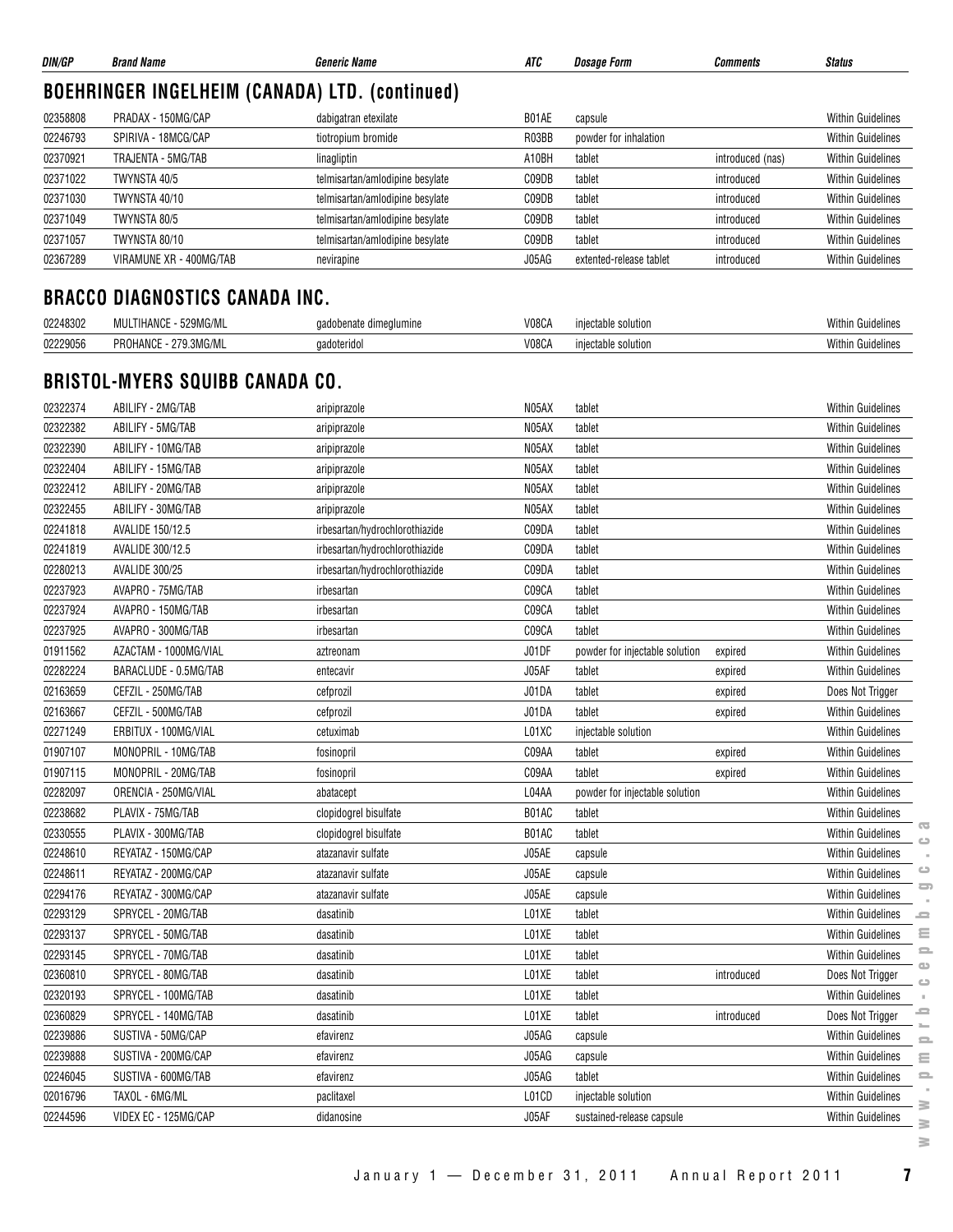| DIN/GP | Brand Name | Generic Name | ATC | Dosage Form | Comments | Status |
|---|---|---|---|---|---|---|

## BOEHRINGER INGELHEIM (CANADA) LTD. (continued)

| DIN/GP | Brand Name | Generic Name | ATC | Dosage Form | Comments | Status |
|---|---|---|---|---|---|---|
| 02358808 | PRADAX - 150MG/CAP | dabigatran etexilate | B01AE | capsule | | Within Guidelines |
| 02246793 | SPIRIVA - 18MCG/CAP | tiotropium bromide | R03BB | powder for inhalation | | Within Guidelines |
| 02370921 | TRAJENTA - 5MG/TAB | linagliptin | A10BH | tablet | introduced (nas) | Within Guidelines |
| 02371022 | TWYNSTA 40/5 | telmisartan/amlodipine besylate | C09DB | tablet | introduced | Within Guidelines |
| 02371030 | TWYNSTA 40/10 | telmisartan/amlodipine besylate | C09DB | tablet | introduced | Within Guidelines |
| 02371049 | TWYNSTA 80/5 | telmisartan/amlodipine besylate | C09DB | tablet | introduced | Within Guidelines |
| 02371057 | TWYNSTA 80/10 | telmisartan/amlodipine besylate | C09DB | tablet | introduced | Within Guidelines |
| 02367289 | VIRAMUNE XR - 400MG/TAB | nevirapine | J05AG | extented-release tablet | introduced | Within Guidelines |

## BRACCO DIAGNOSTICS CANADA INC.

| DIN/GP | Brand Name | Generic Name | ATC | Dosage Form | Comments | Status |
|---|---|---|---|---|---|---|
| 02248302 | MULTIHANCE - 529MG/ML | gadobenate dimeglumine | V08CA | injectable solution | | Within Guidelines |
| 02229056 | PROHANCE - 279.3MG/ML | gadoteridol | V08CA | injectable solution | | Within Guidelines |

## BRISTOL-MYERS SQUIBB CANADA CO.

| DIN/GP | Brand Name | Generic Name | ATC | Dosage Form | Comments | Status |
|---|---|---|---|---|---|---|
| 02322374 | ABILIFY - 2MG/TAB | aripiprazole | N05AX | tablet | | Within Guidelines |
| 02322382 | ABILIFY - 5MG/TAB | aripiprazole | N05AX | tablet | | Within Guidelines |
| 02322390 | ABILIFY - 10MG/TAB | aripiprazole | N05AX | tablet | | Within Guidelines |
| 02322404 | ABILIFY - 15MG/TAB | aripiprazole | N05AX | tablet | | Within Guidelines |
| 02322412 | ABILIFY - 20MG/TAB | aripiprazole | N05AX | tablet | | Within Guidelines |
| 02322455 | ABILIFY - 30MG/TAB | aripiprazole | N05AX | tablet | | Within Guidelines |
| 02241818 | AVALIDE 150/12.5 | irbesartan/hydrochlorothiazide | C09DA | tablet | | Within Guidelines |
| 02241819 | AVALIDE 300/12.5 | irbesartan/hydrochlorothiazide | C09DA | tablet | | Within Guidelines |
| 02280213 | AVALIDE 300/25 | irbesartan/hydrochlorothiazide | C09DA | tablet | | Within Guidelines |
| 02237923 | AVAPRO - 75MG/TAB | irbesartan | C09CA | tablet | | Within Guidelines |
| 02237924 | AVAPRO - 150MG/TAB | irbesartan | C09CA | tablet | | Within Guidelines |
| 02237925 | AVAPRO - 300MG/TAB | irbesartan | C09CA | tablet | | Within Guidelines |
| 01911562 | AZACTAM - 1000MG/VIAL | aztreonam | J01DF | powder for injectable solution | expired | Within Guidelines |
| 02282224 | BARACLUDE - 0.5MG/TAB | entecavir | J05AF | tablet | expired | Within Guidelines |
| 02163659 | CEFZIL - 250MG/TAB | cefprozil | J01DA | tablet | expired | Does Not Trigger |
| 02163667 | CEFZIL - 500MG/TAB | cefprozil | J01DA | tablet | expired | Within Guidelines |
| 02271249 | ERBITUX - 100MG/VIAL | cetuximab | L01XC | injectable solution | | Within Guidelines |
| 01907107 | MONOPRIL - 10MG/TAB | fosinopril | C09AA | tablet | expired | Within Guidelines |
| 01907115 | MONOPRIL - 20MG/TAB | fosinopril | C09AA | tablet | expired | Within Guidelines |
| 02282097 | ORENCIA - 250MG/VIAL | abatacept | L04AA | powder for injectable solution | | Within Guidelines |
| 02238682 | PLAVIX - 75MG/TAB | clopidogrel bisulfate | B01AC | tablet | | Within Guidelines |
| 02330555 | PLAVIX - 300MG/TAB | clopidogrel bisulfate | B01AC | tablet | | Within Guidelines |
| 02248610 | REYATAZ - 150MG/CAP | atazanavir sulfate | J05AE | capsule | | Within Guidelines |
| 02248611 | REYATAZ - 200MG/CAP | atazanavir sulfate | J05AE | capsule | | Within Guidelines |
| 02294176 | REYATAZ - 300MG/CAP | atazanavir sulfate | J05AE | capsule | | Within Guidelines |
| 02293129 | SPRYCEL - 20MG/TAB | dasatinib | L01XE | tablet | | Within Guidelines |
| 02293137 | SPRYCEL - 50MG/TAB | dasatinib | L01XE | tablet | | Within Guidelines |
| 02293145 | SPRYCEL - 70MG/TAB | dasatinib | L01XE | tablet | | Within Guidelines |
| 02360810 | SPRYCEL - 80MG/TAB | dasatinib | L01XE | tablet | introduced | Does Not Trigger |
| 02320193 | SPRYCEL - 100MG/TAB | dasatinib | L01XE | tablet | | Within Guidelines |
| 02360829 | SPRYCEL - 140MG/TAB | dasatinib | L01XE | tablet | introduced | Does Not Trigger |
| 02239886 | SUSTIVA - 50MG/CAP | efavirenz | J05AG | capsule | | Within Guidelines |
| 02239888 | SUSTIVA - 200MG/CAP | efavirenz | J05AG | capsule | | Within Guidelines |
| 02246045 | SUSTIVA - 600MG/TAB | efavirenz | J05AG | tablet | | Within Guidelines |
| 02016796 | TAXOL - 6MG/ML | paclitaxel | L01CD | injectable solution | | Within Guidelines |
| 02244596 | VIDEX EC - 125MG/CAP | didanosine | J05AF | sustained-release capsule | | Within Guidelines |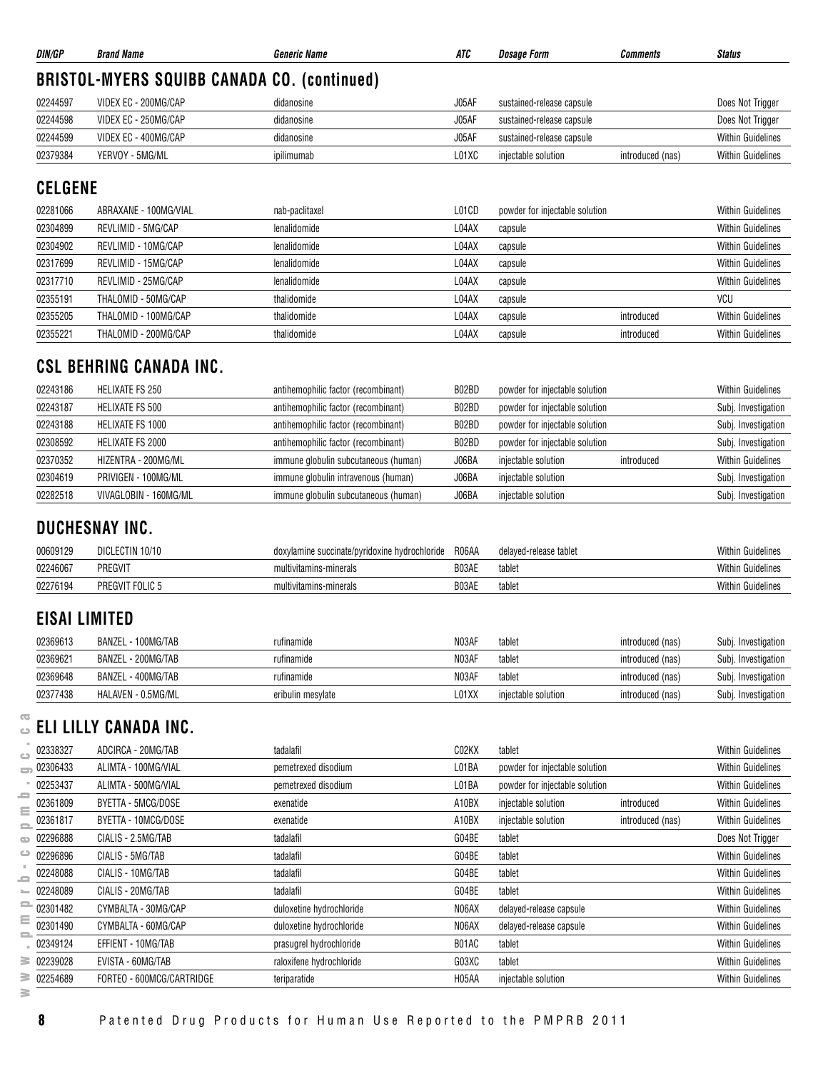| DIN/GP | Brand Name | Generic Name | ATC | Dosage Form | Comments | Status |
|---|---|---|---|---|---|---|

## BRISTOL-MYERS SQUIBB CANADA CO. (continued)

| DIN/GP | Brand Name | Generic Name | ATC | Dosage Form | Comments | Status |
|---|---|---|---|---|---|---|
| 02244597 | VIDEX EC - 200MG/CAP | didanosine | J05AF | sustained-release capsule | | Does Not Trigger |
| 02244598 | VIDEX EC - 250MG/CAP | didanosine | J05AF | sustained-release capsule | | Does Not Trigger |
| 02244599 | VIDEX EC - 400MG/CAP | didanosine | J05AF | sustained-release capsule | | Within Guidelines |
| 02379384 | YERVOY - 5MG/ML | ipilimumab | L01XC | injectable solution | introduced (nas) | Within Guidelines |

## CELGENE

| DIN/GP | Brand Name | Generic Name | ATC | Dosage Form | Comments | Status |
|---|---|---|---|---|---|---|
| 02281066 | ABRAXANE - 100MG/VIAL | nab-paclitaxel | L01CD | powder for injectable solution | | Within Guidelines |
| 02304899 | REVLIMID - 5MG/CAP | lenalidomide | L04AX | capsule | | Within Guidelines |
| 02304902 | REVLIMID - 10MG/CAP | lenalidomide | L04AX | capsule | | Within Guidelines |
| 02317699 | REVLIMID - 15MG/CAP | lenalidomide | L04AX | capsule | | Within Guidelines |
| 02317710 | REVLIMID - 25MG/CAP | lenalidomide | L04AX | capsule | | Within Guidelines |
| 02355191 | THALOMID - 50MG/CAP | thalidomide | L04AX | capsule | | VCU |
| 02355205 | THALOMID - 100MG/CAP | thalidomide | L04AX | capsule | introduced | Within Guidelines |
| 02355221 | THALOMID - 200MG/CAP | thalidomide | L04AX | capsule | introduced | Within Guidelines |

## CSL BEHRING CANADA INC.

| DIN/GP | Brand Name | Generic Name | ATC | Dosage Form | Comments | Status |
|---|---|---|---|---|---|---|
| 02243186 | HELIXATE FS 250 | antihemophilic factor (recombinant) | B02BD | powder for injectable solution | | Within Guidelines |
| 02243187 | HELIXATE FS 500 | antihemophilic factor (recombinant) | B02BD | powder for injectable solution | | Subj. Investigation |
| 02243188 | HELIXATE FS 1000 | antihemophilic factor (recombinant) | B02BD | powder for injectable solution | | Subj. Investigation |
| 02308592 | HELIXATE FS 2000 | antihemophilic factor (recombinant) | B02BD | powder for injectable solution | | Subj. Investigation |
| 02370352 | HIZENTRA - 200MG/ML | immune globulin subcutaneous (human) | J06BA | injectable solution | introduced | Within Guidelines |
| 02304619 | PRIVIGEN - 100MG/ML | immune globulin intravenous (human) | J06BA | injectable solution | | Subj. Investigation |
| 02282518 | VIVAGLOBIN - 160MG/ML | immune globulin subcutaneous (human) | J06BA | injectable solution | | Subj. Investigation |

## DUCHESNAY INC.

| DIN/GP | Brand Name | Generic Name | ATC | Dosage Form | Comments | Status |
|---|---|---|---|---|---|---|
| 00609129 | DICLECTIN 10/10 | doxylamine succinate/pyridoxine hydrochloride | R06AA | delayed-release tablet | | Within Guidelines |
| 02246067 | PREGVIT | multivitamins-minerals | B03AE | tablet | | Within Guidelines |
| 02276194 | PREGVIT FOLIC 5 | multivitamins-minerals | B03AE | tablet | | Within Guidelines |

## EISAI LIMITED

| DIN/GP | Brand Name | Generic Name | ATC | Dosage Form | Comments | Status |
|---|---|---|---|---|---|---|
| 02369613 | BANZEL - 100MG/TAB | rufinamide | N03AF | tablet | introduced (nas) | Subj. Investigation |
| 02369621 | BANZEL - 200MG/TAB | rufinamide | N03AF | tablet | introduced (nas) | Subj. Investigation |
| 02369648 | BANZEL - 400MG/TAB | rufinamide | N03AF | tablet | introduced (nas) | Subj. Investigation |
| 02377438 | HALAVEN - 0.5MG/ML | eribulin mesylate | L01XX | injectable solution | introduced (nas) | Subj. Investigation |

## ELI LILLY CANADA INC.

| DIN/GP | Brand Name | Generic Name | ATC | Dosage Form | Comments | Status |
|---|---|---|---|---|---|---|
| 02338327 | ADCIRCA - 20MG/TAB | tadalafil | C02KX | tablet | | Within Guidelines |
| 02306433 | ALIMTA - 100MG/VIAL | pemetrexed disodium | L01BA | powder for injectable solution | | Within Guidelines |
| 02253437 | ALIMTA - 500MG/VIAL | pemetrexed disodium | L01BA | powder for injectable solution | | Within Guidelines |
| 02361809 | BYETTA - 5MCG/DOSE | exenatide | A10BX | injectable solution | introduced | Within Guidelines |
| 02361817 | BYETTA - 10MCG/DOSE | exenatide | A10BX | injectable solution | introduced (nas) | Within Guidelines |
| 02296888 | CIALIS - 2.5MG/TAB | tadalafil | G04BE | tablet | | Does Not Trigger |
| 02296896 | CIALIS - 5MG/TAB | tadalafil | G04BE | tablet | | Within Guidelines |
| 02248088 | CIALIS - 10MG/TAB | tadalafil | G04BE | tablet | | Within Guidelines |
| 02248089 | CIALIS - 20MG/TAB | tadalafil | G04BE | tablet | | Within Guidelines |
| 02301482 | CYMBALTA - 30MG/CAP | duloxetine hydrochloride | N06AX | delayed-release capsule | | Within Guidelines |
| 02301490 | CYMBALTA - 60MG/CAP | duloxetine hydrochloride | N06AX | delayed-release capsule | | Within Guidelines |
| 02349124 | EFFIENT - 10MG/TAB | prasugrel hydrochloride | B01AC | tablet | | Within Guidelines |
| 02239028 | EVISTA - 60MG/TAB | raloxifene hydrochloride | G03XC | tablet | | Within Guidelines |
| 02254689 | FORTEO - 600MCG/CARTRIDGE | teriparatide | H05AA | injectable solution | | Within Guidelines |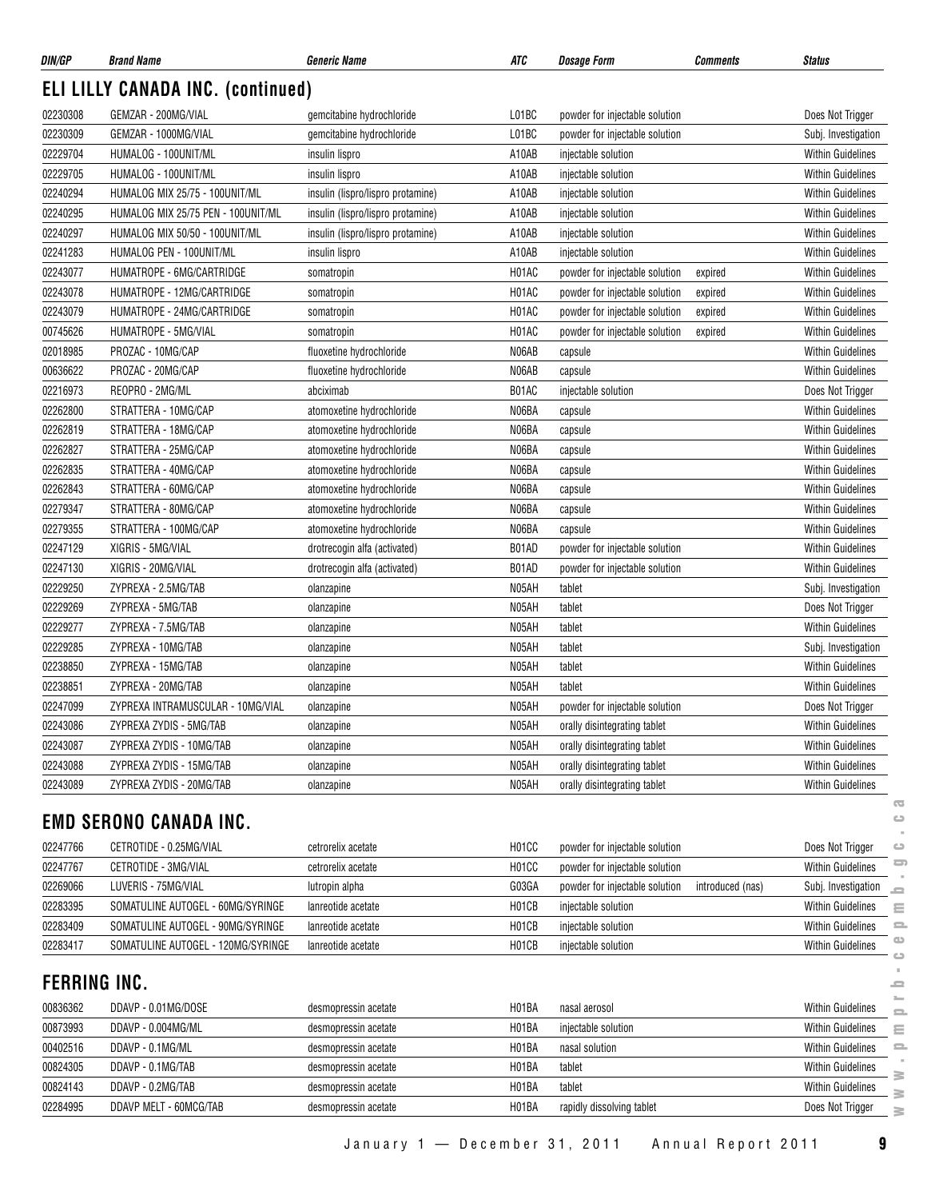| DIN/GP | Brand Name | Generic Name | ATC | Dosage Form | Comments | Status |
|---|---|---|---|---|---|---|

## ELI LILLY CANADA INC. (continued)

| DIN/GP | Brand Name | Generic Name | ATC | Dosage Form | Comments | Status |
|---|---|---|---|---|---|---|
| 02230308 | GEMZAR - 200MG/VIAL | gemcitabine hydrochloride | L01BC | powder for injectable solution | | Does Not Trigger |
| 02230309 | GEMZAR - 1000MG/VIAL | gemcitabine hydrochloride | L01BC | powder for injectable solution | | Subj. Investigation |
| 02229704 | HUMALOG - 100UNIT/ML | insulin lispro | A10AB | injectable solution | | Within Guidelines |
| 02229705 | HUMALOG - 100UNIT/ML | insulin lispro | A10AB | injectable solution | | Within Guidelines |
| 02240294 | HUMALOG MIX 25/75 - 100UNIT/ML | insulin (lispro/lispro protamine) | A10AB | injectable solution | | Within Guidelines |
| 02240295 | HUMALOG MIX 25/75 PEN - 100UNIT/ML | insulin (lispro/lispro protamine) | A10AB | injectable solution | | Within Guidelines |
| 02240297 | HUMALOG MIX 50/50 - 100UNIT/ML | insulin (lispro/lispro protamine) | A10AB | injectable solution | | Within Guidelines |
| 02241283 | HUMALOG PEN - 100UNIT/ML | insulin lispro | A10AB | injectable solution | | Within Guidelines |
| 02243077 | HUMATROPE - 6MG/CARTRIDGE | somatropin | H01AC | powder for injectable solution | expired | Within Guidelines |
| 02243078 | HUMATROPE - 12MG/CARTRIDGE | somatropin | H01AC | powder for injectable solution | expired | Within Guidelines |
| 02243079 | HUMATROPE - 24MG/CARTRIDGE | somatropin | H01AC | powder for injectable solution | expired | Within Guidelines |
| 00745626 | HUMATROPE - 5MG/VIAL | somatropin | H01AC | powder for injectable solution | expired | Within Guidelines |
| 02018985 | PROZAC - 10MG/CAP | fluoxetine hydrochloride | N06AB | capsule | | Within Guidelines |
| 00636622 | PROZAC - 20MG/CAP | fluoxetine hydrochloride | N06AB | capsule | | Within Guidelines |
| 02216973 | REOPRO - 2MG/ML | abciximab | B01AC | injectable solution | | Does Not Trigger |
| 02262800 | STRATTERA - 10MG/CAP | atomoxetine hydrochloride | N06BA | capsule | | Within Guidelines |
| 02262819 | STRATTERA - 18MG/CAP | atomoxetine hydrochloride | N06BA | capsule | | Within Guidelines |
| 02262827 | STRATTERA - 25MG/CAP | atomoxetine hydrochloride | N06BA | capsule | | Within Guidelines |
| 02262835 | STRATTERA - 40MG/CAP | atomoxetine hydrochloride | N06BA | capsule | | Within Guidelines |
| 02262843 | STRATTERA - 60MG/CAP | atomoxetine hydrochloride | N06BA | capsule | | Within Guidelines |
| 02279347 | STRATTERA - 80MG/CAP | atomoxetine hydrochloride | N06BA | capsule | | Within Guidelines |
| 02279355 | STRATTERA - 100MG/CAP | atomoxetine hydrochloride | N06BA | capsule | | Within Guidelines |
| 02247129 | XIGRIS - 5MG/VIAL | drotrecogin alfa (activated) | B01AD | powder for injectable solution | | Within Guidelines |
| 02247130 | XIGRIS - 20MG/VIAL | drotrecogin alfa (activated) | B01AD | powder for injectable solution | | Within Guidelines |
| 02229250 | ZYPREXA - 2.5MG/TAB | olanzapine | N05AH | tablet | | Subj. Investigation |
| 02229269 | ZYPREXA - 5MG/TAB | olanzapine | N05AH | tablet | | Does Not Trigger |
| 02229277 | ZYPREXA - 7.5MG/TAB | olanzapine | N05AH | tablet | | Within Guidelines |
| 02229285 | ZYPREXA - 10MG/TAB | olanzapine | N05AH | tablet | | Subj. Investigation |
| 02238850 | ZYPREXA - 15MG/TAB | olanzapine | N05AH | tablet | | Within Guidelines |
| 02238851 | ZYPREXA - 20MG/TAB | olanzapine | N05AH | tablet | | Within Guidelines |
| 02247099 | ZYPREXA INTRAMUSCULAR - 10MG/VIAL | olanzapine | N05AH | powder for injectable solution | | Does Not Trigger |
| 02243086 | ZYPREXA ZYDIS - 5MG/TAB | olanzapine | N05AH | orally disintegrating tablet | | Within Guidelines |
| 02243087 | ZYPREXA ZYDIS - 10MG/TAB | olanzapine | N05AH | orally disintegrating tablet | | Within Guidelines |
| 02243088 | ZYPREXA ZYDIS - 15MG/TAB | olanzapine | N05AH | orally disintegrating tablet | | Within Guidelines |
| 02243089 | ZYPREXA ZYDIS - 20MG/TAB | olanzapine | N05AH | orally disintegrating tablet | | Within Guidelines |

## EMD SERONO CANADA INC.

| DIN/GP | Brand Name | Generic Name | ATC | Dosage Form | Comments | Status |
|---|---|---|---|---|---|---|
| 02247766 | CETROTIDE - 0.25MG/VIAL | cetrorelix acetate | H01CC | powder for injectable solution | | Does Not Trigger |
| 02247767 | CETROTIDE - 3MG/VIAL | cetrorelix acetate | H01CC | powder for injectable solution | | Within Guidelines |
| 02269066 | LUVERIS - 75MG/VIAL | lutropin alpha | G03GA | powder for injectable solution | introduced (nas) | Subj. Investigation |
| 02283395 | SOMATULINE AUTOGEL - 60MG/SYRINGE | lanreotide acetate | H01CB | injectable solution | | Within Guidelines |
| 02283409 | SOMATULINE AUTOGEL - 90MG/SYRINGE | lanreotide acetate | H01CB | injectable solution | | Within Guidelines |
| 02283417 | SOMATULINE AUTOGEL - 120MG/SYRINGE | lanreotide acetate | H01CB | injectable solution | | Within Guidelines |

## FERRING INC.

| DIN/GP | Brand Name | Generic Name | ATC | Dosage Form | Comments | Status |
|---|---|---|---|---|---|---|
| 00836362 | DDAVP - 0.01MG/DOSE | desmopressin acetate | H01BA | nasal aerosol | | Within Guidelines |
| 00873993 | DDAVP - 0.004MG/ML | desmopressin acetate | H01BA | injectable solution | | Within Guidelines |
| 00402516 | DDAVP - 0.1MG/ML | desmopressin acetate | H01BA | nasal solution | | Within Guidelines |
| 00824305 | DDAVP - 0.1MG/TAB | desmopressin acetate | H01BA | tablet | | Within Guidelines |
| 00824143 | DDAVP - 0.2MG/TAB | desmopressin acetate | H01BA | tablet | | Within Guidelines |
| 02284995 | DDAVP MELT - 60MCG/TAB | desmopressin acetate | H01BA | rapidly dissolving tablet | | Does Not Trigger |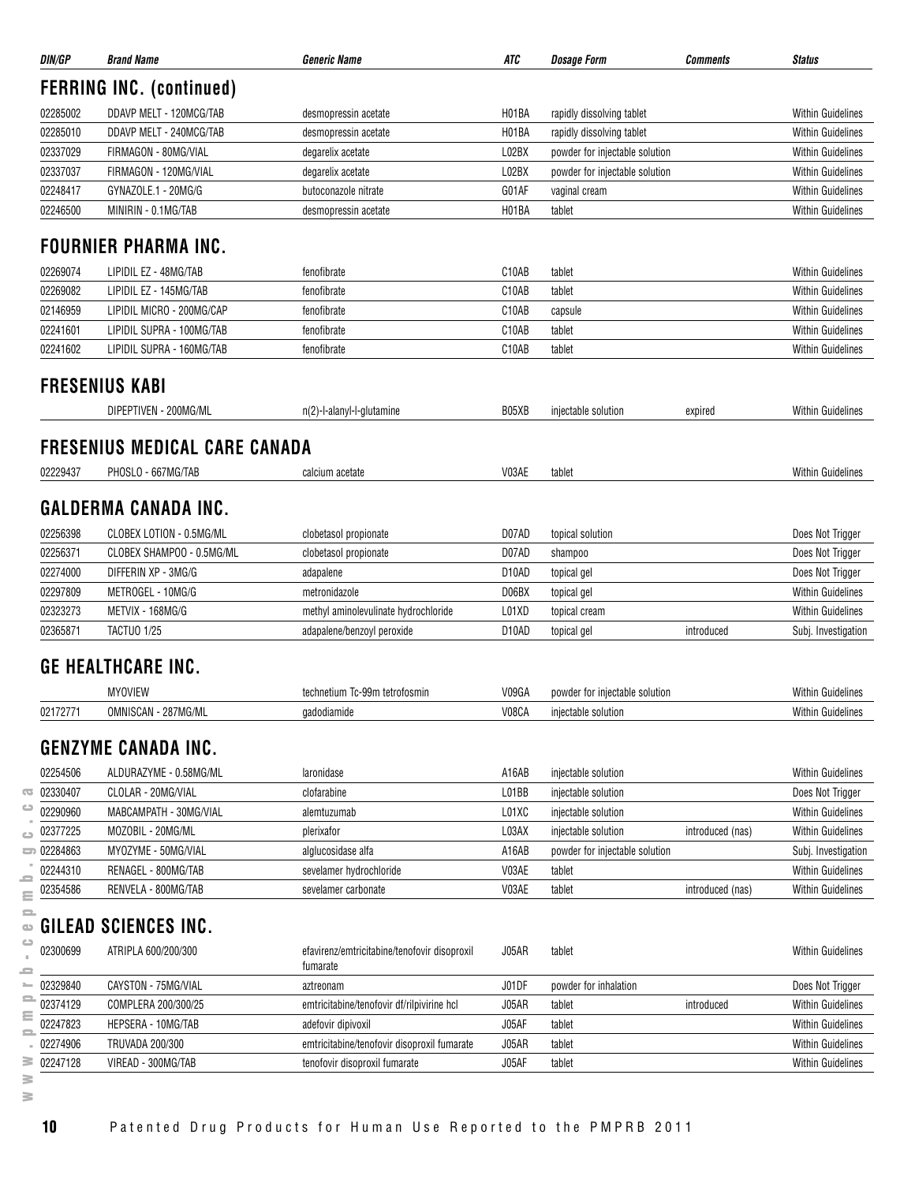| DIN/GP | Brand Name | Generic Name | ATC | Dosage Form | Comments | Status |
|---|---|---|---|---|---|---|

## FERRING INC. (continued)

| DIN/GP | Brand Name | Generic Name | ATC | Dosage Form | Comments | Status |
|---|---|---|---|---|---|---|
| 02285002 | DDAVP MELT - 120MCG/TAB | desmopressin acetate | H01BA | rapidly dissolving tablet | | Within Guidelines |
| 02285010 | DDAVP MELT - 240MCG/TAB | desmopressin acetate | H01BA | rapidly dissolving tablet | | Within Guidelines |
| 02337029 | FIRMAGON - 80MG/VIAL | degarelix acetate | L02BX | powder for injectable solution | | Within Guidelines |
| 02337037 | FIRMAGON - 120MG/VIAL | degarelix acetate | L02BX | powder for injectable solution | | Within Guidelines |
| 02248417 | GYNAZOLE.1 - 20MG/G | butoconazole nitrate | G01AF | vaginal cream | | Within Guidelines |
| 02246500 | MINIRIN - 0.1MG/TAB | desmopressin acetate | H01BA | tablet | | Within Guidelines |

## FOURNIER PHARMA INC.

| DIN/GP | Brand Name | Generic Name | ATC | Dosage Form | Comments | Status |
|---|---|---|---|---|---|---|
| 02269074 | LIPIDIL EZ - 48MG/TAB | fenofibrate | C10AB | tablet | | Within Guidelines |
| 02269082 | LIPIDIL EZ - 145MG/TAB | fenofibrate | C10AB | tablet | | Within Guidelines |
| 02146959 | LIPIDIL MICRO - 200MG/CAP | fenofibrate | C10AB | capsule | | Within Guidelines |
| 02241601 | LIPIDIL SUPRA - 100MG/TAB | fenofibrate | C10AB | tablet | | Within Guidelines |
| 02241602 | LIPIDIL SUPRA - 160MG/TAB | fenofibrate | C10AB | tablet | | Within Guidelines |

## FRESENIUS KABI

| DIN/GP | Brand Name | Generic Name | ATC | Dosage Form | Comments | Status |
|---|---|---|---|---|---|---|
| | DIPEPTIVEN - 200MG/ML | n(2)-l-alanyl-l-glutamine | B05XB | injectable solution | expired | Within Guidelines |

## FRESENIUS MEDICAL CARE CANADA

| DIN/GP | Brand Name | Generic Name | ATC | Dosage Form | Comments | Status |
|---|---|---|---|---|---|---|
| 02229437 | PHOSLO - 667MG/TAB | calcium acetate | V03AE | tablet | | Within Guidelines |

## GALDERMA CANADA INC.

| DIN/GP | Brand Name | Generic Name | ATC | Dosage Form | Comments | Status |
|---|---|---|---|---|---|---|
| 02256398 | CLOBEX LOTION - 0.5MG/ML | clobetasol propionate | D07AD | topical solution | | Does Not Trigger |
| 02256371 | CLOBEX SHAMPOO - 0.5MG/ML | clobetasol propionate | D07AD | shampoo | | Does Not Trigger |
| 02274000 | DIFFERIN XP - 3MG/G | adapalene | D10AD | topical gel | | Does Not Trigger |
| 02297809 | METROGEL - 10MG/G | metronidazole | D06BX | topical gel | | Within Guidelines |
| 02323273 | METVIX - 168MG/G | methyl aminolevulinate hydrochloride | L01XD | topical cream | | Within Guidelines |
| 02365871 | TACTUO 1/25 | adapalene/benzoyl peroxide | D10AD | topical gel | introduced | Subj. Investigation |

## GE HEALTHCARE INC.

| DIN/GP | Brand Name | Generic Name | ATC | Dosage Form | Comments | Status |
|---|---|---|---|---|---|---|
| | MYOVIEW | technetium Tc-99m tetrofosmin | V09GA | powder for injectable solution | | Within Guidelines |
| 02172771 | OMNISCAN - 287MG/ML | gadodiamide | V08CA | injectable solution | | Within Guidelines |

## GENZYME CANADA INC.

| DIN/GP | Brand Name | Generic Name | ATC | Dosage Form | Comments | Status |
|---|---|---|---|---|---|---|
| 02254506 | ALDURAZYME - 0.58MG/ML | laronidase | A16AB | injectable solution | | Within Guidelines |
| 02330407 | CLOLAR - 20MG/VIAL | clofarabine | L01BB | injectable solution | | Does Not Trigger |
| 02290960 | MABCAMPATH - 30MG/VIAL | alemtuzumab | L01XC | injectable solution | | Within Guidelines |
| 02377225 | MOZOBIL - 20MG/ML | plerixafor | L03AX | injectable solution | introduced (nas) | Within Guidelines |
| 02284863 | MYOZYME - 50MG/VIAL | alglucosidase alfa | A16AB | powder for injectable solution | | Subj. Investigation |
| 02244310 | RENAGEL - 800MG/TAB | sevelamer hydrochloride | V03AE | tablet | | Within Guidelines |
| 02354586 | RENVELA - 800MG/TAB | sevelamer carbonate | V03AE | tablet | introduced (nas) | Within Guidelines |

## GILEAD SCIENCES INC.

| DIN/GP | Brand Name | Generic Name | ATC | Dosage Form | Comments | Status |
|---|---|---|---|---|---|---|
| 02300699 | ATRIPLA 600/200/300 | efavirenz/emtricitabine/tenofovir disoproxil fumarate | J05AR | tablet | | Within Guidelines |
| 02329840 | CAYSTON - 75MG/VIAL | aztreonam | J01DF | powder for inhalation | | Does Not Trigger |
| 02374129 | COMPLERA 200/300/25 | emtricitabine/tenofovir df/rilpivirine hcl | J05AR | tablet | introduced | Within Guidelines |
| 02247823 | HEPSERA - 10MG/TAB | adefovir dipivoxil | J05AF | tablet | | Within Guidelines |
| 02274906 | TRUVADA 200/300 | emtricitabine/tenofovir disoproxil fumarate | J05AR | tablet | | Within Guidelines |
| 02247128 | VIREAD - 300MG/TAB | tenofovir disoproxil fumarate | J05AF | tablet | | Within Guidelines |

Patented Drug Products for Human Use Reported to the PMPRB 2011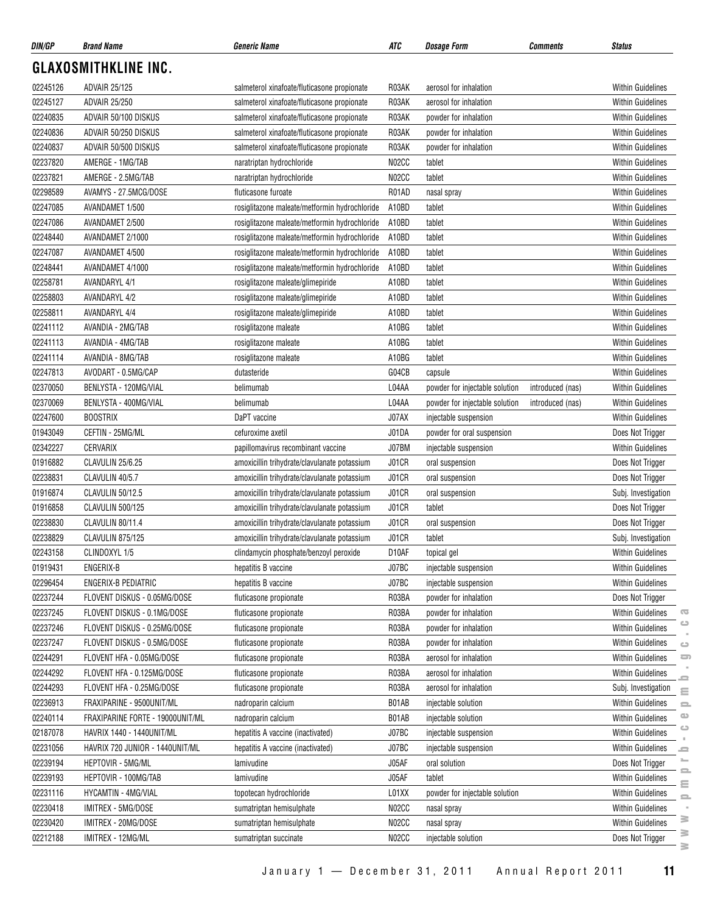| DIN/GP | Brand Name | Generic Name | ATC | Dosage Form | Comments | Status |
|---|---|---|---|---|---|---|

## GLAXOSMITHKLINE INC.

| DIN/GP | Brand Name | Generic Name | ATC | Dosage Form | Comments | Status |
|---|---|---|---|---|---|---|
| 02245126 | ADVAIR 25/125 | salmeterol xinafoate/fluticasone propionate | R03AK | aerosol for inhalation | | Within Guidelines |
| 02245127 | ADVAIR 25/250 | salmeterol xinafoate/fluticasone propionate | R03AK | aerosol for inhalation | | Within Guidelines |
| 02240835 | ADVAIR 50/100 DISKUS | salmeterol xinafoate/fluticasone propionate | R03AK | powder for inhalation | | Within Guidelines |
| 02240836 | ADVAIR 50/250 DISKUS | salmeterol xinafoate/fluticasone propionate | R03AK | powder for inhalation | | Within Guidelines |
| 02240837 | ADVAIR 50/500 DISKUS | salmeterol xinafoate/fluticasone propionate | R03AK | powder for inhalation | | Within Guidelines |
| 02237820 | AMERGE - 1MG/TAB | naratriptan hydrochloride | N02CC | tablet | | Within Guidelines |
| 02237821 | AMERGE - 2.5MG/TAB | naratriptan hydrochloride | N02CC | tablet | | Within Guidelines |
| 02298589 | AVAMYS - 27.5MCG/DOSE | fluticasone furoate | R01AD | nasal spray | | Within Guidelines |
| 02247085 | AVANDAMET 1/500 | rosiglitazone maleate/metformin hydrochloride | A10BD | tablet | | Within Guidelines |
| 02247086 | AVANDAMET 2/500 | rosiglitazone maleate/metformin hydrochloride | A10BD | tablet | | Within Guidelines |
| 02248440 | AVANDAMET 2/1000 | rosiglitazone maleate/metformin hydrochloride | A10BD | tablet | | Within Guidelines |
| 02247087 | AVANDAMET 4/500 | rosiglitazone maleate/metformin hydrochloride | A10BD | tablet | | Within Guidelines |
| 02248441 | AVANDAMET 4/1000 | rosiglitazone maleate/metformin hydrochloride | A10BD | tablet | | Within Guidelines |
| 02258781 | AVANDARYL 4/1 | rosiglitazone maleate/glimepiride | A10BD | tablet | | Within Guidelines |
| 02258803 | AVANDARYL 4/2 | rosiglitazone maleate/glimepiride | A10BD | tablet | | Within Guidelines |
| 02258811 | AVANDARYL 4/4 | rosiglitazone maleate/glimepiride | A10BD | tablet | | Within Guidelines |
| 02241112 | AVANDIA - 2MG/TAB | rosiglitazone maleate | A10BG | tablet | | Within Guidelines |
| 02241113 | AVANDIA - 4MG/TAB | rosiglitazone maleate | A10BG | tablet | | Within Guidelines |
| 02241114 | AVANDIA - 8MG/TAB | rosiglitazone maleate | A10BG | tablet | | Within Guidelines |
| 02247813 | AVODART - 0.5MG/CAP | dutasteride | G04CB | capsule | | Within Guidelines |
| 02370050 | BENLYSTA - 120MG/VIAL | belimumab | L04AA | powder for injectable solution | introduced (nas) | Within Guidelines |
| 02370069 | BENLYSTA - 400MG/VIAL | belimumab | L04AA | powder for injectable solution | introduced (nas) | Within Guidelines |
| 02247600 | BOOSTRIX | DaPT vaccine | J07AX | injectable suspension | | Within Guidelines |
| 01943049 | CEFTIN - 25MG/ML | cefuroxime axetil | J01DA | powder for oral suspension | | Does Not Trigger |
| 02342227 | CERVARIX | papillomavirus recombinant vaccine | J07BM | injectable suspension | | Within Guidelines |
| 01916882 | CLAVULIN 25/6.25 | amoxicillin trihydrate/clavulanate potassium | J01CR | oral suspension | | Does Not Trigger |
| 02238831 | CLAVULIN 40/5.7 | amoxicillin trihydrate/clavulanate potassium | J01CR | oral suspension | | Does Not Trigger |
| 01916874 | CLAVULIN 50/12.5 | amoxicillin trihydrate/clavulanate potassium | J01CR | oral suspension | | Subj. Investigation |
| 01916858 | CLAVULIN 500/125 | amoxicillin trihydrate/clavulanate potassium | J01CR | tablet | | Does Not Trigger |
| 02238830 | CLAVULIN 80/11.4 | amoxicillin trihydrate/clavulanate potassium | J01CR | oral suspension | | Does Not Trigger |
| 02238829 | CLAVULIN 875/125 | amoxicillin trihydrate/clavulanate potassium | J01CR | tablet | | Subj. Investigation |
| 02243158 | CLINDOXYL 1/5 | clindamycin phosphate/benzoyl peroxide | D10AF | topical gel | | Within Guidelines |
| 01919431 | ENGERIX-B | hepatitis B vaccine | J07BC | injectable suspension | | Within Guidelines |
| 02296454 | ENGERIX-B PEDIATRIC | hepatitis B vaccine | J07BC | injectable suspension | | Within Guidelines |
| 02237244 | FLOVENT DISKUS - 0.05MG/DOSE | fluticasone propionate | R03BA | powder for inhalation | | Does Not Trigger |
| 02237245 | FLOVENT DISKUS - 0.1MG/DOSE | fluticasone propionate | R03BA | powder for inhalation | | Within Guidelines |
| 02237246 | FLOVENT DISKUS - 0.25MG/DOSE | fluticasone propionate | R03BA | powder for inhalation | | Within Guidelines |
| 02237247 | FLOVENT DISKUS - 0.5MG/DOSE | fluticasone propionate | R03BA | powder for inhalation | | Within Guidelines |
| 02244291 | FLOVENT HFA - 0.05MG/DOSE | fluticasone propionate | R03BA | aerosol for inhalation | | Within Guidelines |
| 02244292 | FLOVENT HFA - 0.125MG/DOSE | fluticasone propionate | R03BA | aerosol for inhalation | | Within Guidelines |
| 02244293 | FLOVENT HFA - 0.25MG/DOSE | fluticasone propionate | R03BA | aerosol for inhalation | | Subj. Investigation |
| 02236913 | FRAXIPARINE - 9500UNIT/ML | nadroparin calcium | B01AB | injectable solution | | Within Guidelines |
| 02240114 | FRAXIPARINE FORTE - 19000UNIT/ML | nadroparin calcium | B01AB | injectable solution | | Within Guidelines |
| 02187078 | HAVRIX 1440 - 1440UNIT/ML | hepatitis A vaccine (inactivated) | J07BC | injectable suspension | | Within Guidelines |
| 02231056 | HAVRIX 720 JUNIOR - 1440UNIT/ML | hepatitis A vaccine (inactivated) | J07BC | injectable suspension | | Within Guidelines |
| 02239194 | HEPTOVIR - 5MG/ML | lamivudine | J05AF | oral solution | | Does Not Trigger |
| 02239193 | HEPTOVIR - 100MG/TAB | lamivudine | J05AF | tablet | | Within Guidelines |
| 02231116 | HYCAMTIN - 4MG/VIAL | topotecan hydrochloride | L01XX | powder for injectable solution | | Within Guidelines |
| 02230418 | IMITREX - 5MG/DOSE | sumatriptan hemisulphate | N02CC | nasal spray | | Within Guidelines |
| 02230420 | IMITREX - 20MG/DOSE | sumatriptan hemisulphate | N02CC | nasal spray | | Within Guidelines |
| 02212188 | IMITREX - 12MG/ML | sumatriptan succinate | N02CC | injectable solution | | Does Not Trigger |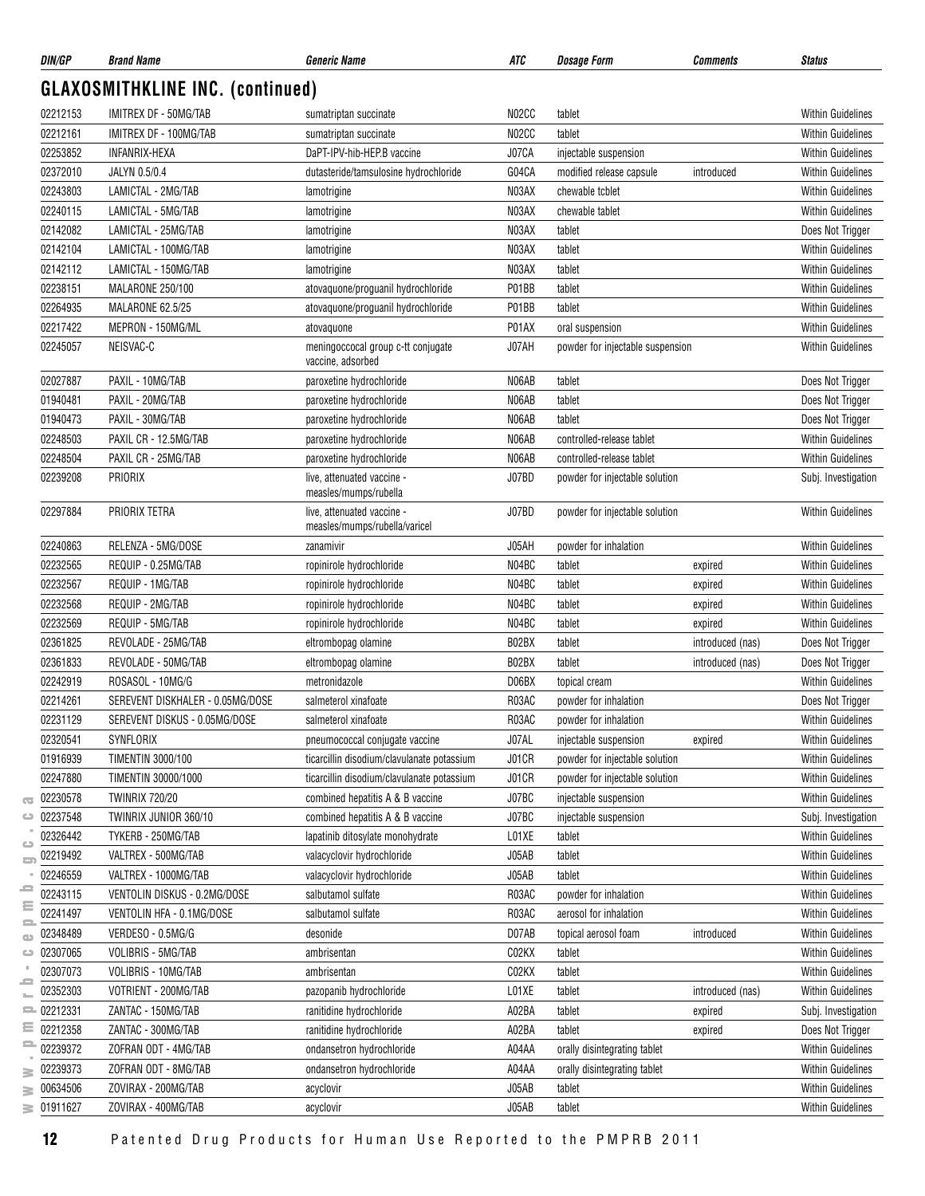## GLAXOSMITHKLINE INC. (continued)

| DIN/GP | Brand Name | Generic Name | ATC | Dosage Form | Comments | Status |
|---|---|---|---|---|---|---|
| 02212153 | IMITREX DF - 50MG/TAB | sumatriptan succinate | N02CC | tablet | | Within Guidelines |
| 02212161 | IMITREX DF - 100MG/TAB | sumatriptan succinate | N02CC | tablet | | Within Guidelines |
| 02253852 | INFANRIX-HEXA | DaPT-IPV-hib-HEP.B vaccine | J07CA | injectable suspension | | Within Guidelines |
| 02372010 | JALYN 0.5/0.4 | dutasteride/tamsulosine hydrochloride | G04CA | modified release capsule | introduced | Within Guidelines |
| 02243803 | LAMICTAL - 2MG/TAB | lamotrigine | N03AX | chewable tcblet | | Within Guidelines |
| 02240115 | LAMICTAL - 5MG/TAB | lamotrigine | N03AX | chewable tablet | | Within Guidelines |
| 02142082 | LAMICTAL - 25MG/TAB | lamotrigine | N03AX | tablet | | Does Not Trigger |
| 02142104 | LAMICTAL - 100MG/TAB | lamotrigine | N03AX | tablet | | Within Guidelines |
| 02142112 | LAMICTAL - 150MG/TAB | lamotrigine | N03AX | tablet | | Within Guidelines |
| 02238151 | MALARONE 250/100 | atovaquone/proguanil hydrochloride | P01BB | tablet | | Within Guidelines |
| 02264935 | MALARONE 62.5/25 | atovaquone/proguanil hydrochloride | P01BB | tablet | | Within Guidelines |
| 02217422 | MEPRON - 150MG/ML | atovaquone | P01AX | oral suspension | | Within Guidelines |
| 02245057 | NEISVAC-C | meningoccocal group c-tt conjugate vaccine, adsorbed | J07AH | powder for injectable suspension | | Within Guidelines |
| 02027887 | PAXIL - 10MG/TAB | paroxetine hydrochloride | N06AB | tablet | | Does Not Trigger |
| 01940481 | PAXIL - 20MG/TAB | paroxetine hydrochloride | N06AB | tablet | | Does Not Trigger |
| 01940473 | PAXIL - 30MG/TAB | paroxetine hydrochloride | N06AB | tablet | | Does Not Trigger |
| 02248503 | PAXIL CR - 12.5MG/TAB | paroxetine hydrochloride | N06AB | controlled-release tablet | | Within Guidelines |
| 02248504 | PAXIL CR - 25MG/TAB | paroxetine hydrochloride | N06AB | controlled-release tablet | | Within Guidelines |
| 02239208 | PRIORIX | live, attenuated vaccine - measles/mumps/rubella | J07BD | powder for injectable solution | | Subj. Investigation |
| 02297884 | PRIORIX TETRA | live, attenuated vaccine - measles/mumps/rubella/varicel | J07BD | powder for injectable solution | | Within Guidelines |
| 02240863 | RELENZA - 5MG/DOSE | zanamivir | J05AH | powder for inhalation | | Within Guidelines |
| 02232565 | REQUIP - 0.25MG/TAB | ropinirole hydrochloride | N04BC | tablet | expired | Within Guidelines |
| 02232567 | REQUIP - 1MG/TAB | ropinirole hydrochloride | N04BC | tablet | expired | Within Guidelines |
| 02232568 | REQUIP - 2MG/TAB | ropinirole hydrochloride | N04BC | tablet | expired | Within Guidelines |
| 02232569 | REQUIP - 5MG/TAB | ropinirole hydrochloride | N04BC | tablet | expired | Within Guidelines |
| 02361825 | REVOLADE - 25MG/TAB | eltrombopag olamine | B02BX | tablet | introduced (nas) | Does Not Trigger |
| 02361833 | REVOLADE - 50MG/TAB | eltrombopag olamine | B02BX | tablet | introduced (nas) | Does Not Trigger |
| 02242919 | ROSASOL - 10MG/G | metronidazole | D06BX | topical cream | | Within Guidelines |
| 02214261 | SEREVENT DISKHALER - 0.05MG/DOSE | salmeterol xinafoate | R03AC | powder for inhalation | | Does Not Trigger |
| 02231129 | SEREVENT DISKUS - 0.05MG/DOSE | salmeterol xinafoate | R03AC | powder for inhalation | | Within Guidelines |
| 02320541 | SYNFLORIX | pneumococcal conjugate vaccine | J07AL | injectable suspension | expired | Within Guidelines |
| 01916939 | TIMENTIN 3000/100 | ticarcillin disodium/clavulanate potassium | J01CR | powder for injectable solution | | Within Guidelines |
| 02247880 | TIMENTIN 30000/1000 | ticarcillin disodium/clavulanate potassium | J01CR | powder for injectable solution | | Within Guidelines |
| 02230578 | TWINRIX 720/20 | combined hepatitis A & B vaccine | J07BC | injectable suspension | | Within Guidelines |
| 02237548 | TWINRIX JUNIOR 360/10 | combined hepatitis A & B vaccine | J07BC | injectable suspension | | Subj. Investigation |
| 02326442 | TYKERB - 250MG/TAB | lapatinib ditosylate monohydrate | L01XE | tablet | | Within Guidelines |
| 02219492 | VALTREX - 500MG/TAB | valacyclovir hydrochloride | J05AB | tablet | | Within Guidelines |
| 02246559 | VALTREX - 1000MG/TAB | valacyclovir hydrochloride | J05AB | tablet | | Within Guidelines |
| 02243115 | VENTOLIN DISKUS - 0.2MG/DOSE | salbutamol sulfate | R03AC | powder for inhalation | | Within Guidelines |
| 02241497 | VENTOLIN HFA - 0.1MG/DOSE | salbutamol sulfate | R03AC | aerosol for inhalation | | Within Guidelines |
| 02348489 | VERDESO - 0.5MG/G | desonide | D07AB | topical aerosol foam | introduced | Within Guidelines |
| 02307065 | VOLIBRIS - 5MG/TAB | ambrisentan | C02KX | tablet | | Within Guidelines |
| 02307073 | VOLIBRIS - 10MG/TAB | ambrisentan | C02KX | tablet | | Within Guidelines |
| 02352303 | VOTRIENT - 200MG/TAB | pazopanib hydrochloride | L01XE | tablet | introduced (nas) | Within Guidelines |
| 02212331 | ZANTAC - 150MG/TAB | ranitidine hydrochloride | A02BA | tablet | expired | Subj. Investigation |
| 02212358 | ZANTAC - 300MG/TAB | ranitidine hydrochloride | A02BA | tablet | expired | Does Not Trigger |
| 02239372 | ZOFRAN ODT - 4MG/TAB | ondansetron hydrochloride | A04AA | orally disintegrating tablet | | Within Guidelines |
| 02239373 | ZOFRAN ODT - 8MG/TAB | ondansetron hydrochloride | A04AA | orally disintegrating tablet | | Within Guidelines |
| 00634506 | ZOVIRAX - 200MG/TAB | acyclovir | J05AB | tablet | | Within Guidelines |
| 01911627 | ZOVIRAX - 400MG/TAB | acyclovir | J05AB | tablet | | Within Guidelines |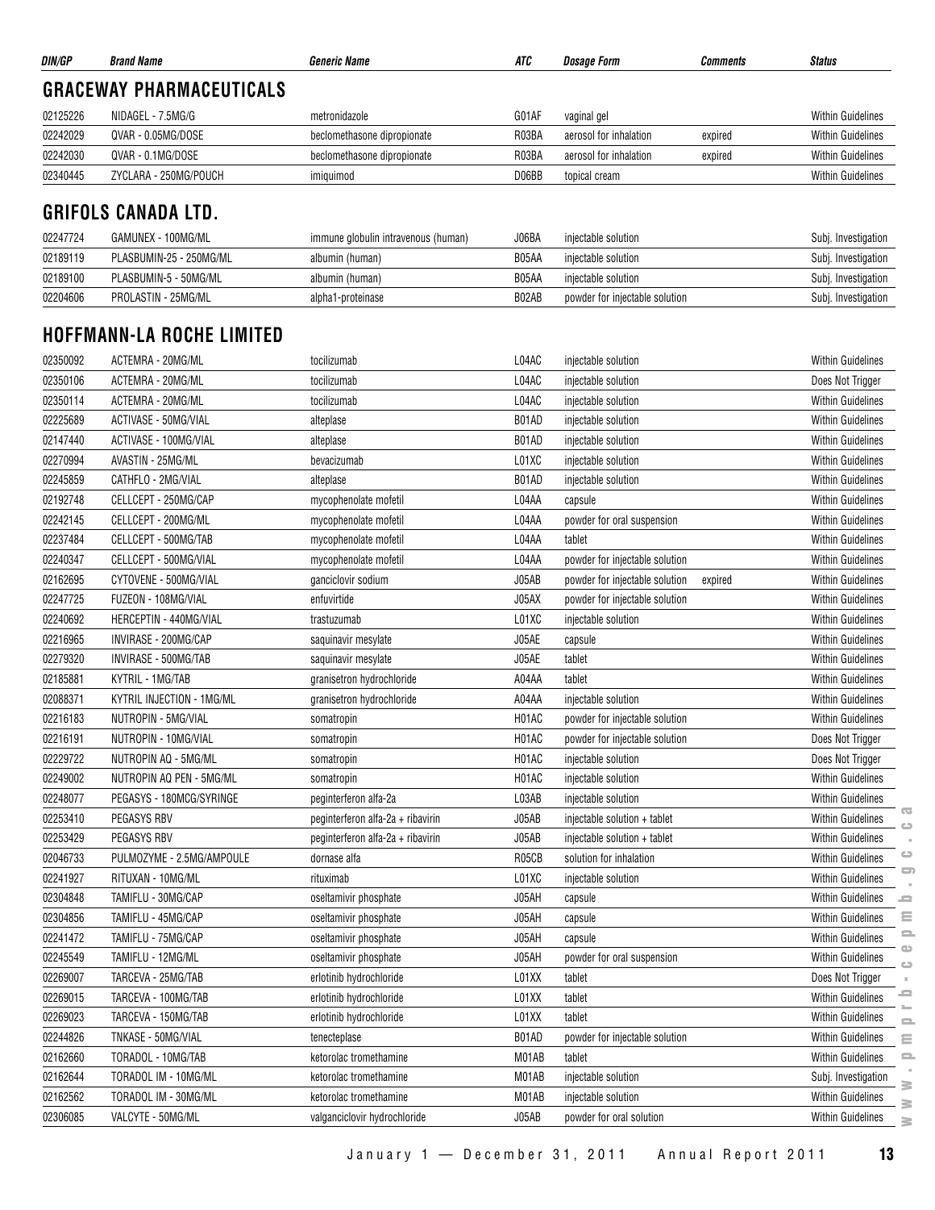| DIN/GP | Brand Name | Generic Name | ATC | Dosage Form | Comments | Status |
|---|---|---|---|---|---|---|

## GRACEWAY PHARMACEUTICALS

| DIN/GP | Brand Name | Generic Name | ATC | Dosage Form | Comments | Status |
|---|---|---|---|---|---|---|
| 02125226 | NIDAGEL - 7.5MG/G | metronidazole | G01AF | vaginal gel | | Within Guidelines |
| 02242029 | QVAR - 0.05MG/DOSE | beclomethasone dipropionate | R03BA | aerosol for inhalation | expired | Within Guidelines |
| 02242030 | QVAR - 0.1MG/DOSE | beclomethasone dipropionate | R03BA | aerosol for inhalation | expired | Within Guidelines |
| 02340445 | ZYCLARA - 250MG/POUCH | imiquimod | D06BB | topical cream | | Within Guidelines |

## GRIFOLS CANADA LTD.

| DIN/GP | Brand Name | Generic Name | ATC | Dosage Form | Comments | Status |
|---|---|---|---|---|---|---|
| 02247724 | GAMUNEX - 100MG/ML | immune globulin intravenous (human) | J06BA | injectable solution | | Subj. Investigation |
| 02189119 | PLASBUMIN-25 - 250MG/ML | albumin (human) | B05AA | injectable solution | | Subj. Investigation |
| 02189100 | PLASBUMIN-5 - 50MG/ML | albumin (human) | B05AA | injectable solution | | Subj. Investigation |
| 02204606 | PROLASTIN - 25MG/ML | alpha1-proteinase | B02AB | powder for injectable solution | | Subj. Investigation |

## HOFFMANN-LA ROCHE LIMITED

| DIN/GP | Brand Name | Generic Name | ATC | Dosage Form | Comments | Status |
|---|---|---|---|---|---|---|
| 02350092 | ACTEMRA - 20MG/ML | tocilizumab | L04AC | injectable solution | | Within Guidelines |
| 02350106 | ACTEMRA - 20MG/ML | tocilizumab | L04AC | injectable solution | | Does Not Trigger |
| 02350114 | ACTEMRA - 20MG/ML | tocilizumab | L04AC | injectable solution | | Within Guidelines |
| 02225689 | ACTIVASE - 50MG/VIAL | alteplase | B01AD | injectable solution | | Within Guidelines |
| 02147440 | ACTIVASE - 100MG/VIAL | alteplase | B01AD | injectable solution | | Within Guidelines |
| 02270994 | AVASTIN - 25MG/ML | bevacizumab | L01XC | injectable solution | | Within Guidelines |
| 02245859 | CATHFLO - 2MG/VIAL | alteplase | B01AD | injectable solution | | Within Guidelines |
| 02192748 | CELLCEPT - 250MG/CAP | mycophenolate mofetil | L04AA | capsule | | Within Guidelines |
| 02242145 | CELLCEPT - 200MG/ML | mycophenolate mofetil | L04AA | powder for oral suspension | | Within Guidelines |
| 02237484 | CELLCEPT - 500MG/TAB | mycophenolate mofetil | L04AA | tablet | | Within Guidelines |
| 02240347 | CELLCEPT - 500MG/VIAL | mycophenolate mofetil | L04AA | powder for injectable solution | | Within Guidelines |
| 02162695 | CYTOVENE - 500MG/VIAL | ganciclovir sodium | J05AB | powder for injectable solution | expired | Within Guidelines |
| 02247725 | FUZEON - 108MG/VIAL | enfuvirtide | J05AX | powder for injectable solution | | Within Guidelines |
| 02240692 | HERCEPTIN - 440MG/VIAL | trastuzumab | L01XC | injectable solution | | Within Guidelines |
| 02216965 | INVIRASE - 200MG/CAP | saquinavir mesylate | J05AE | capsule | | Within Guidelines |
| 02279320 | INVIRASE - 500MG/TAB | saquinavir mesylate | J05AE | tablet | | Within Guidelines |
| 02185881 | KYTRIL - 1MG/TAB | granisetron hydrochloride | A04AA | tablet | | Within Guidelines |
| 02088371 | KYTRIL INJECTION - 1MG/ML | granisetron hydrochloride | A04AA | injectable solution | | Within Guidelines |
| 02216183 | NUTROPIN - 5MG/VIAL | somatropin | H01AC | powder for injectable solution | | Within Guidelines |
| 02216191 | NUTROPIN - 10MG/VIAL | somatropin | H01AC | powder for injectable solution | | Does Not Trigger |
| 02229722 | NUTROPIN AQ - 5MG/ML | somatropin | H01AC | injectable solution | | Does Not Trigger |
| 02249002 | NUTROPIN AQ PEN - 5MG/ML | somatropin | H01AC | injectable solution | | Within Guidelines |
| 02248077 | PEGASYS - 180MCG/SYRINGE | peginterferon alfa-2a | L03AB | injectable solution | | Within Guidelines |
| 02253410 | PEGASYS RBV | peginterferon alfa-2a + ribavirin | J05AB | injectable solution + tablet | | Within Guidelines |
| 02253429 | PEGASYS RBV | peginterferon alfa-2a + ribavirin | J05AB | injectable solution + tablet | | Within Guidelines |
| 02046733 | PULMOZYME - 2.5MG/AMPOULE | dornase alfa | R05CB | solution for inhalation | | Within Guidelines |
| 02241927 | RITUXAN - 10MG/ML | rituximab | L01XC | injectable solution | | Within Guidelines |
| 02304848 | TAMIFLU - 30MG/CAP | oseltamivir phosphate | J05AH | capsule | | Within Guidelines |
| 02304856 | TAMIFLU - 45MG/CAP | oseltamivir phosphate | J05AH | capsule | | Within Guidelines |
| 02241472 | TAMIFLU - 75MG/CAP | oseltamivir phosphate | J05AH | capsule | | Within Guidelines |
| 02245549 | TAMIFLU - 12MG/ML | oseltamivir phosphate | J05AH | powder for oral suspension | | Within Guidelines |
| 02269007 | TARCEVA - 25MG/TAB | erlotinib hydrochloride | L01XX | tablet | | Does Not Trigger |
| 02269015 | TARCEVA - 100MG/TAB | erlotinib hydrochloride | L01XX | tablet | | Within Guidelines |
| 02269023 | TARCEVA - 150MG/TAB | erlotinib hydrochloride | L01XX | tablet | | Within Guidelines |
| 02244826 | TNKASE - 50MG/VIAL | tenecteplase | B01AD | powder for injectable solution | | Within Guidelines |
| 02162660 | TORADOL - 10MG/TAB | ketorolac tromethamine | M01AB | tablet | | Within Guidelines |
| 02162644 | TORADOL IM - 10MG/ML | ketorolac tromethamine | M01AB | injectable solution | | Subj. Investigation |
| 02162562 | TORADOL IM - 30MG/ML | ketorolac tromethamine | M01AB | injectable solution | | Within Guidelines |
| 02306085 | VALCYTE - 50MG/ML | valganciclovir hydrochloride | J05AB | powder for oral solution | | Within Guidelines |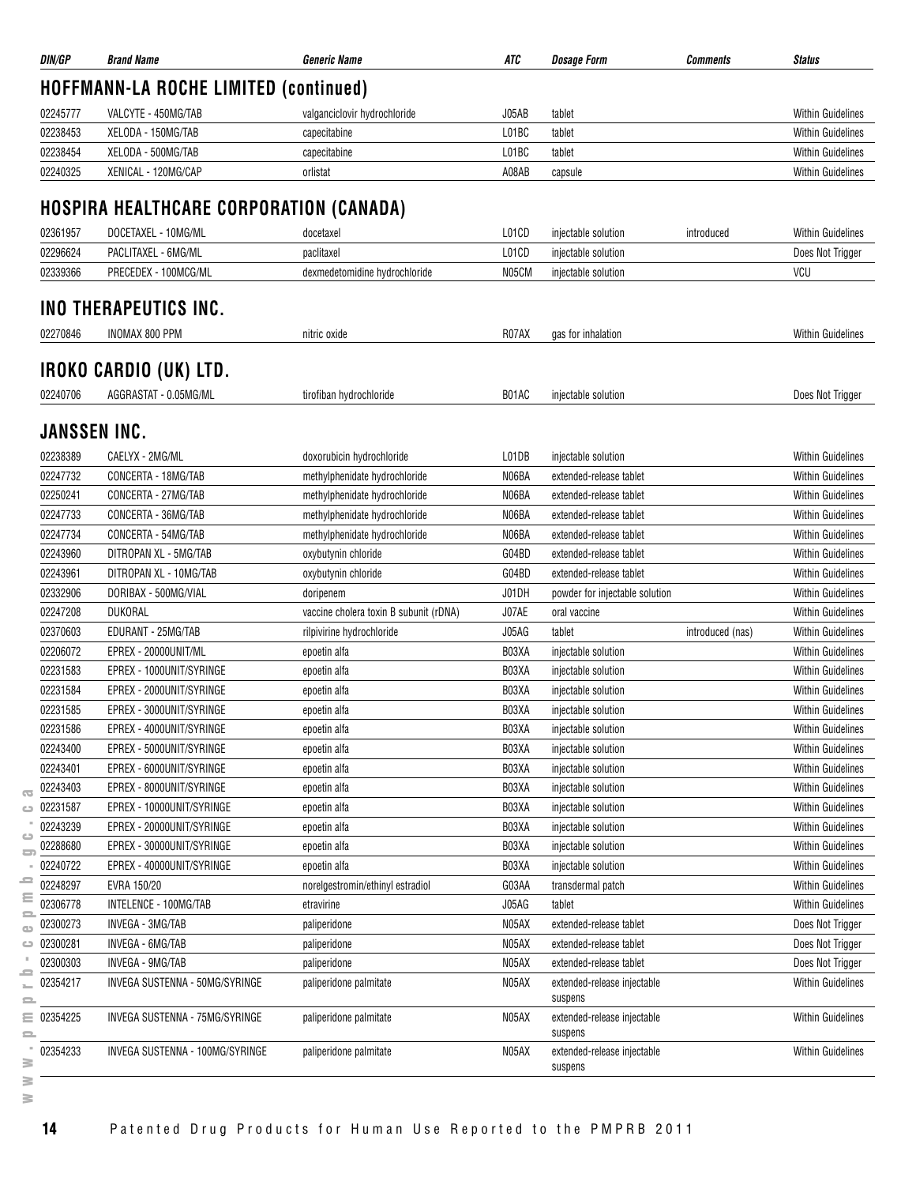| DIN/GP | Brand Name | Generic Name | ATC | Dosage Form | Comments | Status |
|---|---|---|---|---|---|---|

## HOFFMANN-LA ROCHE LIMITED (continued)

| DIN/GP | Brand Name | Generic Name | ATC | Dosage Form | Comments | Status |
|---|---|---|---|---|---|---|
| 02245777 | VALCYTE - 450MG/TAB | valganciclovir hydrochloride | J05AB | tablet | | Within Guidelines |
| 02238453 | XELODA - 150MG/TAB | capecitabine | L01BC | tablet | | Within Guidelines |
| 02238454 | XELODA - 500MG/TAB | capecitabine | L01BC | tablet | | Within Guidelines |
| 02240325 | XENICAL - 120MG/CAP | orlistat | A08AB | capsule | | Within Guidelines |

## HOSPIRA HEALTHCARE CORPORATION (CANADA)

| DIN/GP | Brand Name | Generic Name | ATC | Dosage Form | Comments | Status |
|---|---|---|---|---|---|---|
| 02361957 | DOCETAXEL - 10MG/ML | docetaxel | L01CD | injectable solution | introduced | Within Guidelines |
| 02296624 | PACLITAXEL - 6MG/ML | paclitaxel | L01CD | injectable solution | | Does Not Trigger |
| 02339366 | PRECEDEX - 100MCG/ML | dexmedetomidine hydrochloride | N05CM | injectable solution | | VCU |

## INO THERAPEUTICS INC.

| DIN/GP | Brand Name | Generic Name | ATC | Dosage Form | Comments | Status |
|---|---|---|---|---|---|---|
| 02270846 | INOMAX 800 PPM | nitric oxide | R07AX | gas for inhalation | | Within Guidelines |

## IROKO CARDIO (UK) LTD.

| DIN/GP | Brand Name | Generic Name | ATC | Dosage Form | Comments | Status |
|---|---|---|---|---|---|---|
| 02240706 | AGGRASTAT - 0.05MG/ML | tirofiban hydrochloride | B01AC | injectable solution | | Does Not Trigger |

## JANSSEN INC.

| DIN/GP | Brand Name | Generic Name | ATC | Dosage Form | Comments | Status |
|---|---|---|---|---|---|---|
| 02238389 | CAELYX - 2MG/ML | doxorubicin hydrochloride | L01DB | injectable solution | | Within Guidelines |
| 02247732 | CONCERTA - 18MG/TAB | methylphenidate hydrochloride | N06BA | extended-release tablet | | Within Guidelines |
| 02250241 | CONCERTA - 27MG/TAB | methylphenidate hydrochloride | N06BA | extended-release tablet | | Within Guidelines |
| 02247733 | CONCERTA - 36MG/TAB | methylphenidate hydrochloride | N06BA | extended-release tablet | | Within Guidelines |
| 02247734 | CONCERTA - 54MG/TAB | methylphenidate hydrochloride | N06BA | extended-release tablet | | Within Guidelines |
| 02243960 | DITROPAN XL - 5MG/TAB | oxybutynin chloride | G04BD | extended-release tablet | | Within Guidelines |
| 02243961 | DITROPAN XL - 10MG/TAB | oxybutynin chloride | G04BD | extended-release tablet | | Within Guidelines |
| 02332906 | DORIBAX - 500MG/VIAL | doripenem | J01DH | powder for injectable solution | | Within Guidelines |
| 02247208 | DUKORAL | vaccine cholera toxin B subunit (rDNA) | J07AE | oral vaccine | | Within Guidelines |
| 02370603 | EDURANT - 25MG/TAB | rilpivirine hydrochloride | J05AG | tablet | introduced (nas) | Within Guidelines |
| 02206072 | EPREX - 20000UNIT/ML | epoetin alfa | B03XA | injectable solution | | Within Guidelines |
| 02231583 | EPREX - 1000UNIT/SYRINGE | epoetin alfa | B03XA | injectable solution | | Within Guidelines |
| 02231584 | EPREX - 2000UNIT/SYRINGE | epoetin alfa | B03XA | injectable solution | | Within Guidelines |
| 02231585 | EPREX - 3000UNIT/SYRINGE | epoetin alfa | B03XA | injectable solution | | Within Guidelines |
| 02231586 | EPREX - 4000UNIT/SYRINGE | epoetin alfa | B03XA | injectable solution | | Within Guidelines |
| 02243400 | EPREX - 5000UNIT/SYRINGE | epoetin alfa | B03XA | injectable solution | | Within Guidelines |
| 02243401 | EPREX - 6000UNIT/SYRINGE | epoetin alfa | B03XA | injectable solution | | Within Guidelines |
| 02243403 | EPREX - 8000UNIT/SYRINGE | epoetin alfa | B03XA | injectable solution | | Within Guidelines |
| 02231587 | EPREX - 10000UNIT/SYRINGE | epoetin alfa | B03XA | injectable solution | | Within Guidelines |
| 02243239 | EPREX - 20000UNIT/SYRINGE | epoetin alfa | B03XA | injectable solution | | Within Guidelines |
| 02288680 | EPREX - 30000UNIT/SYRINGE | epoetin alfa | B03XA | injectable solution | | Within Guidelines |
| 02240722 | EPREX - 40000UNIT/SYRINGE | epoetin alfa | B03XA | injectable solution | | Within Guidelines |
| 02248297 | EVRA 150/20 | norelgestromin/ethinyl estradiol | G03AA | transdermal patch | | Within Guidelines |
| 02306778 | INTELENCE - 100MG/TAB | etravirine | J05AG | tablet | | Within Guidelines |
| 02300273 | INVEGA - 3MG/TAB | paliperidone | N05AX | extended-release tablet | | Does Not Trigger |
| 02300281 | INVEGA - 6MG/TAB | paliperidone | N05AX | extended-release tablet | | Does Not Trigger |
| 02300303 | INVEGA - 9MG/TAB | paliperidone | N05AX | extended-release tablet | | Does Not Trigger |
| 02354217 | INVEGA SUSTENNA - 50MG/SYRINGE | paliperidone palmitate | N05AX | extended-release injectable suspens | | Within Guidelines |
| 02354225 | INVEGA SUSTENNA - 75MG/SYRINGE | paliperidone palmitate | N05AX | extended-release injectable suspens | | Within Guidelines |
| 02354233 | INVEGA SUSTENNA - 100MG/SYRINGE | paliperidone palmitate | N05AX | extended-release injectable suspens | | Within Guidelines |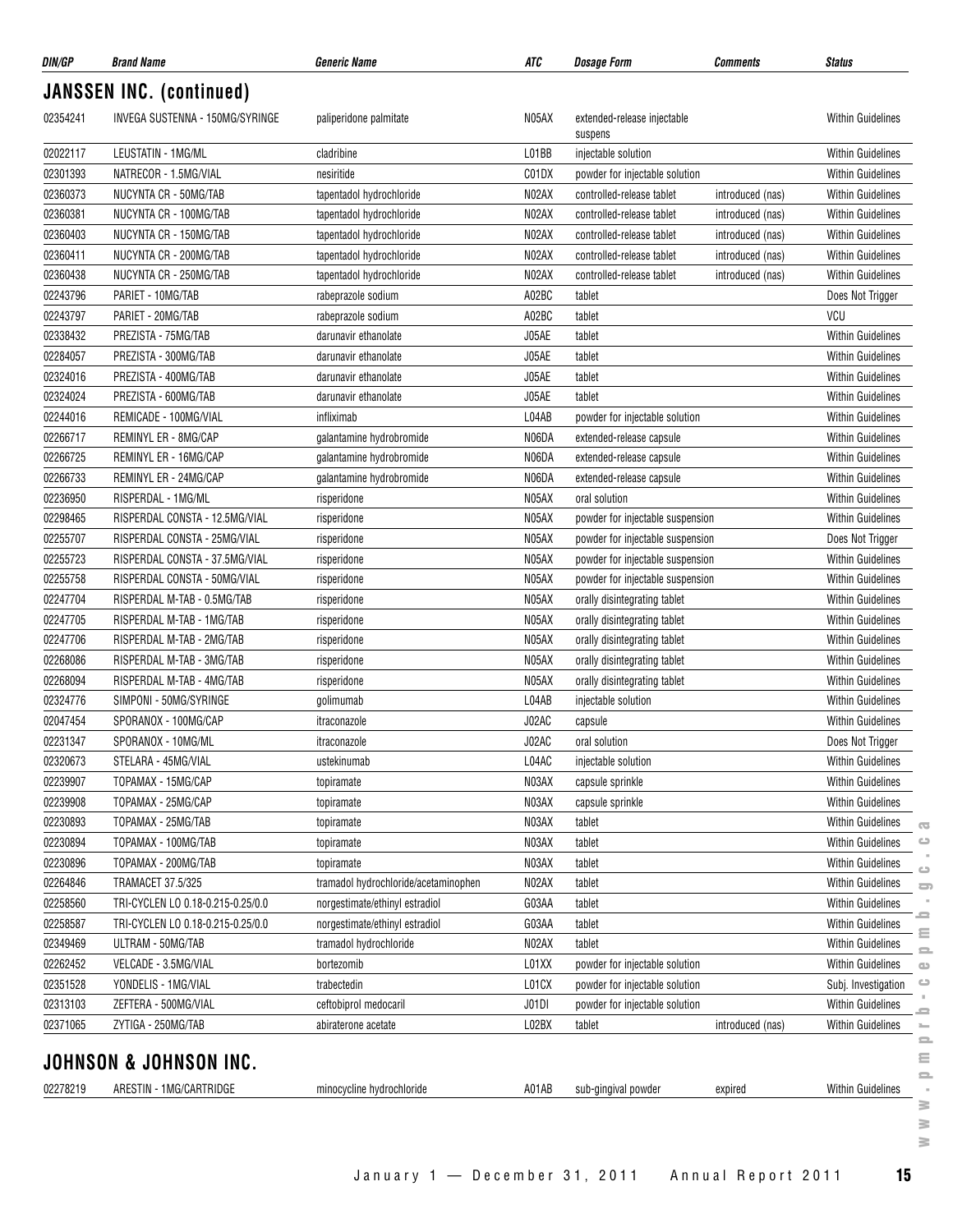| DIN/GP | Brand Name | Generic Name | ATC | Dosage Form | Comments | Status |
|---|---|---|---|---|---|---|

## JANSSEN INC. (continued)

| DIN/GP | Brand Name | Generic Name | ATC | Dosage Form | Comments | Status |
|---|---|---|---|---|---|---|
| 02354241 | INVEGA SUSTENNA - 150MG/SYRINGE | paliperidone palmitate | N05AX | extended-release injectable suspens | | Within Guidelines |
| 02022117 | LEUSTATIN - 1MG/ML | cladribine | L01BB | injectable solution | | Within Guidelines |
| 02301393 | NATRECOR - 1.5MG/VIAL | nesiritide | C01DX | powder for injectable solution | | Within Guidelines |
| 02360373 | NUCYNTA CR - 50MG/TAB | tapentadol hydrochloride | N02AX | controlled-release tablet | introduced (nas) | Within Guidelines |
| 02360381 | NUCYNTA CR - 100MG/TAB | tapentadol hydrochloride | N02AX | controlled-release tablet | introduced (nas) | Within Guidelines |
| 02360403 | NUCYNTA CR - 150MG/TAB | tapentadol hydrochloride | N02AX | controlled-release tablet | introduced (nas) | Within Guidelines |
| 02360411 | NUCYNTA CR - 200MG/TAB | tapentadol hydrochloride | N02AX | controlled-release tablet | introduced (nas) | Within Guidelines |
| 02360438 | NUCYNTA CR - 250MG/TAB | tapentadol hydrochloride | N02AX | controlled-release tablet | introduced (nas) | Within Guidelines |
| 02243796 | PARIET - 10MG/TAB | rabeprazole sodium | A02BC | tablet | | Does Not Trigger |
| 02243797 | PARIET - 20MG/TAB | rabeprazole sodium | A02BC | tablet | | VCU |
| 02338432 | PREZISTA - 75MG/TAB | darunavir ethanolate | J05AE | tablet | | Within Guidelines |
| 02284057 | PREZISTA - 300MG/TAB | darunavir ethanolate | J05AE | tablet | | Within Guidelines |
| 02324016 | PREZISTA - 400MG/TAB | darunavir ethanolate | J05AE | tablet | | Within Guidelines |
| 02324024 | PREZISTA - 600MG/TAB | darunavir ethanolate | J05AE | tablet | | Within Guidelines |
| 02244016 | REMICADE - 100MG/VIAL | infliximab | L04AB | powder for injectable solution | | Within Guidelines |
| 02266717 | REMINYL ER - 8MG/CAP | galantamine hydrobromide | N06DA | extended-release capsule | | Within Guidelines |
| 02266725 | REMINYL ER - 16MG/CAP | galantamine hydrobromide | N06DA | extended-release capsule | | Within Guidelines |
| 02266733 | REMINYL ER - 24MG/CAP | galantamine hydrobromide | N06DA | extended-release capsule | | Within Guidelines |
| 02236950 | RISPERDAL - 1MG/ML | risperidone | N05AX | oral solution | | Within Guidelines |
| 02298465 | RISPERDAL CONSTA - 12.5MG/VIAL | risperidone | N05AX | powder for injectable suspension | | Within Guidelines |
| 02255707 | RISPERDAL CONSTA - 25MG/VIAL | risperidone | N05AX | powder for injectable suspension | | Does Not Trigger |
| 02255723 | RISPERDAL CONSTA - 37.5MG/VIAL | risperidone | N05AX | powder for injectable suspension | | Within Guidelines |
| 02255758 | RISPERDAL CONSTA - 50MG/VIAL | risperidone | N05AX | powder for injectable suspension | | Within Guidelines |
| 02247704 | RISPERDAL M-TAB - 0.5MG/TAB | risperidone | N05AX | orally disintegrating tablet | | Within Guidelines |
| 02247705 | RISPERDAL M-TAB - 1MG/TAB | risperidone | N05AX | orally disintegrating tablet | | Within Guidelines |
| 02247706 | RISPERDAL M-TAB - 2MG/TAB | risperidone | N05AX | orally disintegrating tablet | | Within Guidelines |
| 02268086 | RISPERDAL M-TAB - 3MG/TAB | risperidone | N05AX | orally disintegrating tablet | | Within Guidelines |
| 02268094 | RISPERDAL M-TAB - 4MG/TAB | risperidone | N05AX | orally disintegrating tablet | | Within Guidelines |
| 02324776 | SIMPONI - 50MG/SYRINGE | golimumab | L04AB | injectable solution | | Within Guidelines |
| 02047454 | SPORANOX - 100MG/CAP | itraconazole | J02AC | capsule | | Within Guidelines |
| 02231347 | SPORANOX - 10MG/ML | itraconazole | J02AC | oral solution | | Does Not Trigger |
| 02320673 | STELARA - 45MG/VIAL | ustekinumab | L04AC | injectable solution | | Within Guidelines |
| 02239907 | TOPAMAX - 15MG/CAP | topiramate | N03AX | capsule sprinkle | | Within Guidelines |
| 02239908 | TOPAMAX - 25MG/CAP | topiramate | N03AX | capsule sprinkle | | Within Guidelines |
| 02230893 | TOPAMAX - 25MG/TAB | topiramate | N03AX | tablet | | Within Guidelines |
| 02230894 | TOPAMAX - 100MG/TAB | topiramate | N03AX | tablet | | Within Guidelines |
| 02230896 | TOPAMAX - 200MG/TAB | topiramate | N03AX | tablet | | Within Guidelines |
| 02264846 | TRAMACET 37.5/325 | tramadol hydrochloride/acetaminophen | N02AX | tablet | | Within Guidelines |
| 02258560 | TRI-CYCLEN LO 0.18-0.215-0.25/0.0 | norgestimate/ethinyl estradiol | G03AA | tablet | | Within Guidelines |
| 02258587 | TRI-CYCLEN LO 0.18-0.215-0.25/0.0 | norgestimate/ethinyl estradiol | G03AA | tablet | | Within Guidelines |
| 02349469 | ULTRAM - 50MG/TAB | tramadol hydrochloride | N02AX | tablet | | Within Guidelines |
| 02262452 | VELCADE - 3.5MG/VIAL | bortezomib | L01XX | powder for injectable solution | | Within Guidelines |
| 02351528 | YONDELIS - 1MG/VIAL | trabectedin | L01CX | powder for injectable solution | | Subj. Investigation |
| 02313103 | ZEFTERA - 500MG/VIAL | ceftobiprol medocaril | J01DI | powder for injectable solution | | Within Guidelines |
| 02371065 | ZYTIGA - 250MG/TAB | abiraterone acetate | L02BX | tablet | introduced (nas) | Within Guidelines |

## JOHNSON & JOHNSON INC.

| DIN/GP | Brand Name | Generic Name | ATC | Dosage Form | Comments | Status |
|---|---|---|---|---|---|---|
| 02278219 | ARESTIN - 1MG/CARTRIDGE | minocycline hydrochloride | A01AB | sub-gingival powder | expired | Within Guidelines |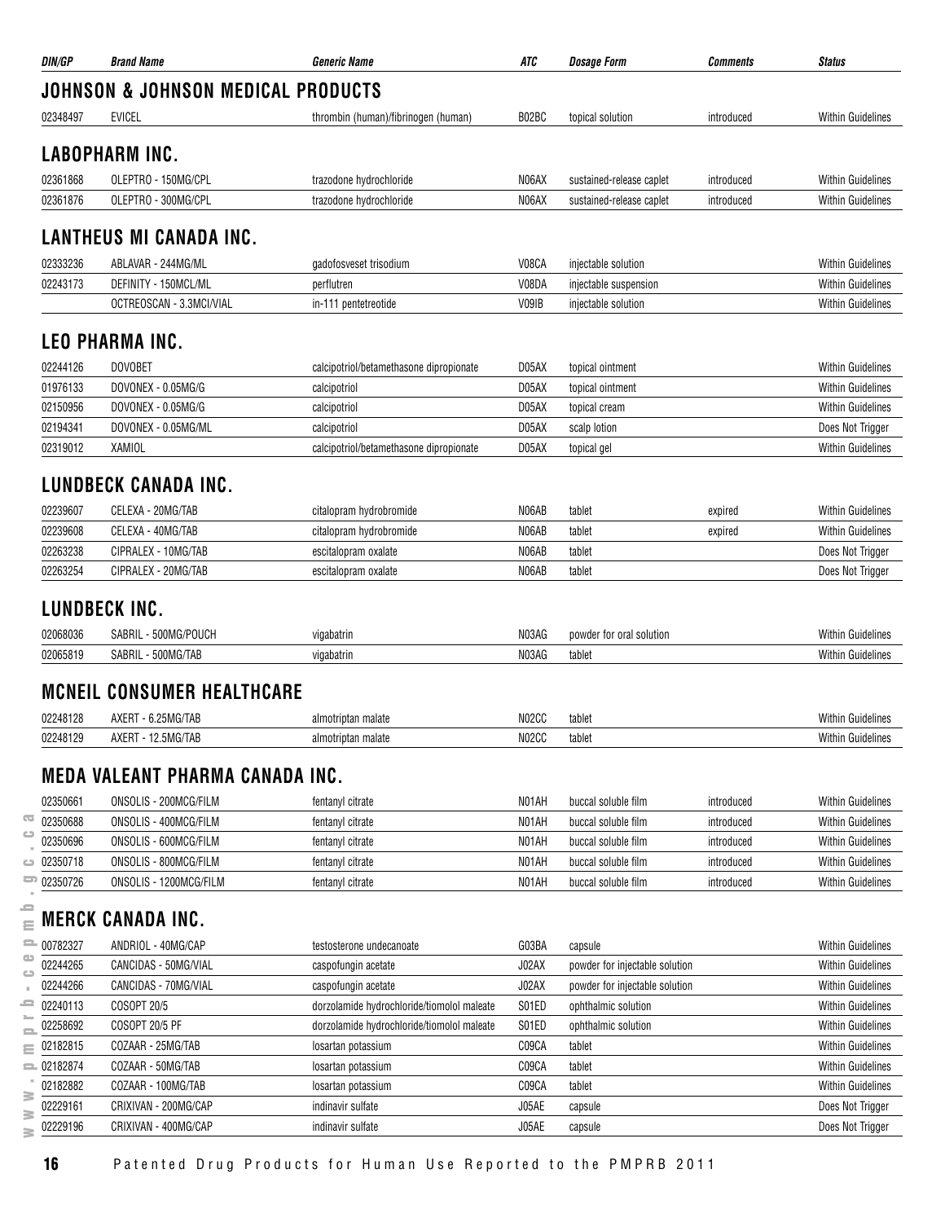| DIN/GP | Brand Name | Generic Name | ATC | Dosage Form | Comments | Status |
|---|---|---|---|---|---|---|

## JOHNSON & JOHNSON MEDICAL PRODUCTS

| DIN/GP | Brand Name | Generic Name | ATC | Dosage Form | Comments | Status |
|---|---|---|---|---|---|---|
| 02348497 | EVICEL | thrombin (human)/fibrinogen (human) | B02BC | topical solution | introduced | Within Guidelines |

## LABOPHARM INC.

| DIN/GP | Brand Name | Generic Name | ATC | Dosage Form | Comments | Status |
|---|---|---|---|---|---|---|
| 02361868 | OLEPTRO - 150MG/CPL | trazodone hydrochloride | N06AX | sustained-release caplet | introduced | Within Guidelines |
| 02361876 | OLEPTRO - 300MG/CPL | trazodone hydrochloride | N06AX | sustained-release caplet | introduced | Within Guidelines |

## LANTHEUS MI CANADA INC.

| DIN/GP | Brand Name | Generic Name | ATC | Dosage Form | Comments | Status |
|---|---|---|---|---|---|---|
| 02333236 | ABLAVAR - 244MG/ML | gadofosveset trisodium | V08CA | injectable solution | | Within Guidelines |
| 02243173 | DEFINITY - 150MCL/ML | perflutren | V08DA | injectable suspension | | Within Guidelines |
| | OCTREOSCAN - 3.3MCI/VIAL | in-111 pentetreotide | V09IB | injectable solution | | Within Guidelines |

## LEO PHARMA INC.

| DIN/GP | Brand Name | Generic Name | ATC | Dosage Form | Comments | Status |
|---|---|---|---|---|---|---|
| 02244126 | DOVOBET | calcipotriol/betamethasone dipropionate | D05AX | topical ointment | | Within Guidelines |
| 01976133 | DOVONEX - 0.05MG/G | calcipotriol | D05AX | topical ointment | | Within Guidelines |
| 02150956 | DOVONEX - 0.05MG/G | calcipotriol | D05AX | topical cream | | Within Guidelines |
| 02194341 | DOVONEX - 0.05MG/ML | calcipotriol | D05AX | scalp lotion | | Does Not Trigger |
| 02319012 | XAMIOL | calcipotriol/betamethasone dipropionate | D05AX | topical gel | | Within Guidelines |

## LUNDBECK CANADA INC.

| DIN/GP | Brand Name | Generic Name | ATC | Dosage Form | Comments | Status |
|---|---|---|---|---|---|---|
| 02239607 | CELEXA - 20MG/TAB | citalopram hydrobromide | N06AB | tablet | expired | Within Guidelines |
| 02239608 | CELEXA - 40MG/TAB | citalopram hydrobromide | N06AB | tablet | expired | Within Guidelines |
| 02263238 | CIPRALEX - 10MG/TAB | escitalopram oxalate | N06AB | tablet | | Does Not Trigger |
| 02263254 | CIPRALEX - 20MG/TAB | escitalopram oxalate | N06AB | tablet | | Does Not Trigger |

## LUNDBECK INC.

| DIN/GP | Brand Name | Generic Name | ATC | Dosage Form | Comments | Status |
|---|---|---|---|---|---|---|
| 02068036 | SABRIL - 500MG/POUCH | vigabatrin | N03AG | powder for oral solution | | Within Guidelines |
| 02065819 | SABRIL - 500MG/TAB | vigabatrin | N03AG | tablet | | Within Guidelines |

## MCNEIL CONSUMER HEALTHCARE

| DIN/GP | Brand Name | Generic Name | ATC | Dosage Form | Comments | Status |
|---|---|---|---|---|---|---|
| 02248128 | AXERT - 6.25MG/TAB | almotriptan malate | N02CC | tablet | | Within Guidelines |
| 02248129 | AXERT - 12.5MG/TAB | almotriptan malate | N02CC | tablet | | Within Guidelines |

## MEDA VALEANT PHARMA CANADA INC.

| DIN/GP | Brand Name | Generic Name | ATC | Dosage Form | Comments | Status |
|---|---|---|---|---|---|---|
| 02350661 | ONSOLIS - 200MCG/FILM | fentanyl citrate | N01AH | buccal soluble film | introduced | Within Guidelines |
| 02350688 | ONSOLIS - 400MCG/FILM | fentanyl citrate | N01AH | buccal soluble film | introduced | Within Guidelines |
| 02350696 | ONSOLIS - 600MCG/FILM | fentanyl citrate | N01AH | buccal soluble film | introduced | Within Guidelines |
| 02350718 | ONSOLIS - 800MCG/FILM | fentanyl citrate | N01AH | buccal soluble film | introduced | Within Guidelines |
| 02350726 | ONSOLIS - 1200MCG/FILM | fentanyl citrate | N01AH | buccal soluble film | introduced | Within Guidelines |

## MERCK CANADA INC.

| DIN/GP | Brand Name | Generic Name | ATC | Dosage Form | Comments | Status |
|---|---|---|---|---|---|---|
| 00782327 | ANDRIOL - 40MG/CAP | testosterone undecanoate | G03BA | capsule | | Within Guidelines |
| 02244265 | CANCIDAS - 50MG/VIAL | caspofungin acetate | J02AX | powder for injectable solution | | Within Guidelines |
| 02244266 | CANCIDAS - 70MG/VIAL | caspofungin acetate | J02AX | powder for injectable solution | | Within Guidelines |
| 02240113 | COSOPT 20/5 | dorzolamide hydrochloride/timolol maleate | S01ED | ophthalmic solution | | Within Guidelines |
| 02258692 | COSOPT 20/5 PF | dorzolamide hydrochloride/timolol maleate | S01ED | ophthalmic solution | | Within Guidelines |
| 02182815 | COZAAR - 25MG/TAB | losartan potassium | C09CA | tablet | | Within Guidelines |
| 02182874 | COZAAR - 50MG/TAB | losartan potassium | C09CA | tablet | | Within Guidelines |
| 02182882 | COZAAR - 100MG/TAB | losartan potassium | C09CA | tablet | | Within Guidelines |
| 02229161 | CRIXIVAN - 200MG/CAP | indinavir sulfate | J05AE | capsule | | Does Not Trigger |
| 02229196 | CRIXIVAN - 400MG/CAP | indinavir sulfate | J05AE | capsule | | Does Not Trigger |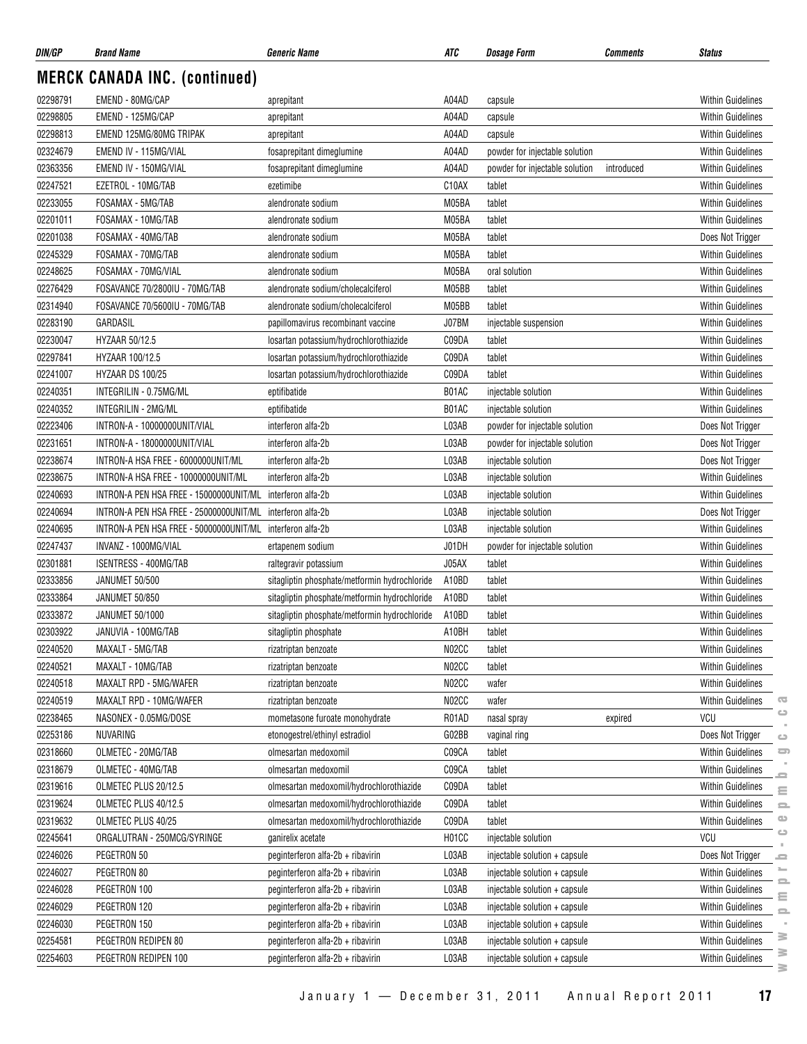## MERCK CANADA INC. (continued)

| DIN/GP | Brand Name | Generic Name | ATC | Dosage Form | Comments | Status |
|---|---|---|---|---|---|---|
| 02298791 | EMEND - 80MG/CAP | aprepitant | A04AD | capsule | | Within Guidelines |
| 02298805 | EMEND - 125MG/CAP | aprepitant | A04AD | capsule | | Within Guidelines |
| 02298813 | EMEND 125MG/80MG TRIPAK | aprepitant | A04AD | capsule | | Within Guidelines |
| 02324679 | EMEND IV - 115MG/VIAL | fosaprepitant dimeglumine | A04AD | powder for injectable solution | | Within Guidelines |
| 02363356 | EMEND IV - 150MG/VIAL | fosaprepitant dimeglumine | A04AD | powder for injectable solution | introduced | Within Guidelines |
| 02247521 | EZETROL - 10MG/TAB | ezetimibe | C10AX | tablet | | Within Guidelines |
| 02233055 | FOSAMAX - 5MG/TAB | alendronate sodium | M05BA | tablet | | Within Guidelines |
| 02201011 | FOSAMAX - 10MG/TAB | alendronate sodium | M05BA | tablet | | Within Guidelines |
| 02201038 | FOSAMAX - 40MG/TAB | alendronate sodium | M05BA | tablet | | Does Not Trigger |
| 02245329 | FOSAMAX - 70MG/TAB | alendronate sodium | M05BA | tablet | | Within Guidelines |
| 02248625 | FOSAMAX - 70MG/VIAL | alendronate sodium | M05BA | oral solution | | Within Guidelines |
| 02276429 | FOSAVANCE 70/2800IU - 70MG/TAB | alendronate sodium/cholecalciferol | M05BB | tablet | | Within Guidelines |
| 02314940 | FOSAVANCE 70/5600IU - 70MG/TAB | alendronate sodium/cholecalciferol | M05BB | tablet | | Within Guidelines |
| 02283190 | GARDASIL | papillomavirus recombinant vaccine | J07BM | injectable suspension | | Within Guidelines |
| 02230047 | HYZAAR 50/12.5 | losartan potassium/hydrochlorothiazide | C09DA | tablet | | Within Guidelines |
| 02297841 | HYZAAR 100/12.5 | losartan potassium/hydrochlorothiazide | C09DA | tablet | | Within Guidelines |
| 02241007 | HYZAAR DS 100/25 | losartan potassium/hydrochlorothiazide | C09DA | tablet | | Within Guidelines |
| 02240351 | INTEGRILIN - 0.75MG/ML | eptifibatide | B01AC | injectable solution | | Within Guidelines |
| 02240352 | INTEGRILIN - 2MG/ML | eptifibatide | B01AC | injectable solution | | Within Guidelines |
| 02223406 | INTRON-A - 10000000UNIT/VIAL | interferon alfa-2b | L03AB | powder for injectable solution | | Does Not Trigger |
| 02231651 | INTRON-A - 18000000UNIT/VIAL | interferon alfa-2b | L03AB | powder for injectable solution | | Does Not Trigger |
| 02238674 | INTRON-A HSA FREE - 6000000UNIT/ML | interferon alfa-2b | L03AB | injectable solution | | Does Not Trigger |
| 02238675 | INTRON-A HSA FREE - 10000000UNIT/ML | interferon alfa-2b | L03AB | injectable solution | | Within Guidelines |
| 02240693 | INTRON-A PEN HSA FREE - 15000000UNIT/ML | interferon alfa-2b | L03AB | injectable solution | | Within Guidelines |
| 02240694 | INTRON-A PEN HSA FREE - 25000000UNIT/ML | interferon alfa-2b | L03AB | injectable solution | | Does Not Trigger |
| 02240695 | INTRON-A PEN HSA FREE - 50000000UNIT/ML | interferon alfa-2b | L03AB | injectable solution | | Within Guidelines |
| 02247437 | INVANZ - 1000MG/VIAL | ertapenem sodium | J01DH | powder for injectable solution | | Within Guidelines |
| 02301881 | ISENTRESS - 400MG/TAB | raltegravir potassium | J05AX | tablet | | Within Guidelines |
| 02333856 | JANUMET 50/500 | sitagliptin phosphate/metformin hydrochloride | A10BD | tablet | | Within Guidelines |
| 02333864 | JANUMET 50/850 | sitagliptin phosphate/metformin hydrochloride | A10BD | tablet | | Within Guidelines |
| 02333872 | JANUMET 50/1000 | sitagliptin phosphate/metformin hydrochloride | A10BD | tablet | | Within Guidelines |
| 02303922 | JANUVIA - 100MG/TAB | sitagliptin phosphate | A10BH | tablet | | Within Guidelines |
| 02240520 | MAXALT - 5MG/TAB | rizatriptan benzoate | N02CC | tablet | | Within Guidelines |
| 02240521 | MAXALT - 10MG/TAB | rizatriptan benzoate | N02CC | tablet | | Within Guidelines |
| 02240518 | MAXALT RPD - 5MG/WAFER | rizatriptan benzoate | N02CC | wafer | | Within Guidelines |
| 02240519 | MAXALT RPD - 10MG/WAFER | rizatriptan benzoate | N02CC | wafer | | Within Guidelines |
| 02238465 | NASONEX - 0.05MG/DOSE | mometasone furoate monohydrate | R01AD | nasal spray | expired | VCU |
| 02253186 | NUVARING | etonogestrel/ethinyl estradiol | G02BB | vaginal ring | | Does Not Trigger |
| 02318660 | OLMETEC - 20MG/TAB | olmesartan medoxomil | C09CA | tablet | | Within Guidelines |
| 02318679 | OLMETEC - 40MG/TAB | olmesartan medoxomil | C09CA | tablet | | Within Guidelines |
| 02319616 | OLMETEC PLUS 20/12.5 | olmesartan medoxomil/hydrochlorothiazide | C09DA | tablet | | Within Guidelines |
| 02319624 | OLMETEC PLUS 40/12.5 | olmesartan medoxomil/hydrochlorothiazide | C09DA | tablet | | Within Guidelines |
| 02319632 | OLMETEC PLUS 40/25 | olmesartan medoxomil/hydrochlorothiazide | C09DA | tablet | | Within Guidelines |
| 02245641 | ORGALUTRAN - 250MCG/SYRINGE | ganirelix acetate | H01CC | injectable solution | | VCU |
| 02246026 | PEGETRON 50 | peginterferon alfa-2b + ribavirin | L03AB | injectable solution + capsule | | Does Not Trigger |
| 02246027 | PEGETRON 80 | peginterferon alfa-2b + ribavirin | L03AB | injectable solution + capsule | | Within Guidelines |
| 02246028 | PEGETRON 100 | peginterferon alfa-2b + ribavirin | L03AB | injectable solution + capsule | | Within Guidelines |
| 02246029 | PEGETRON 120 | peginterferon alfa-2b + ribavirin | L03AB | injectable solution + capsule | | Within Guidelines |
| 02246030 | PEGETRON 150 | peginterferon alfa-2b + ribavirin | L03AB | injectable solution + capsule | | Within Guidelines |
| 02254581 | PEGETRON REDIPEN 80 | peginterferon alfa-2b + ribavirin | L03AB | injectable solution + capsule | | Within Guidelines |
| 02254603 | PEGETRON REDIPEN 100 | peginterferon alfa-2b + ribavirin | L03AB | injectable solution + capsule | | Within Guidelines |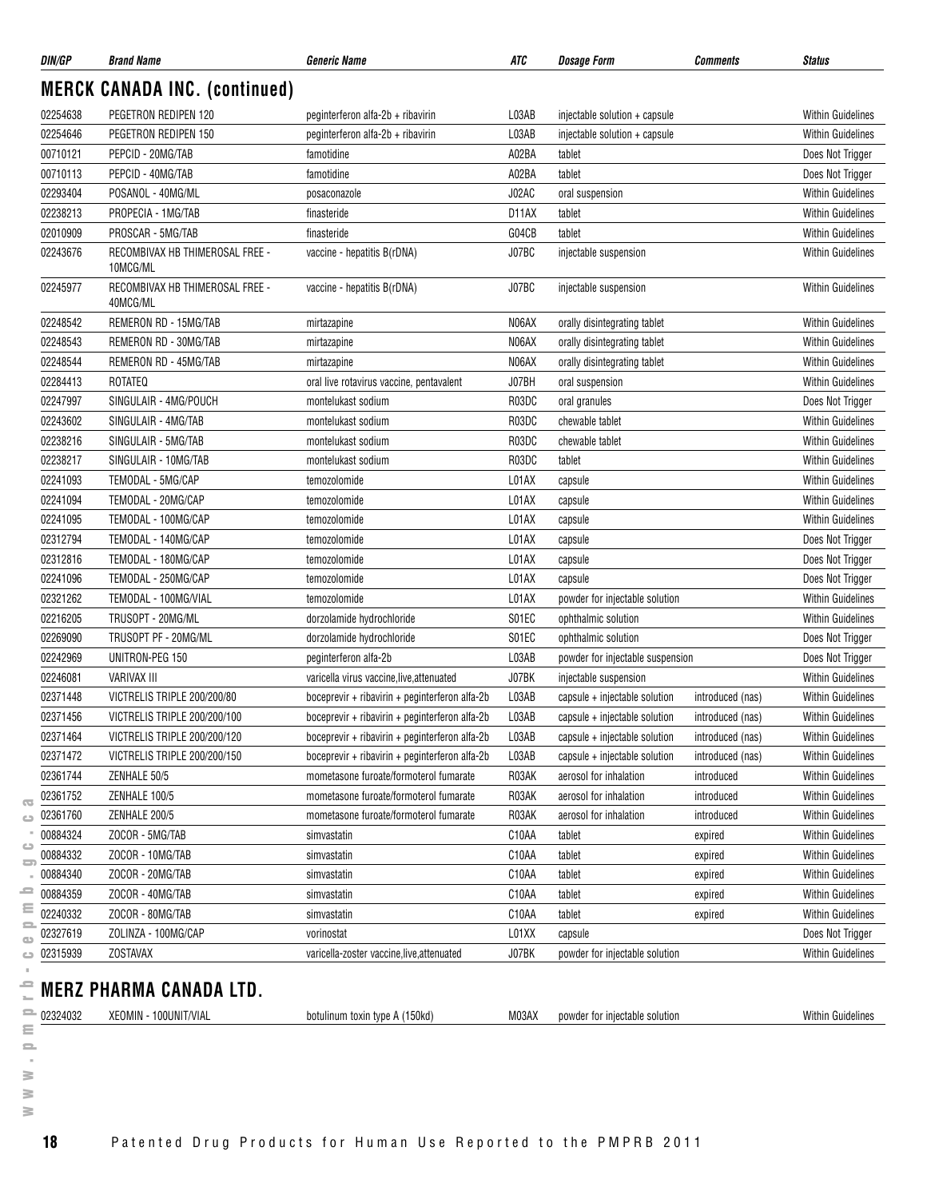| DIN/GP | Brand Name | Generic Name | ATC | Dosage Form | Comments | Status |
|---|---|---|---|---|---|---|

## MERCK CANADA INC. (continued)

| DIN/GP | Brand Name | Generic Name | ATC | Dosage Form | Comments | Status |
|---|---|---|---|---|---|---|
| 02254638 | PEGETRON REDIPEN 120 | peginterferon alfa-2b + ribavirin | L03AB | injectable solution + capsule | | Within Guidelines |
| 02254646 | PEGETRON REDIPEN 150 | peginterferon alfa-2b + ribavirin | L03AB | injectable solution + capsule | | Within Guidelines |
| 00710121 | PEPCID - 20MG/TAB | famotidine | A02BA | tablet | | Does Not Trigger |
| 00710113 | PEPCID - 40MG/TAB | famotidine | A02BA | tablet | | Does Not Trigger |
| 02293404 | POSANOL - 40MG/ML | posaconazole | J02AC | oral suspension | | Within Guidelines |
| 02238213 | PROPECIA - 1MG/TAB | finasteride | D11AX | tablet | | Within Guidelines |
| 02010909 | PROSCAR - 5MG/TAB | finasteride | G04CB | tablet | | Within Guidelines |
| 02243676 | RECOMBIVAX HB THIMEROSAL FREE - 10MCG/ML | vaccine - hepatitis B(rDNA) | J07BC | injectable suspension | | Within Guidelines |
| 02245977 | RECOMBIVAX HB THIMEROSAL FREE - 40MCG/ML | vaccine - hepatitis B(rDNA) | J07BC | injectable suspension | | Within Guidelines |
| 02248542 | REMERON RD - 15MG/TAB | mirtazapine | N06AX | orally disintegrating tablet | | Within Guidelines |
| 02248543 | REMERON RD - 30MG/TAB | mirtazapine | N06AX | orally disintegrating tablet | | Within Guidelines |
| 02248544 | REMERON RD - 45MG/TAB | mirtazapine | N06AX | orally disintegrating tablet | | Within Guidelines |
| 02284413 | ROTATEQ | oral live rotavirus vaccine, pentavalent | J07BH | oral suspension | | Within Guidelines |
| 02247997 | SINGULAIR - 4MG/POUCH | montelukast sodium | R03DC | oral granules | | Does Not Trigger |
| 02243602 | SINGULAIR - 4MG/TAB | montelukast sodium | R03DC | chewable tablet | | Within Guidelines |
| 02238216 | SINGULAIR - 5MG/TAB | montelukast sodium | R03DC | chewable tablet | | Within Guidelines |
| 02238217 | SINGULAIR - 10MG/TAB | montelukast sodium | R03DC | tablet | | Within Guidelines |
| 02241093 | TEMODAL - 5MG/CAP | temozolomide | L01AX | capsule | | Within Guidelines |
| 02241094 | TEMODAL - 20MG/CAP | temozolomide | L01AX | capsule | | Within Guidelines |
| 02241095 | TEMODAL - 100MG/CAP | temozolomide | L01AX | capsule | | Within Guidelines |
| 02312794 | TEMODAL - 140MG/CAP | temozolomide | L01AX | capsule | | Does Not Trigger |
| 02312816 | TEMODAL - 180MG/CAP | temozolomide | L01AX | capsule | | Does Not Trigger |
| 02241096 | TEMODAL - 250MG/CAP | temozolomide | L01AX | capsule | | Does Not Trigger |
| 02321262 | TEMODAL - 100MG/VIAL | temozolomide | L01AX | powder for injectable solution | | Within Guidelines |
| 02216205 | TRUSOPT - 20MG/ML | dorzolamide hydrochloride | S01EC | ophthalmic solution | | Within Guidelines |
| 02269090 | TRUSOPT PF - 20MG/ML | dorzolamide hydrochloride | S01EC | ophthalmic solution | | Does Not Trigger |
| 02242969 | UNITRON-PEG 150 | peginterferon alfa-2b | L03AB | powder for injectable suspension | | Does Not Trigger |
| 02246081 | VARIVAX III | varicella virus vaccine,live,attenuated | J07BK | injectable suspension | | Within Guidelines |
| 02371448 | VICTRELIS TRIPLE 200/200/80 | boceprevir + ribavirin + peginterferon alfa-2b | L03AB | capsule + injectable solution | introduced (nas) | Within Guidelines |
| 02371456 | VICTRELIS TRIPLE 200/200/100 | boceprevir + ribavirin + peginterferon alfa-2b | L03AB | capsule + injectable solution | introduced (nas) | Within Guidelines |
| 02371464 | VICTRELIS TRIPLE 200/200/120 | boceprevir + ribavirin + peginterferon alfa-2b | L03AB | capsule + injectable solution | introduced (nas) | Within Guidelines |
| 02371472 | VICTRELIS TRIPLE 200/200/150 | boceprevir + ribavirin + peginterferon alfa-2b | L03AB | capsule + injectable solution | introduced (nas) | Within Guidelines |
| 02361744 | ZENHALE 50/5 | mometasone furoate/formoterol fumarate | R03AK | aerosol for inhalation | introduced | Within Guidelines |
| 02361752 | ZENHALE 100/5 | mometasone furoate/formoterol fumarate | R03AK | aerosol for inhalation | introduced | Within Guidelines |
| 02361760 | ZENHALE 200/5 | mometasone furoate/formoterol fumarate | R03AK | aerosol for inhalation | introduced | Within Guidelines |
| 00884324 | ZOCOR - 5MG/TAB | simvastatin | C10AA | tablet | expired | Within Guidelines |
| 00884332 | ZOCOR - 10MG/TAB | simvastatin | C10AA | tablet | expired | Within Guidelines |
| 00884340 | ZOCOR - 20MG/TAB | simvastatin | C10AA | tablet | expired | Within Guidelines |
| 00884359 | ZOCOR - 40MG/TAB | simvastatin | C10AA | tablet | expired | Within Guidelines |
| 02240332 | ZOCOR - 80MG/TAB | simvastatin | C10AA | tablet | expired | Within Guidelines |
| 02327619 | ZOLINZA - 100MG/CAP | vorinostat | L01XX | capsule | | Does Not Trigger |
| 02315939 | ZOSTAVAX | varicella-zoster vaccine,live,attenuated | J07BK | powder for injectable solution | | Within Guidelines |

## MERZ PHARMA CANADA LTD.

| DIN/GP | Brand Name | Generic Name | ATC | Dosage Form | Comments | Status |
|---|---|---|---|---|---|---|
| 02324032 | XEOMIN - 100UNIT/VIAL | botulinum toxin type A (150kd) | M03AX | powder for injectable solution | | Within Guidelines |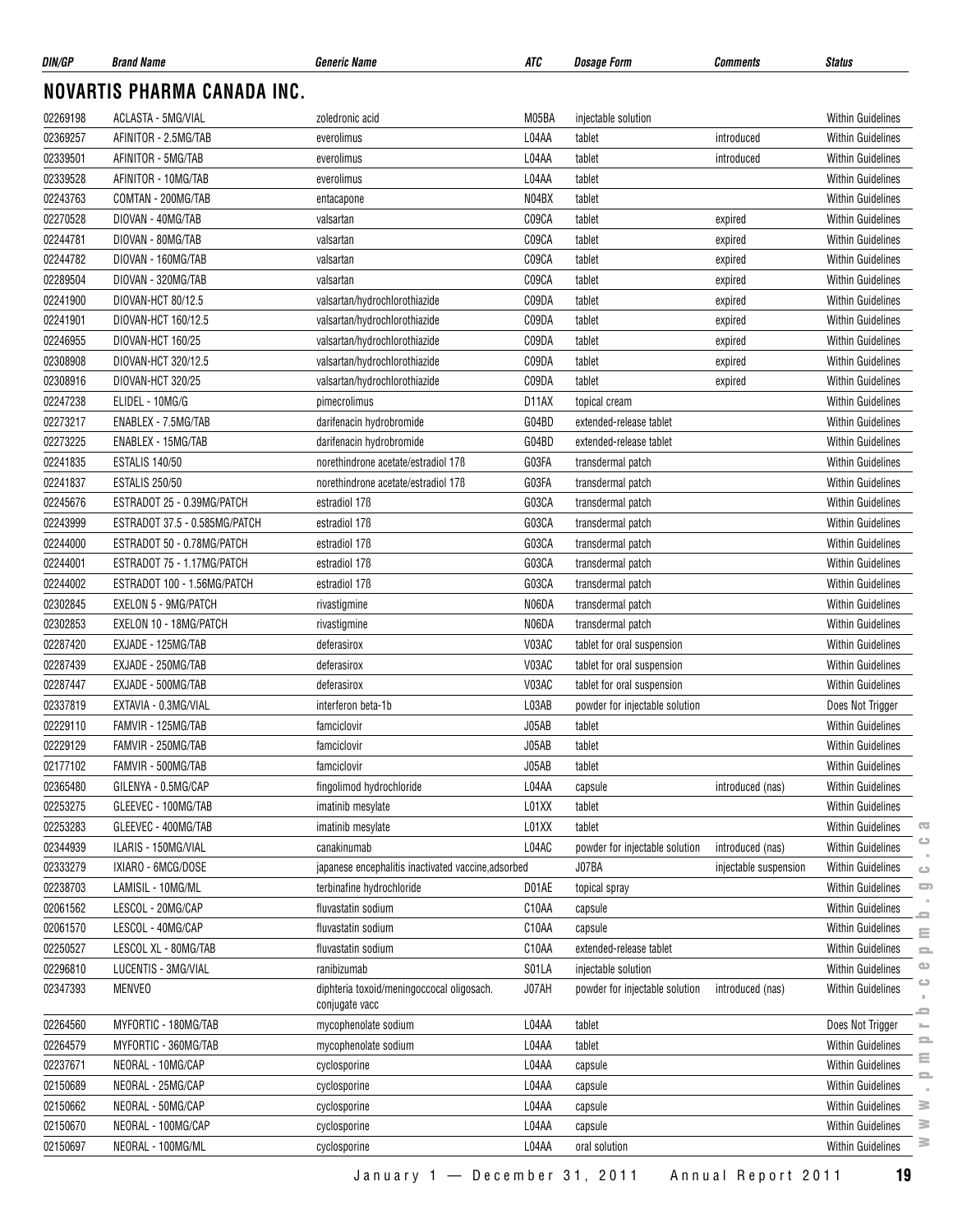| DIN/GP | Brand Name | Generic Name | ATC | Dosage Form | Comments | Status |
|---|---|---|---|---|---|---|

## NOVARTIS PHARMA CANADA INC.

| DIN/GP | Brand Name | Generic Name | ATC | Dosage Form | Comments | Status |
|---|---|---|---|---|---|---|
| 02269198 | ACLASTA - 5MG/VIAL | zoledronic acid | M05BA | injectable solution | | Within Guidelines |
| 02369257 | AFINITOR - 2.5MG/TAB | everolimus | L04AA | tablet | introduced | Within Guidelines |
| 02339501 | AFINITOR - 5MG/TAB | everolimus | L04AA | tablet | introduced | Within Guidelines |
| 02339528 | AFINITOR - 10MG/TAB | everolimus | L04AA | tablet | | Within Guidelines |
| 02243763 | COMTAN - 200MG/TAB | entacapone | N04BX | tablet | | Within Guidelines |
| 02270528 | DIOVAN - 40MG/TAB | valsartan | C09CA | tablet | expired | Within Guidelines |
| 02244781 | DIOVAN - 80MG/TAB | valsartan | C09CA | tablet | expired | Within Guidelines |
| 02244782 | DIOVAN - 160MG/TAB | valsartan | C09CA | tablet | expired | Within Guidelines |
| 02289504 | DIOVAN - 320MG/TAB | valsartan | C09CA | tablet | expired | Within Guidelines |
| 02241900 | DIOVAN-HCT 80/12.5 | valsartan/hydrochlorothiazide | C09DA | tablet | expired | Within Guidelines |
| 02241901 | DIOVAN-HCT 160/12.5 | valsartan/hydrochlorothiazide | C09DA | tablet | expired | Within Guidelines |
| 02246955 | DIOVAN-HCT 160/25 | valsartan/hydrochlorothiazide | C09DA | tablet | expired | Within Guidelines |
| 02308908 | DIOVAN-HCT 320/12.5 | valsartan/hydrochlorothiazide | C09DA | tablet | expired | Within Guidelines |
| 02308916 | DIOVAN-HCT 320/25 | valsartan/hydrochlorothiazide | C09DA | tablet | expired | Within Guidelines |
| 02247238 | ELIDEL - 10MG/G | pimecrolimus | D11AX | topical cream | | Within Guidelines |
| 02273217 | ENABLEX - 7.5MG/TAB | darifenacin hydrobromide | G04BD | extended-release tablet | | Within Guidelines |
| 02273225 | ENABLEX - 15MG/TAB | darifenacin hydrobromide | G04BD | extended-release tablet | | Within Guidelines |
| 02241835 | ESTALIS 140/50 | norethindrone acetate/estradiol 17ß | G03FA | transdermal patch | | Within Guidelines |
| 02241837 | ESTALIS 250/50 | norethindrone acetate/estradiol 17ß | G03FA | transdermal patch | | Within Guidelines |
| 02245676 | ESTRADOT 25 - 0.39MG/PATCH | estradiol 17ß | G03CA | transdermal patch | | Within Guidelines |
| 02243999 | ESTRADOT 37.5 - 0.585MG/PATCH | estradiol 17ß | G03CA | transdermal patch | | Within Guidelines |
| 02244000 | ESTRADOT 50 - 0.78MG/PATCH | estradiol 17ß | G03CA | transdermal patch | | Within Guidelines |
| 02244001 | ESTRADOT 75 - 1.17MG/PATCH | estradiol 17ß | G03CA | transdermal patch | | Within Guidelines |
| 02244002 | ESTRADOT 100 - 1.56MG/PATCH | estradiol 17ß | G03CA | transdermal patch | | Within Guidelines |
| 02302845 | EXELON 5 - 9MG/PATCH | rivastigmine | N06DA | transdermal patch | | Within Guidelines |
| 02302853 | EXELON 10 - 18MG/PATCH | rivastigmine | N06DA | transdermal patch | | Within Guidelines |
| 02287420 | EXJADE - 125MG/TAB | deferasirox | V03AC | tablet for oral suspension | | Within Guidelines |
| 02287439 | EXJADE - 250MG/TAB | deferasirox | V03AC | tablet for oral suspension | | Within Guidelines |
| 02287447 | EXJADE - 500MG/TAB | deferasirox | V03AC | tablet for oral suspension | | Within Guidelines |
| 02337819 | EXTAVIA - 0.3MG/VIAL | interferon beta-1b | L03AB | powder for injectable solution | | Does Not Trigger |
| 02229110 | FAMVIR - 125MG/TAB | famciclovir | J05AB | tablet | | Within Guidelines |
| 02229129 | FAMVIR - 250MG/TAB | famciclovir | J05AB | tablet | | Within Guidelines |
| 02177102 | FAMVIR - 500MG/TAB | famciclovir | J05AB | tablet | | Within Guidelines |
| 02365480 | GILENYA - 0.5MG/CAP | fingolimod hydrochloride | L04AA | capsule | introduced (nas) | Within Guidelines |
| 02253275 | GLEEVEC - 100MG/TAB | imatinib mesylate | L01XX | tablet | | Within Guidelines |
| 02253283 | GLEEVEC - 400MG/TAB | imatinib mesylate | L01XX | tablet | | Within Guidelines |
| 02344939 | ILARIS - 150MG/VIAL | canakinumab | L04AC | powder for injectable solution | introduced (nas) | Within Guidelines |
| 02333279 | IXIARO - 6MCG/DOSE | japanese encephalitis inactivated vaccine,adsorbed | | J07BA | injectable suspension | Within Guidelines |
| 02238703 | LAMISIL - 10MG/ML | terbinafine hydrochloride | D01AE | topical spray | | Within Guidelines |
| 02061562 | LESCOL - 20MG/CAP | fluvastatin sodium | C10AA | capsule | | Within Guidelines |
| 02061570 | LESCOL - 40MG/CAP | fluvastatin sodium | C10AA | capsule | | Within Guidelines |
| 02250527 | LESCOL XL - 80MG/TAB | fluvastatin sodium | C10AA | extended-release tablet | | Within Guidelines |
| 02296810 | LUCENTIS - 3MG/VIAL | ranibizumab | S01LA | injectable solution | | Within Guidelines |
| 02347393 | MENVEO | diphteria toxoid/meningoccocal oligosach. conjugate vacc | J07AH | powder for injectable solution | introduced (nas) | Within Guidelines |
| 02264560 | MYFORTIC - 180MG/TAB | mycophenolate sodium | L04AA | tablet | | Does Not Trigger |
| 02264579 | MYFORTIC - 360MG/TAB | mycophenolate sodium | L04AA | tablet | | Within Guidelines |
| 02237671 | NEORAL - 10MG/CAP | cyclosporine | L04AA | capsule | | Within Guidelines |
| 02150689 | NEORAL - 25MG/CAP | cyclosporine | L04AA | capsule | | Within Guidelines |
| 02150662 | NEORAL - 50MG/CAP | cyclosporine | L04AA | capsule | | Within Guidelines |
| 02150670 | NEORAL - 100MG/CAP | cyclosporine | L04AA | capsule | | Within Guidelines |
| 02150697 | NEORAL - 100MG/ML | cyclosporine | L04AA | oral solution | | Within Guidelines |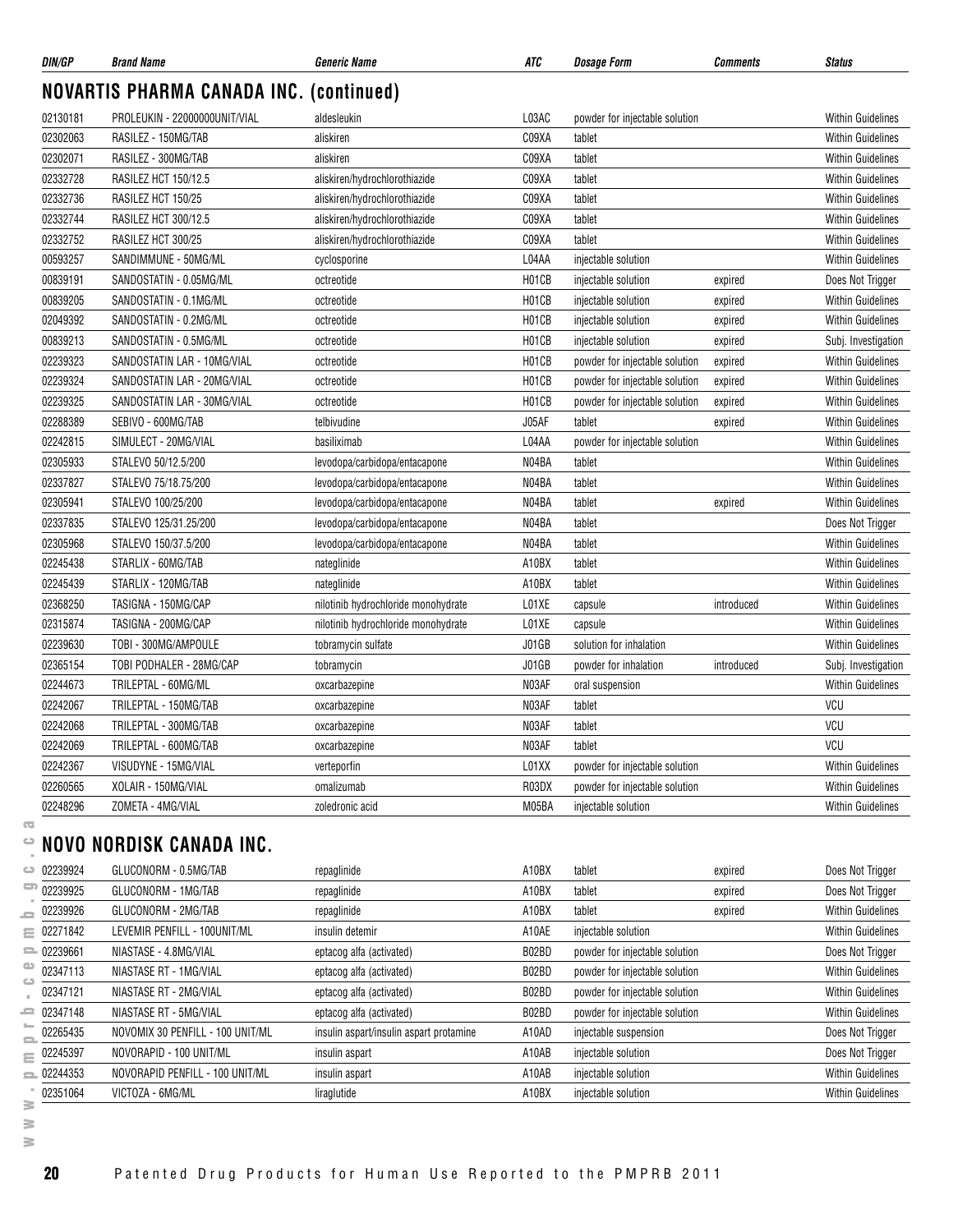| DIN/GP | Brand Name | Generic Name | ATC | Dosage Form | Comments | Status |
|---|---|---|---|---|---|---|

## NOVARTIS PHARMA CANADA INC. (continued)

| DIN/GP | Brand Name | Generic Name | ATC | Dosage Form | Comments | Status |
|---|---|---|---|---|---|---|
| 02130181 | PROLEUKIN - 22000000UNIT/VIAL | aldesleukin | L03AC | powder for injectable solution | | Within Guidelines |
| 02302063 | RASILEZ - 150MG/TAB | aliskiren | C09XA | tablet | | Within Guidelines |
| 02302071 | RASILEZ - 300MG/TAB | aliskiren | C09XA | tablet | | Within Guidelines |
| 02332728 | RASILEZ HCT 150/12.5 | aliskiren/hydrochlorothiazide | C09XA | tablet | | Within Guidelines |
| 02332736 | RASILEZ HCT 150/25 | aliskiren/hydrochlorothiazide | C09XA | tablet | | Within Guidelines |
| 02332744 | RASILEZ HCT 300/12.5 | aliskiren/hydrochlorothiazide | C09XA | tablet | | Within Guidelines |
| 02332752 | RASILEZ HCT 300/25 | aliskiren/hydrochlorothiazide | C09XA | tablet | | Within Guidelines |
| 00593257 | SANDIMMUNE - 50MG/ML | cyclosporine | L04AA | injectable solution | | Within Guidelines |
| 00839191 | SANDOSTATIN - 0.05MG/ML | octreotide | H01CB | injectable solution | expired | Does Not Trigger |
| 00839205 | SANDOSTATIN - 0.1MG/ML | octreotide | H01CB | injectable solution | expired | Within Guidelines |
| 02049392 | SANDOSTATIN - 0.2MG/ML | octreotide | H01CB | injectable solution | expired | Within Guidelines |
| 00839213 | SANDOSTATIN - 0.5MG/ML | octreotide | H01CB | injectable solution | expired | Subj. Investigation |
| 02239323 | SANDOSTATIN LAR - 10MG/VIAL | octreotide | H01CB | powder for injectable solution | expired | Within Guidelines |
| 02239324 | SANDOSTATIN LAR - 20MG/VIAL | octreotide | H01CB | powder for injectable solution | expired | Within Guidelines |
| 02239325 | SANDOSTATIN LAR - 30MG/VIAL | octreotide | H01CB | powder for injectable solution | expired | Within Guidelines |
| 02288389 | SEBIVO - 600MG/TAB | telbivudine | J05AF | tablet | expired | Within Guidelines |
| 02242815 | SIMULECT - 20MG/VIAL | basiliximab | L04AA | powder for injectable solution | | Within Guidelines |
| 02305933 | STALEVO 50/12.5/200 | levodopa/carbidopa/entacapone | N04BA | tablet | | Within Guidelines |
| 02337827 | STALEVO 75/18.75/200 | levodopa/carbidopa/entacapone | N04BA | tablet | | Within Guidelines |
| 02305941 | STALEVO 100/25/200 | levodopa/carbidopa/entacapone | N04BA | tablet | expired | Within Guidelines |
| 02337835 | STALEVO 125/31.25/200 | levodopa/carbidopa/entacapone | N04BA | tablet | | Does Not Trigger |
| 02305968 | STALEVO 150/37.5/200 | levodopa/carbidopa/entacapone | N04BA | tablet | | Within Guidelines |
| 02245438 | STARLIX - 60MG/TAB | nateglinide | A10BX | tablet | | Within Guidelines |
| 02245439 | STARLIX - 120MG/TAB | nateglinide | A10BX | tablet | | Within Guidelines |
| 02368250 | TASIGNA - 150MG/CAP | nilotinib hydrochloride monohydrate | L01XE | capsule | introduced | Within Guidelines |
| 02315874 | TASIGNA - 200MG/CAP | nilotinib hydrochloride monohydrate | L01XE | capsule | | Within Guidelines |
| 02239630 | TOBI - 300MG/AMPOULE | tobramycin sulfate | J01GB | solution for inhalation | | Within Guidelines |
| 02365154 | TOBI PODHALER - 28MG/CAP | tobramycin | J01GB | powder for inhalation | introduced | Subj. Investigation |
| 02244673 | TRILEPTAL - 60MG/ML | oxcarbazepine | N03AF | oral suspension | | Within Guidelines |
| 02242067 | TRILEPTAL - 150MG/TAB | oxcarbazepine | N03AF | tablet | | VCU |
| 02242068 | TRILEPTAL - 300MG/TAB | oxcarbazepine | N03AF | tablet | | VCU |
| 02242069 | TRILEPTAL - 600MG/TAB | oxcarbazepine | N03AF | tablet | | VCU |
| 02242367 | VISUDYNE - 15MG/VIAL | verteporfin | L01XX | powder for injectable solution | | Within Guidelines |
| 02260565 | XOLAIR - 150MG/VIAL | omalizumab | R03DX | powder for injectable solution | | Within Guidelines |
| 02248296 | ZOMETA - 4MG/VIAL | zoledronic acid | M05BA | injectable solution | | Within Guidelines |

## NOVO NORDISK CANADA INC.

| DIN/GP | Brand Name | Generic Name | ATC | Dosage Form | Comments | Status |
|---|---|---|---|---|---|---|
| 02239924 | GLUCONORM - 0.5MG/TAB | repaglinide | A10BX | tablet | expired | Does Not Trigger |
| 02239925 | GLUCONORM - 1MG/TAB | repaglinide | A10BX | tablet | expired | Does Not Trigger |
| 02239926 | GLUCONORM - 2MG/TAB | repaglinide | A10BX | tablet | expired | Within Guidelines |
| 02271842 | LEVEMIR PENFILL - 100UNIT/ML | insulin detemir | A10AE | injectable solution | | Within Guidelines |
| 02239661 | NIASTASE - 4.8MG/VIAL | eptacog alfa (activated) | B02BD | powder for injectable solution | | Does Not Trigger |
| 02347113 | NIASTASE RT - 1MG/VIAL | eptacog alfa (activated) | B02BD | powder for injectable solution | | Within Guidelines |
| 02347121 | NIASTASE RT - 2MG/VIAL | eptacog alfa (activated) | B02BD | powder for injectable solution | | Within Guidelines |
| 02347148 | NIASTASE RT - 5MG/VIAL | eptacog alfa (activated) | B02BD | powder for injectable solution | | Within Guidelines |
| 02265435 | NOVOMIX 30 PENFILL - 100 UNIT/ML | insulin aspart/insulin aspart protamine | A10AD | injectable suspension | | Does Not Trigger |
| 02245397 | NOVORAPID - 100 UNIT/ML | insulin aspart | A10AB | injectable solution | | Does Not Trigger |
| 02244353 | NOVORAPID PENFILL - 100 UNIT/ML | insulin aspart | A10AB | injectable solution | | Within Guidelines |
| 02351064 | VICTOZA - 6MG/ML | liraglutide | A10BX | injectable solution | | Within Guidelines |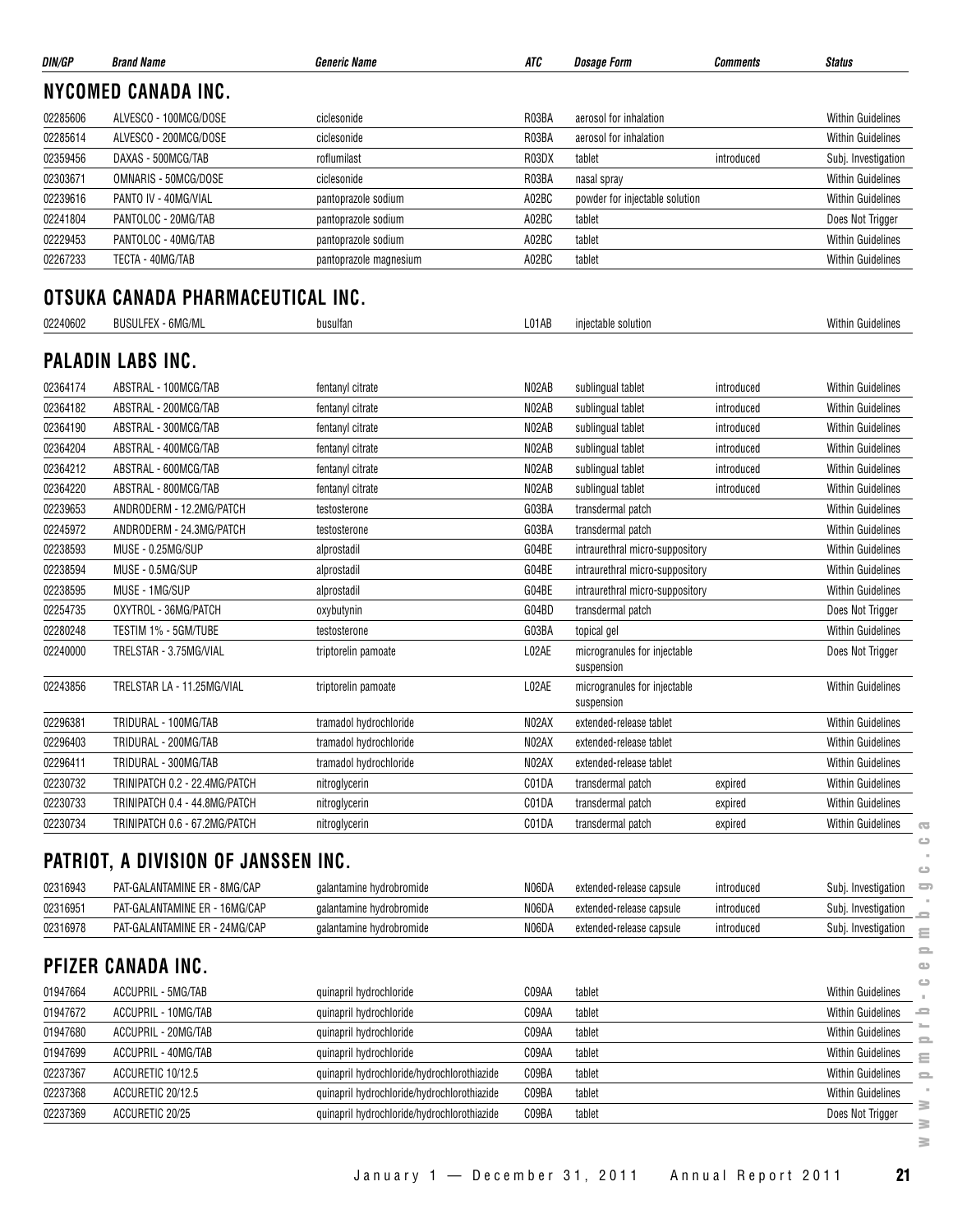| DIN/GP | Brand Name | Generic Name | ATC | Dosage Form | Comments | Status |
|---|---|---|---|---|---|---|

## NYCOMED CANADA INC.

| DIN/GP | Brand Name | Generic Name | ATC | Dosage Form | Comments | Status |
|---|---|---|---|---|---|---|
| 02285606 | ALVESCO - 100MCG/DOSE | ciclesonide | R03BA | aerosol for inhalation | | Within Guidelines |
| 02285614 | ALVESCO - 200MCG/DOSE | ciclesonide | R03BA | aerosol for inhalation | | Within Guidelines |
| 02359456 | DAXAS - 500MCG/TAB | roflumilast | R03DX | tablet | introduced | Subj. Investigation |
| 02303671 | OMNARIS - 50MCG/DOSE | ciclesonide | R03BA | nasal spray | | Within Guidelines |
| 02239616 | PANTO IV - 40MG/VIAL | pantoprazole sodium | A02BC | powder for injectable solution | | Within Guidelines |
| 02241804 | PANTOLOC - 20MG/TAB | pantoprazole sodium | A02BC | tablet | | Does Not Trigger |
| 02229453 | PANTOLOC - 40MG/TAB | pantoprazole sodium | A02BC | tablet | | Within Guidelines |
| 02267233 | TECTA - 40MG/TAB | pantoprazole magnesium | A02BC | tablet | | Within Guidelines |

## OTSUKA CANADA PHARMACEUTICAL INC.

| DIN/GP | Brand Name | Generic Name | ATC | Dosage Form | Comments | Status |
|---|---|---|---|---|---|---|
| 02240602 | BUSULFEX - 6MG/ML | busulfan | L01AB | injectable solution | | Within Guidelines |

## PALADIN LABS INC.

| DIN/GP | Brand Name | Generic Name | ATC | Dosage Form | Comments | Status |
|---|---|---|---|---|---|---|
| 02364174 | ABSTRAL - 100MCG/TAB | fentanyl citrate | N02AB | sublingual tablet | introduced | Within Guidelines |
| 02364182 | ABSTRAL - 200MCG/TAB | fentanyl citrate | N02AB | sublingual tablet | introduced | Within Guidelines |
| 02364190 | ABSTRAL - 300MCG/TAB | fentanyl citrate | N02AB | sublingual tablet | introduced | Within Guidelines |
| 02364204 | ABSTRAL - 400MCG/TAB | fentanyl citrate | N02AB | sublingual tablet | introduced | Within Guidelines |
| 02364212 | ABSTRAL - 600MCG/TAB | fentanyl citrate | N02AB | sublingual tablet | introduced | Within Guidelines |
| 02364220 | ABSTRAL - 800MCG/TAB | fentanyl citrate | N02AB | sublingual tablet | introduced | Within Guidelines |
| 02239653 | ANDRODERM - 12.2MG/PATCH | testosterone | G03BA | transdermal patch | | Within Guidelines |
| 02245972 | ANDRODERM - 24.3MG/PATCH | testosterone | G03BA | transdermal patch | | Within Guidelines |
| 02238593 | MUSE - 0.25MG/SUP | alprostadil | G04BE | intraurethral micro-suppository | | Within Guidelines |
| 02238594 | MUSE - 0.5MG/SUP | alprostadil | G04BE | intraurethral micro-suppository | | Within Guidelines |
| 02238595 | MUSE - 1MG/SUP | alprostadil | G04BE | intraurethral micro-suppository | | Within Guidelines |
| 02254735 | OXYTROL - 36MG/PATCH | oxybutynin | G04BD | transdermal patch | | Does Not Trigger |
| 02280248 | TESTIM 1% - 5GM/TUBE | testosterone | G03BA | topical gel | | Within Guidelines |
| 02240000 | TRELSTAR - 3.75MG/VIAL | triptorelin pamoate | L02AE | microgranules for injectable suspension | | Does Not Trigger |
| 02243856 | TRELSTAR LA - 11.25MG/VIAL | triptorelin pamoate | L02AE | microgranules for injectable suspension | | Within Guidelines |
| 02296381 | TRIDURAL - 100MG/TAB | tramadol hydrochloride | N02AX | extended-release tablet | | Within Guidelines |
| 02296403 | TRIDURAL - 200MG/TAB | tramadol hydrochloride | N02AX | extended-release tablet | | Within Guidelines |
| 02296411 | TRIDURAL - 300MG/TAB | tramadol hydrochloride | N02AX | extended-release tablet | | Within Guidelines |
| 02230732 | TRINIPATCH 0.2 - 22.4MG/PATCH | nitroglycerin | C01DA | transdermal patch | expired | Within Guidelines |
| 02230733 | TRINIPATCH 0.4 - 44.8MG/PATCH | nitroglycerin | C01DA | transdermal patch | expired | Within Guidelines |
| 02230734 | TRINIPATCH 0.6 - 67.2MG/PATCH | nitroglycerin | C01DA | transdermal patch | expired | Within Guidelines |

## PATRIOT, A DIVISION OF JANSSEN INC.

| DIN/GP | Brand Name | Generic Name | ATC | Dosage Form | Comments | Status |
|---|---|---|---|---|---|---|
| 02316943 | PAT-GALANTAMINE ER - 8MG/CAP | galantamine hydrobromide | N06DA | extended-release capsule | introduced | Subj. Investigation |
| 02316951 | PAT-GALANTAMINE ER - 16MG/CAP | galantamine hydrobromide | N06DA | extended-release capsule | introduced | Subj. Investigation |
| 02316978 | PAT-GALANTAMINE ER - 24MG/CAP | galantamine hydrobromide | N06DA | extended-release capsule | introduced | Subj. Investigation |

## PFIZER CANADA INC.

| DIN/GP | Brand Name | Generic Name | ATC | Dosage Form | Comments | Status |
|---|---|---|---|---|---|---|
| 01947664 | ACCUPRIL - 5MG/TAB | quinapril hydrochloride | C09AA | tablet | | Within Guidelines |
| 01947672 | ACCUPRIL - 10MG/TAB | quinapril hydrochloride | C09AA | tablet | | Within Guidelines |
| 01947680 | ACCUPRIL - 20MG/TAB | quinapril hydrochloride | C09AA | tablet | | Within Guidelines |
| 01947699 | ACCUPRIL - 40MG/TAB | quinapril hydrochloride | C09AA | tablet | | Within Guidelines |
| 02237367 | ACCURETIC 10/12.5 | quinapril hydrochloride/hydrochlorothiazide | C09BA | tablet | | Within Guidelines |
| 02237368 | ACCURETIC 20/12.5 | quinapril hydrochloride/hydrochlorothiazide | C09BA | tablet | | Within Guidelines |
| 02237369 | ACCURETIC 20/25 | quinapril hydrochloride/hydrochlorothiazide | C09BA | tablet | | Does Not Trigger |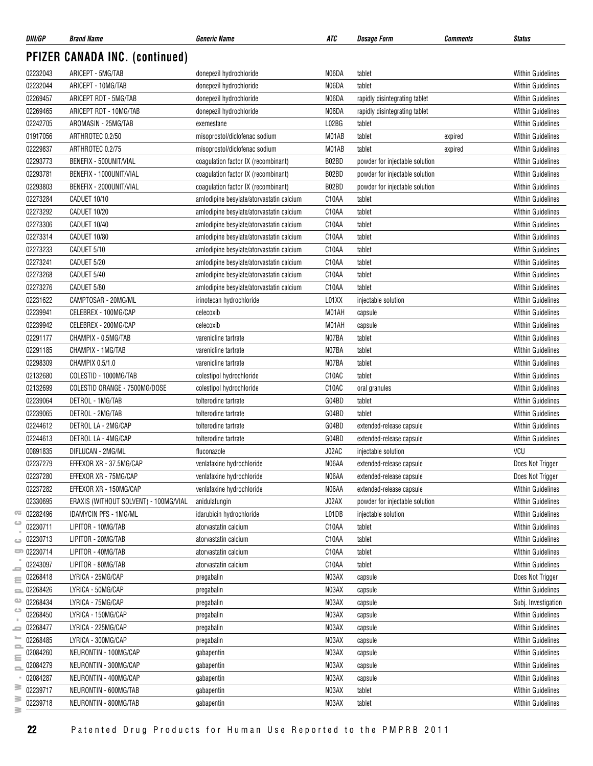## PFIZER CANADA INC. (continued)

| DIN/GP | Brand Name | Generic Name | ATC | Dosage Form | Comments | Status |
|---|---|---|---|---|---|---|
| 02232043 | ARICEPT - 5MG/TAB | donepezil hydrochloride | N06DA | tablet | | Within Guidelines |
| 02232044 | ARICEPT - 10MG/TAB | donepezil hydrochloride | N06DA | tablet | | Within Guidelines |
| 02269457 | ARICEPT RDT - 5MG/TAB | donepezil hydrochloride | N06DA | rapidly disintegrating tablet | | Within Guidelines |
| 02269465 | ARICEPT RDT - 10MG/TAB | donepezil hydrochloride | N06DA | rapidly disintegrating tablet | | Within Guidelines |
| 02242705 | AROMASIN - 25MG/TAB | exemestane | L02BG | tablet | | Within Guidelines |
| 01917056 | ARTHROTEC 0.2/50 | misoprostol/diclofenac sodium | M01AB | tablet | expired | Within Guidelines |
| 02229837 | ARTHROTEC 0.2/75 | misoprostol/diclofenac sodium | M01AB | tablet | expired | Within Guidelines |
| 02293773 | BENEFIX - 500UNIT/VIAL | coagulation factor IX (recombinant) | B02BD | powder for injectable solution | | Within Guidelines |
| 02293781 | BENEFIX - 1000UNIT/VIAL | coagulation factor IX (recombinant) | B02BD | powder for injectable solution | | Within Guidelines |
| 02293803 | BENEFIX - 2000UNIT/VIAL | coagulation factor IX (recombinant) | B02BD | powder for injectable solution | | Within Guidelines |
| 02273284 | CADUET 10/10 | amlodipine besylate/atorvastatin calcium | C10AA | tablet | | Within Guidelines |
| 02273292 | CADUET 10/20 | amlodipine besylate/atorvastatin calcium | C10AA | tablet | | Within Guidelines |
| 02273306 | CADUET 10/40 | amlodipine besylate/atorvastatin calcium | C10AA | tablet | | Within Guidelines |
| 02273314 | CADUET 10/80 | amlodipine besylate/atorvastatin calcium | C10AA | tablet | | Within Guidelines |
| 02273233 | CADUET 5/10 | amlodipine besylate/atorvastatin calcium | C10AA | tablet | | Within Guidelines |
| 02273241 | CADUET 5/20 | amlodipine besylate/atorvastatin calcium | C10AA | tablet | | Within Guidelines |
| 02273268 | CADUET 5/40 | amlodipine besylate/atorvastatin calcium | C10AA | tablet | | Within Guidelines |
| 02273276 | CADUET 5/80 | amlodipine besylate/atorvastatin calcium | C10AA | tablet | | Within Guidelines |
| 02231622 | CAMPTOSAR - 20MG/ML | irinotecan hydrochloride | L01XX | injectable solution | | Within Guidelines |
| 02239941 | CELEBREX - 100MG/CAP | celecoxib | M01AH | capsule | | Within Guidelines |
| 02239942 | CELEBREX - 200MG/CAP | celecoxib | M01AH | capsule | | Within Guidelines |
| 02291177 | CHAMPIX - 0.5MG/TAB | varenicline tartrate | N07BA | tablet | | Within Guidelines |
| 02291185 | CHAMPIX - 1MG/TAB | varenicline tartrate | N07BA | tablet | | Within Guidelines |
| 02298309 | CHAMPIX 0.5/1.0 | varenicline tartrate | N07BA | tablet | | Within Guidelines |
| 02132680 | COLESTID - 1000MG/TAB | colestipol hydrochloride | C10AC | tablet | | Within Guidelines |
| 02132699 | COLESTID ORANGE - 7500MG/DOSE | colestipol hydrochloride | C10AC | oral granules | | Within Guidelines |
| 02239064 | DETROL - 1MG/TAB | tolterodine tartrate | G04BD | tablet | | Within Guidelines |
| 02239065 | DETROL - 2MG/TAB | tolterodine tartrate | G04BD | tablet | | Within Guidelines |
| 02244612 | DETROL LA - 2MG/CAP | tolterodine tartrate | G04BD | extended-release capsule | | Within Guidelines |
| 02244613 | DETROL LA - 4MG/CAP | tolterodine tartrate | G04BD | extended-release capsule | | Within Guidelines |
| 00891835 | DIFLUCAN - 2MG/ML | fluconazole | J02AC | injectable solution | | VCU |
| 02237279 | EFFEXOR XR - 37.5MG/CAP | venlafaxine hydrochloride | N06AA | extended-release capsule | | Does Not Trigger |
| 02237280 | EFFEXOR XR - 75MG/CAP | venlafaxine hydrochloride | N06AA | extended-release capsule | | Does Not Trigger |
| 02237282 | EFFEXOR XR - 150MG/CAP | venlafaxine hydrochloride | N06AA | extended-release capsule | | Within Guidelines |
| 02330695 | ERAXIS (WITHOUT SOLVENT) - 100MG/VIAL | anidulafungin | J02AX | powder for injectable solution | | Within Guidelines |
| 02282496 | IDAMYCIN PFS - 1MG/ML | idarubicin hydrochloride | L01DB | injectable solution | | Within Guidelines |
| 02230711 | LIPITOR - 10MG/TAB | atorvastatin calcium | C10AA | tablet | | Within Guidelines |
| 02230713 | LIPITOR - 20MG/TAB | atorvastatin calcium | C10AA | tablet | | Within Guidelines |
| 02230714 | LIPITOR - 40MG/TAB | atorvastatin calcium | C10AA | tablet | | Within Guidelines |
| 02243097 | LIPITOR - 80MG/TAB | atorvastatin calcium | C10AA | tablet | | Within Guidelines |
| 02268418 | LYRICA - 25MG/CAP | pregabalin | N03AX | capsule | | Does Not Trigger |
| 02268426 | LYRICA - 50MG/CAP | pregabalin | N03AX | capsule | | Within Guidelines |
| 02268434 | LYRICA - 75MG/CAP | pregabalin | N03AX | capsule | | Subj. Investigation |
| 02268450 | LYRICA - 150MG/CAP | pregabalin | N03AX | capsule | | Within Guidelines |
| 02268477 | LYRICA - 225MG/CAP | pregabalin | N03AX | capsule | | Within Guidelines |
| 02268485 | LYRICA - 300MG/CAP | pregabalin | N03AX | capsule | | Within Guidelines |
| 02084260 | NEURONTIN - 100MG/CAP | gabapentin | N03AX | capsule | | Within Guidelines |
| 02084279 | NEURONTIN - 300MG/CAP | gabapentin | N03AX | capsule | | Within Guidelines |
| 02084287 | NEURONTIN - 400MG/CAP | gabapentin | N03AX | capsule | | Within Guidelines |
| 02239717 | NEURONTIN - 600MG/TAB | gabapentin | N03AX | tablet | | Within Guidelines |
| 02239718 | NEURONTIN - 800MG/TAB | gabapentin | N03AX | tablet | | Within Guidelines |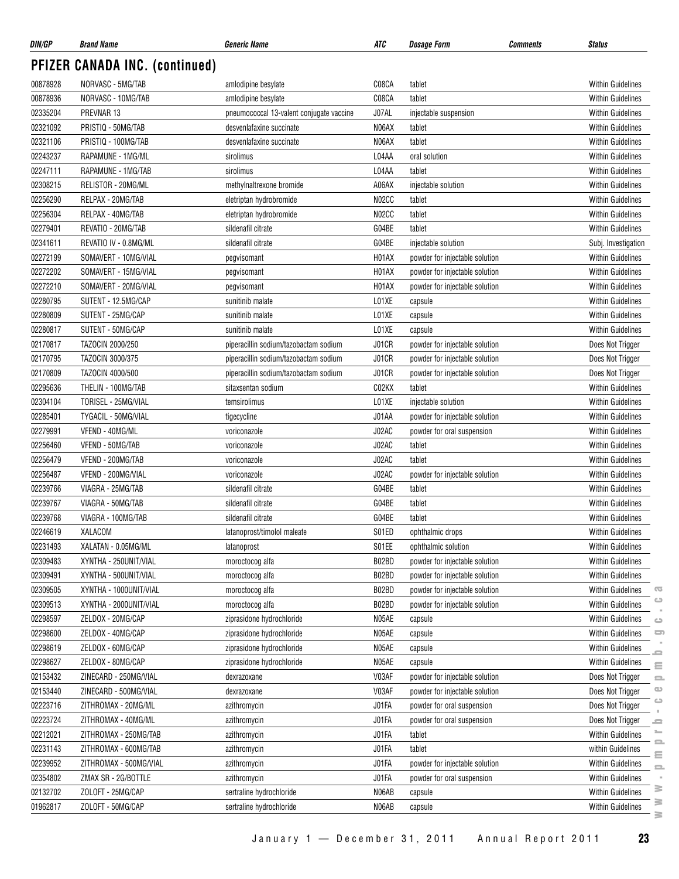## PFIZER CANADA INC. (continued)

| DIN/GP | Brand Name | Generic Name | ATC | Dosage Form | Comments | Status |
|---|---|---|---|---|---|---|
| 00878928 | NORVASC - 5MG/TAB | amlodipine besylate | C08CA | tablet | | Within Guidelines |
| 00878936 | NORVASC - 10MG/TAB | amlodipine besylate | C08CA | tablet | | Within Guidelines |
| 02335204 | PREVNAR 13 | pneumococcal 13-valent conjugate vaccine | J07AL | injectable suspension | | Within Guidelines |
| 02321092 | PRISTIQ - 50MG/TAB | desvenlafaxine succinate | N06AX | tablet | | Within Guidelines |
| 02321106 | PRISTIQ - 100MG/TAB | desvenlafaxine succinate | N06AX | tablet | | Within Guidelines |
| 02243237 | RAPAMUNE - 1MG/ML | sirolimus | L04AA | oral solution | | Within Guidelines |
| 02247111 | RAPAMUNE - 1MG/TAB | sirolimus | L04AA | tablet | | Within Guidelines |
| 02308215 | RELISTOR - 20MG/ML | methylnaltrexone bromide | A06AX | injectable solution | | Within Guidelines |
| 02256290 | RELPAX - 20MG/TAB | eletriptan hydrobromide | N02CC | tablet | | Within Guidelines |
| 02256304 | RELPAX - 40MG/TAB | eletriptan hydrobromide | N02CC | tablet | | Within Guidelines |
| 02279401 | REVATIO - 20MG/TAB | sildenafil citrate | G04BE | tablet | | Within Guidelines |
| 02341611 | REVATIO IV - 0.8MG/ML | sildenafil citrate | G04BE | injectable solution | | Subj. Investigation |
| 02272199 | SOMAVERT - 10MG/VIAL | pegvisomant | H01AX | powder for injectable solution | | Within Guidelines |
| 02272202 | SOMAVERT - 15MG/VIAL | pegvisomant | H01AX | powder for injectable solution | | Within Guidelines |
| 02272210 | SOMAVERT - 20MG/VIAL | pegvisomant | H01AX | powder for injectable solution | | Within Guidelines |
| 02280795 | SUTENT - 12.5MG/CAP | sunitinib malate | L01XE | capsule | | Within Guidelines |
| 02280809 | SUTENT - 25MG/CAP | sunitinib malate | L01XE | capsule | | Within Guidelines |
| 02280817 | SUTENT - 50MG/CAP | sunitinib malate | L01XE | capsule | | Within Guidelines |
| 02170817 | TAZOCIN 2000/250 | piperacillin sodium/tazobactam sodium | J01CR | powder for injectable solution | | Does Not Trigger |
| 02170795 | TAZOCIN 3000/375 | piperacillin sodium/tazobactam sodium | J01CR | powder for injectable solution | | Does Not Trigger |
| 02170809 | TAZOCIN 4000/500 | piperacillin sodium/tazobactam sodium | J01CR | powder for injectable solution | | Does Not Trigger |
| 02295636 | THELIN - 100MG/TAB | sitaxsentan sodium | C02KX | tablet | | Within Guidelines |
| 02304104 | TORISEL - 25MG/VIAL | temsirolimus | L01XE | injectable solution | | Within Guidelines |
| 02285401 | TYGACIL - 50MG/VIAL | tigecycline | J01AA | powder for injectable solution | | Within Guidelines |
| 02279991 | VFEND - 40MG/ML | voriconazole | J02AC | powder for oral suspension | | Within Guidelines |
| 02256460 | VFEND - 50MG/TAB | voriconazole | J02AC | tablet | | Within Guidelines |
| 02256479 | VFEND - 200MG/TAB | voriconazole | J02AC | tablet | | Within Guidelines |
| 02256487 | VFEND - 200MG/VIAL | voriconazole | J02AC | powder for injectable solution | | Within Guidelines |
| 02239766 | VIAGRA - 25MG/TAB | sildenafil citrate | G04BE | tablet | | Within Guidelines |
| 02239767 | VIAGRA - 50MG/TAB | sildenafil citrate | G04BE | tablet | | Within Guidelines |
| 02239768 | VIAGRA - 100MG/TAB | sildenafil citrate | G04BE | tablet | | Within Guidelines |
| 02246619 | XALACOM | latanoprost/timolol maleate | S01ED | ophthalmic drops | | Within Guidelines |
| 02231493 | XALATAN - 0.05MG/ML | latanoprost | S01EE | ophthalmic solution | | Within Guidelines |
| 02309483 | XYNTHA - 250UNIT/VIAL | moroctocog alfa | B02BD | powder for injectable solution | | Within Guidelines |
| 02309491 | XYNTHA - 500UNIT/VIAL | moroctocog alfa | B02BD | powder for injectable solution | | Within Guidelines |
| 02309505 | XYNTHA - 1000UNIT/VIAL | moroctocog alfa | B02BD | powder for injectable solution | | Within Guidelines |
| 02309513 | XYNTHA - 2000UNIT/VIAL | moroctocog alfa | B02BD | powder for injectable solution | | Within Guidelines |
| 02298597 | ZELDOX - 20MG/CAP | ziprasidone hydrochloride | N05AE | capsule | | Within Guidelines |
| 02298600 | ZELDOX - 40MG/CAP | ziprasidone hydrochloride | N05AE | capsule | | Within Guidelines |
| 02298619 | ZELDOX - 60MG/CAP | ziprasidone hydrochloride | N05AE | capsule | | Within Guidelines |
| 02298627 | ZELDOX - 80MG/CAP | ziprasidone hydrochloride | N05AE | capsule | | Within Guidelines |
| 02153432 | ZINECARD - 250MG/VIAL | dexrazoxane | V03AF | powder for injectable solution | | Does Not Trigger |
| 02153440 | ZINECARD - 500MG/VIAL | dexrazoxane | V03AF | powder for injectable solution | | Does Not Trigger |
| 02223716 | ZITHROMAX - 20MG/ML | azithromycin | J01FA | powder for oral suspension | | Does Not Trigger |
| 02223724 | ZITHROMAX - 40MG/ML | azithromycin | J01FA | powder for oral suspension | | Does Not Trigger |
| 02212021 | ZITHROMAX - 250MG/TAB | azithromycin | J01FA | tablet | | Within Guidelines |
| 02231143 | ZITHROMAX - 600MG/TAB | azithromycin | J01FA | tablet | | within Guidelines |
| 02239952 | ZITHROMAX - 500MG/VIAL | azithromycin | J01FA | powder for injectable solution | | Within Guidelines |
| 02354802 | ZMAX SR - 2G/BOTTLE | azithromycin | J01FA | powder for oral suspension | | Within Guidelines |
| 02132702 | ZOLOFT - 25MG/CAP | sertraline hydrochloride | N06AB | capsule | | Within Guidelines |
| 01962817 | ZOLOFT - 50MG/CAP | sertraline hydrochloride | N06AB | capsule | | Within Guidelines |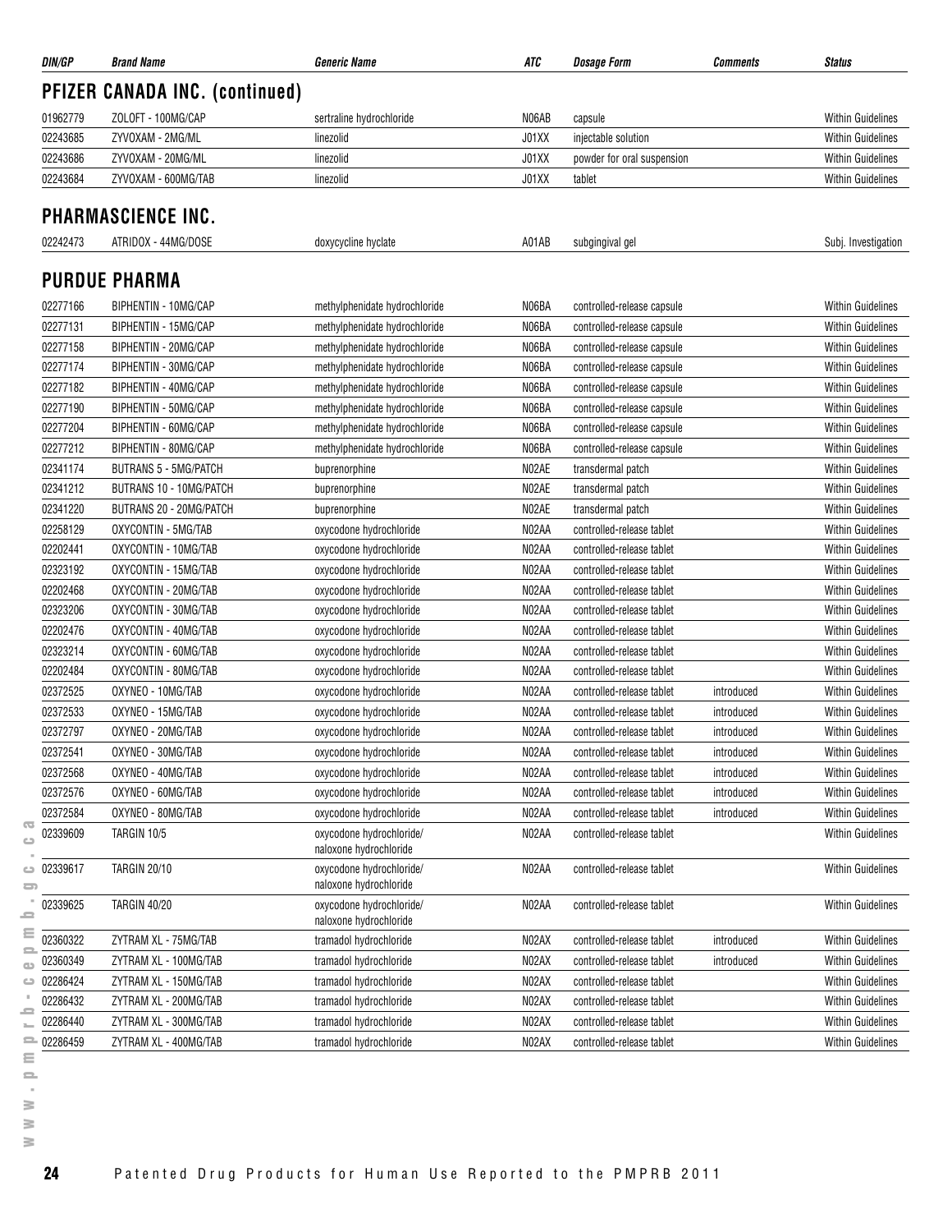| DIN/GP | Brand Name | Generic Name | ATC | Dosage Form | Comments | Status |
|---|---|---|---|---|---|---|

## PFIZER CANADA INC. (continued)

| DIN/GP | Brand Name | Generic Name | ATC | Dosage Form | Comments | Status |
|---|---|---|---|---|---|---|
| 01962779 | ZOLOFT - 100MG/CAP | sertraline hydrochloride | N06AB | capsule | | Within Guidelines |
| 02243685 | ZYVOXAM - 2MG/ML | linezolid | J01XX | injectable solution | | Within Guidelines |
| 02243686 | ZYVOXAM - 20MG/ML | linezolid | J01XX | powder for oral suspension | | Within Guidelines |
| 02243684 | ZYVOXAM - 600MG/TAB | linezolid | J01XX | tablet | | Within Guidelines |

## PHARMASCIENCE INC.

| DIN/GP | Brand Name | Generic Name | ATC | Dosage Form | Comments | Status |
|---|---|---|---|---|---|---|
| 02242473 | ATRIDOX - 44MG/DOSE | doxycycline hyclate | A01AB | subgingival gel | | Subj. Investigation |

## PURDUE PHARMA

| DIN/GP | Brand Name | Generic Name | ATC | Dosage Form | Comments | Status |
|---|---|---|---|---|---|---|
| 02277166 | BIPHENTIN - 10MG/CAP | methylphenidate hydrochloride | N06BA | controlled-release capsule | | Within Guidelines |
| 02277131 | BIPHENTIN - 15MG/CAP | methylphenidate hydrochloride | N06BA | controlled-release capsule | | Within Guidelines |
| 02277158 | BIPHENTIN - 20MG/CAP | methylphenidate hydrochloride | N06BA | controlled-release capsule | | Within Guidelines |
| 02277174 | BIPHENTIN - 30MG/CAP | methylphenidate hydrochloride | N06BA | controlled-release capsule | | Within Guidelines |
| 02277182 | BIPHENTIN - 40MG/CAP | methylphenidate hydrochloride | N06BA | controlled-release capsule | | Within Guidelines |
| 02277190 | BIPHENTIN - 50MG/CAP | methylphenidate hydrochloride | N06BA | controlled-release capsule | | Within Guidelines |
| 02277204 | BIPHENTIN - 60MG/CAP | methylphenidate hydrochloride | N06BA | controlled-release capsule | | Within Guidelines |
| 02277212 | BIPHENTIN - 80MG/CAP | methylphenidate hydrochloride | N06BA | controlled-release capsule | | Within Guidelines |
| 02341174 | BUTRANS 5 - 5MG/PATCH | buprenorphine | N02AE | transdermal patch | | Within Guidelines |
| 02341212 | BUTRANS 10 - 10MG/PATCH | buprenorphine | N02AE | transdermal patch | | Within Guidelines |
| 02341220 | BUTRANS 20 - 20MG/PATCH | buprenorphine | N02AE | transdermal patch | | Within Guidelines |
| 02258129 | OXYCONTIN - 5MG/TAB | oxycodone hydrochloride | N02AA | controlled-release tablet | | Within Guidelines |
| 02202441 | OXYCONTIN - 10MG/TAB | oxycodone hydrochloride | N02AA | controlled-release tablet | | Within Guidelines |
| 02323192 | OXYCONTIN - 15MG/TAB | oxycodone hydrochloride | N02AA | controlled-release tablet | | Within Guidelines |
| 02202468 | OXYCONTIN - 20MG/TAB | oxycodone hydrochloride | N02AA | controlled-release tablet | | Within Guidelines |
| 02323206 | OXYCONTIN - 30MG/TAB | oxycodone hydrochloride | N02AA | controlled-release tablet | | Within Guidelines |
| 02202476 | OXYCONTIN - 40MG/TAB | oxycodone hydrochloride | N02AA | controlled-release tablet | | Within Guidelines |
| 02323214 | OXYCONTIN - 60MG/TAB | oxycodone hydrochloride | N02AA | controlled-release tablet | | Within Guidelines |
| 02202484 | OXYCONTIN - 80MG/TAB | oxycodone hydrochloride | N02AA | controlled-release tablet | | Within Guidelines |
| 02372525 | OXYNEO - 10MG/TAB | oxycodone hydrochloride | N02AA | controlled-release tablet | introduced | Within Guidelines |
| 02372533 | OXYNEO - 15MG/TAB | oxycodone hydrochloride | N02AA | controlled-release tablet | introduced | Within Guidelines |
| 02372797 | OXYNEO - 20MG/TAB | oxycodone hydrochloride | N02AA | controlled-release tablet | introduced | Within Guidelines |
| 02372541 | OXYNEO - 30MG/TAB | oxycodone hydrochloride | N02AA | controlled-release tablet | introduced | Within Guidelines |
| 02372568 | OXYNEO - 40MG/TAB | oxycodone hydrochloride | N02AA | controlled-release tablet | introduced | Within Guidelines |
| 02372576 | OXYNEO - 60MG/TAB | oxycodone hydrochloride | N02AA | controlled-release tablet | introduced | Within Guidelines |
| 02372584 | OXYNEO - 80MG/TAB | oxycodone hydrochloride | N02AA | controlled-release tablet | introduced | Within Guidelines |
| 02339609 | TARGIN 10/5 | oxycodone hydrochloride/ naloxone hydrochloride | N02AA | controlled-release tablet | | Within Guidelines |
| 02339617 | TARGIN 20/10 | oxycodone hydrochloride/ naloxone hydrochloride | N02AA | controlled-release tablet | | Within Guidelines |
| 02339625 | TARGIN 40/20 | oxycodone hydrochloride/ naloxone hydrochloride | N02AA | controlled-release tablet | | Within Guidelines |
| 02360322 | ZYTRAM XL - 75MG/TAB | tramadol hydrochloride | N02AX | controlled-release tablet | introduced | Within Guidelines |
| 02360349 | ZYTRAM XL - 100MG/TAB | tramadol hydrochloride | N02AX | controlled-release tablet | introduced | Within Guidelines |
| 02286424 | ZYTRAM XL - 150MG/TAB | tramadol hydrochloride | N02AX | controlled-release tablet | | Within Guidelines |
| 02286432 | ZYTRAM XL - 200MG/TAB | tramadol hydrochloride | N02AX | controlled-release tablet | | Within Guidelines |
| 02286440 | ZYTRAM XL - 300MG/TAB | tramadol hydrochloride | N02AX | controlled-release tablet | | Within Guidelines |
| 02286459 | ZYTRAM XL - 400MG/TAB | tramadol hydrochloride | N02AX | controlled-release tablet | | Within Guidelines |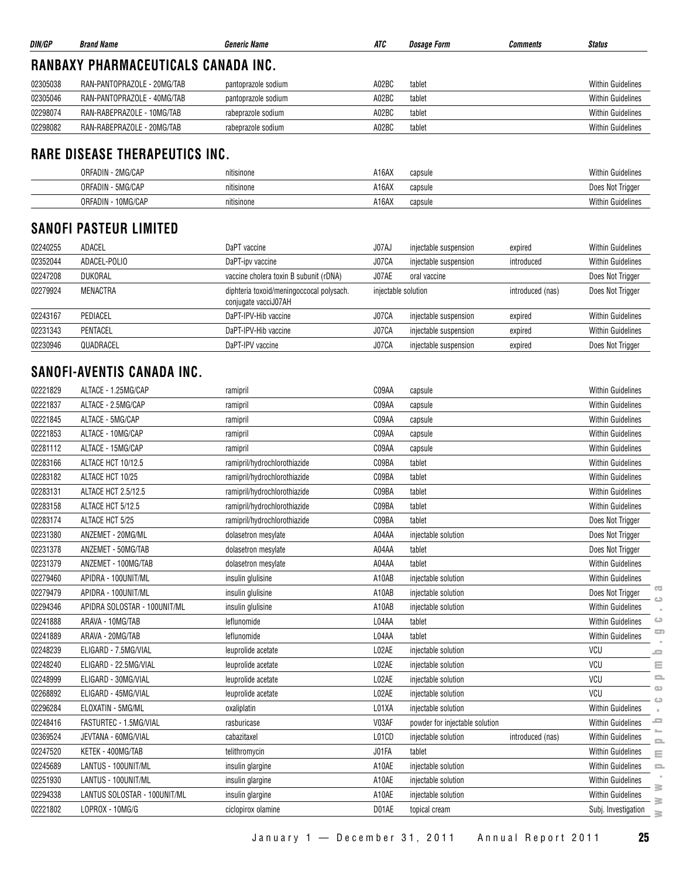| DIN/GP | Brand Name | Generic Name | ATC | Dosage Form | Comments | Status |
|---|---|---|---|---|---|---|

## RANBAXY PHARMACEUTICALS CANADA INC.

| DIN/GP | Brand Name | Generic Name | ATC | Dosage Form | Comments | Status |
|---|---|---|---|---|---|---|
| 02305038 | RAN-PANTOPRAZOLE - 20MG/TAB | pantoprazole sodium | A02BC | tablet | | Within Guidelines |
| 02305046 | RAN-PANTOPRAZOLE - 40MG/TAB | pantoprazole sodium | A02BC | tablet | | Within Guidelines |
| 02298074 | RAN-RABEPRAZOLE - 10MG/TAB | rabeprazole sodium | A02BC | tablet | | Within Guidelines |
| 02298082 | RAN-RABEPRAZOLE - 20MG/TAB | rabeprazole sodium | A02BC | tablet | | Within Guidelines |

## RARE DISEASE THERAPEUTICS INC.

| DIN/GP | Brand Name | Generic Name | ATC | Dosage Form | Comments | Status |
|---|---|---|---|---|---|---|
| | ORFADIN - 2MG/CAP | nitisinone | A16AX | capsule | | Within Guidelines |
| | ORFADIN - 5MG/CAP | nitisinone | A16AX | capsule | | Does Not Trigger |
| | ORFADIN - 10MG/CAP | nitisinone | A16AX | capsule | | Within Guidelines |

## SANOFI PASTEUR LIMITED

| DIN/GP | Brand Name | Generic Name | ATC | Dosage Form | Comments | Status |
|---|---|---|---|---|---|---|
| 02240255 | ADACEL | DaPT vaccine | J07AJ | injectable suspension | expired | Within Guidelines |
| 02352044 | ADACEL-POLIO | DaPT-ipv vaccine | J07CA | injectable suspension | introduced | Within Guidelines |
| 02247208 | DUKORAL | vaccine cholera toxin B subunit (rDNA) | J07AE | oral vaccine | | Does Not Trigger |
| 02279924 | MENACTRA | diphteria toxoid/meningoccocal polysach. conjugate vacciJ07AH | | injectable solution | introduced (nas) | Does Not Trigger |
| 02243167 | PEDIACEL | DaPT-IPV-Hib vaccine | J07CA | injectable suspension | expired | Within Guidelines |
| 02231343 | PENTACEL | DaPT-IPV-Hib vaccine | J07CA | injectable suspension | expired | Within Guidelines |
| 02230946 | QUADRACEL | DaPT-IPV vaccine | J07CA | injectable suspension | expired | Does Not Trigger |

## SANOFI-AVENTIS CANADA INC.

| DIN/GP | Brand Name | Generic Name | ATC | Dosage Form | Comments | Status |
|---|---|---|---|---|---|---|
| 02221829 | ALTACE - 1.25MG/CAP | ramipril | C09AA | capsule | | Within Guidelines |
| 02221837 | ALTACE - 2.5MG/CAP | ramipril | C09AA | capsule | | Within Guidelines |
| 02221845 | ALTACE - 5MG/CAP | ramipril | C09AA | capsule | | Within Guidelines |
| 02221853 | ALTACE - 10MG/CAP | ramipril | C09AA | capsule | | Within Guidelines |
| 02281112 | ALTACE - 15MG/CAP | ramipril | C09AA | capsule | | Within Guidelines |
| 02283166 | ALTACE HCT 10/12.5 | ramipril/hydrochlorothiazide | C09BA | tablet | | Within Guidelines |
| 02283182 | ALTACE HCT 10/25 | ramipril/hydrochlorothiazide | C09BA | tablet | | Within Guidelines |
| 02283131 | ALTACE HCT 2.5/12.5 | ramipril/hydrochlorothiazide | C09BA | tablet | | Within Guidelines |
| 02283158 | ALTACE HCT 5/12.5 | ramipril/hydrochlorothiazide | C09BA | tablet | | Within Guidelines |
| 02283174 | ALTACE HCT 5/25 | ramipril/hydrochlorothiazide | C09BA | tablet | | Does Not Trigger |
| 02231380 | ANZEMET - 20MG/ML | dolasetron mesylate | A04AA | injectable solution | | Does Not Trigger |
| 02231378 | ANZEMET - 50MG/TAB | dolasetron mesylate | A04AA | tablet | | Does Not Trigger |
| 02231379 | ANZEMET - 100MG/TAB | dolasetron mesylate | A04AA | tablet | | Within Guidelines |
| 02279460 | APIDRA - 100UNIT/ML | insulin glulisine | A10AB | injectable solution | | Within Guidelines |
| 02279479 | APIDRA - 100UNIT/ML | insulin glulisine | A10AB | injectable solution | | Does Not Trigger |
| 02294346 | APIDRA SOLOSTAR - 100UNIT/ML | insulin glulisine | A10AB | injectable solution | | Within Guidelines |
| 02241888 | ARAVA - 10MG/TAB | leflunomide | L04AA | tablet | | Within Guidelines |
| 02241889 | ARAVA - 20MG/TAB | leflunomide | L04AA | tablet | | Within Guidelines |
| 02248239 | ELIGARD - 7.5MG/VIAL | leuprolide acetate | L02AE | injectable solution | | VCU |
| 02248240 | ELIGARD - 22.5MG/VIAL | leuprolide acetate | L02AE | injectable solution | | VCU |
| 02248999 | ELIGARD - 30MG/VIAL | leuprolide acetate | L02AE | injectable solution | | VCU |
| 02268892 | ELIGARD - 45MG/VIAL | leuprolide acetate | L02AE | injectable solution | | VCU |
| 02296284 | ELOXATIN - 5MG/ML | oxaliplatin | L01XA | injectable solution | | Within Guidelines |
| 02248416 | FASTURTEC - 1.5MG/VIAL | rasburicase | V03AF | powder for injectable solution | | Within Guidelines |
| 02369524 | JEVTANA - 60MG/VIAL | cabazitaxel | L01CD | injectable solution | introduced (nas) | Within Guidelines |
| 02247520 | KETEK - 400MG/TAB | telithromycin | J01FA | tablet | | Within Guidelines |
| 02245689 | LANTUS - 100UNIT/ML | insulin glargine | A10AE | injectable solution | | Within Guidelines |
| 02251930 | LANTUS - 100UNIT/ML | insulin glargine | A10AE | injectable solution | | Within Guidelines |
| 02294338 | LANTUS SOLOSTAR - 100UNIT/ML | insulin glargine | A10AE | injectable solution | | Within Guidelines |
| 02221802 | LOPROX - 10MG/G | ciclopirox olamine | D01AE | topical cream | | Subj. Investigation |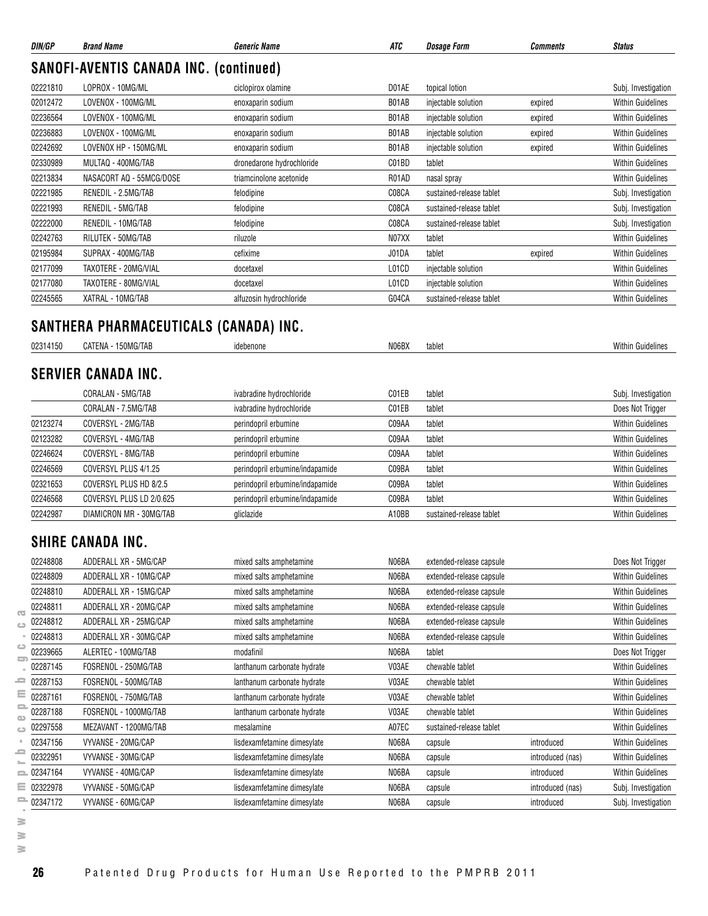| DIN/GP | Brand Name | Generic Name | ATC | Dosage Form | Comments | Status |
|---|---|---|---|---|---|---|

## SANOFI-AVENTIS CANADA INC. (continued)

| DIN/GP | Brand Name | Generic Name | ATC | Dosage Form | Comments | Status |
|---|---|---|---|---|---|---|
| 02221810 | LOPROX - 10MG/ML | ciclopirox olamine | D01AE | topical lotion | | Subj. Investigation |
| 02012472 | LOVENOX - 100MG/ML | enoxaparin sodium | B01AB | injectable solution | expired | Within Guidelines |
| 02236564 | LOVENOX - 100MG/ML | enoxaparin sodium | B01AB | injectable solution | expired | Within Guidelines |
| 02236883 | LOVENOX - 100MG/ML | enoxaparin sodium | B01AB | injectable solution | expired | Within Guidelines |
| 02242692 | LOVENOX HP - 150MG/ML | enoxaparin sodium | B01AB | injectable solution | expired | Within Guidelines |
| 02330989 | MULTAQ - 400MG/TAB | dronedarone hydrochloride | C01BD | tablet | | Within Guidelines |
| 02213834 | NASACORT AQ - 55MCG/DOSE | triamcinolone acetonide | R01AD | nasal spray | | Within Guidelines |
| 02221985 | RENEDIL - 2.5MG/TAB | felodipine | C08CA | sustained-release tablet | | Subj. Investigation |
| 02221993 | RENEDIL - 5MG/TAB | felodipine | C08CA | sustained-release tablet | | Subj. Investigation |
| 02222000 | RENEDIL - 10MG/TAB | felodipine | C08CA | sustained-release tablet | | Subj. Investigation |
| 02242763 | RILUTEK - 50MG/TAB | riluzole | N07XX | tablet | | Within Guidelines |
| 02195984 | SUPRAX - 400MG/TAB | cefixime | J01DA | tablet | expired | Within Guidelines |
| 02177099 | TAXOTERE - 20MG/VIAL | docetaxel | L01CD | injectable solution | | Within Guidelines |
| 02177080 | TAXOTERE - 80MG/VIAL | docetaxel | L01CD | injectable solution | | Within Guidelines |
| 02245565 | XATRAL - 10MG/TAB | alfuzosin hydrochloride | G04CA | sustained-release tablet | | Within Guidelines |

## SANTHERA PHARMACEUTICALS (CANADA) INC.

| DIN/GP | Brand Name | Generic Name | ATC | Dosage Form | Comments | Status |
|---|---|---|---|---|---|---|
| 02314150 | CATENA - 150MG/TAB | idebenone | N06BX | tablet | | Within Guidelines |

## SERVIER CANADA INC.

| DIN/GP | Brand Name | Generic Name | ATC | Dosage Form | Comments | Status |
|---|---|---|---|---|---|---|
| | CORALAN - 5MG/TAB | ivabradine hydrochloride | C01EB | tablet | | Subj. Investigation |
| | CORALAN - 7.5MG/TAB | ivabradine hydrochloride | C01EB | tablet | | Does Not Trigger |
| 02123274 | COVERSYL - 2MG/TAB | perindopril erbumine | C09AA | tablet | | Within Guidelines |
| 02123282 | COVERSYL - 4MG/TAB | perindopril erbumine | C09AA | tablet | | Within Guidelines |
| 02246624 | COVERSYL - 8MG/TAB | perindopril erbumine | C09AA | tablet | | Within Guidelines |
| 02246569 | COVERSYL PLUS 4/1.25 | perindopril erbumine/indapamide | C09BA | tablet | | Within Guidelines |
| 02321653 | COVERSYL PLUS HD 8/2.5 | perindopril erbumine/indapamide | C09BA | tablet | | Within Guidelines |
| 02246568 | COVERSYL PLUS LD 2/0.625 | perindopril erbumine/indapamide | C09BA | tablet | | Within Guidelines |
| 02242987 | DIAMICRON MR - 30MG/TAB | gliclazide | A10BB | sustained-release tablet | | Within Guidelines |

## SHIRE CANADA INC.

| DIN/GP | Brand Name | Generic Name | ATC | Dosage Form | Comments | Status |
|---|---|---|---|---|---|---|
| 02248808 | ADDERALL XR - 5MG/CAP | mixed salts amphetamine | N06BA | extended-release capsule | | Does Not Trigger |
| 02248809 | ADDERALL XR - 10MG/CAP | mixed salts amphetamine | N06BA | extended-release capsule | | Within Guidelines |
| 02248810 | ADDERALL XR - 15MG/CAP | mixed salts amphetamine | N06BA | extended-release capsule | | Within Guidelines |
| 02248811 | ADDERALL XR - 20MG/CAP | mixed salts amphetamine | N06BA | extended-release capsule | | Within Guidelines |
| 02248812 | ADDERALL XR - 25MG/CAP | mixed salts amphetamine | N06BA | extended-release capsule | | Within Guidelines |
| 02248813 | ADDERALL XR - 30MG/CAP | mixed salts amphetamine | N06BA | extended-release capsule | | Within Guidelines |
| 02239665 | ALERTEC - 100MG/TAB | modafinil | N06BA | tablet | | Does Not Trigger |
| 02287145 | FOSRENOL - 250MG/TAB | lanthanum carbonate hydrate | V03AE | chewable tablet | | Within Guidelines |
| 02287153 | FOSRENOL - 500MG/TAB | lanthanum carbonate hydrate | V03AE | chewable tablet | | Within Guidelines |
| 02287161 | FOSRENOL - 750MG/TAB | lanthanum carbonate hydrate | V03AE | chewable tablet | | Within Guidelines |
| 02287188 | FOSRENOL - 1000MG/TAB | lanthanum carbonate hydrate | V03AE | chewable tablet | | Within Guidelines |
| 02297558 | MEZAVANT - 1200MG/TAB | mesalamine | A07EC | sustained-release tablet | | Within Guidelines |
| 02347156 | VYVANSE - 20MG/CAP | lisdexamfetamine dimesylate | N06BA | capsule | introduced | Within Guidelines |
| 02322951 | VYVANSE - 30MG/CAP | lisdexamfetamine dimesylate | N06BA | capsule | introduced (nas) | Within Guidelines |
| 02347164 | VYVANSE - 40MG/CAP | lisdexamfetamine dimesylate | N06BA | capsule | introduced | Within Guidelines |
| 02322978 | VYVANSE - 50MG/CAP | lisdexamfetamine dimesylate | N06BA | capsule | introduced (nas) | Subj. Investigation |
| 02347172 | VYVANSE - 60MG/CAP | lisdexamfetamine dimesylate | N06BA | capsule | introduced | Subj. Investigation |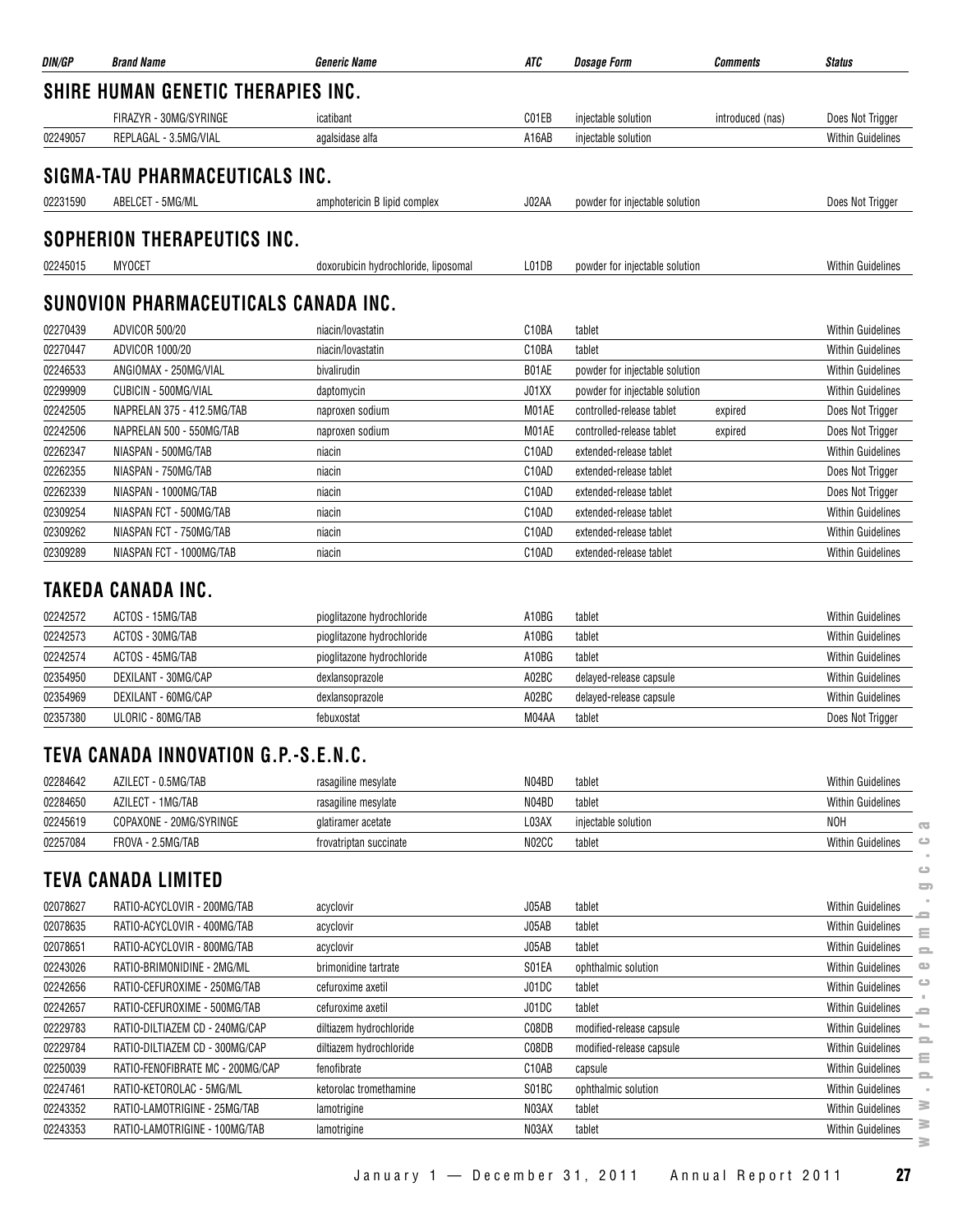| DIN/GP | Brand Name | Generic Name | ATC | Dosage Form | Comments | Status |
|---|---|---|---|---|---|---|

## SHIRE HUMAN GENETIC THERAPIES INC.

| DIN/GP | Brand Name | Generic Name | ATC | Dosage Form | Comments | Status |
|---|---|---|---|---|---|---|
| | FIRAZYR - 30MG/SYRINGE | icatibant | C01EB | injectable solution | introduced (nas) | Does Not Trigger |
| 02249057 | REPLAGAL - 3.5MG/VIAL | agalsidase alfa | A16AB | injectable solution | | Within Guidelines |

## SIGMA-TAU PHARMACEUTICALS INC.

| DIN/GP | Brand Name | Generic Name | ATC | Dosage Form | Comments | Status |
|---|---|---|---|---|---|---|
| 02231590 | ABELCET - 5MG/ML | amphotericin B lipid complex | J02AA | powder for injectable solution | | Does Not Trigger |

## SOPHERION THERAPEUTICS INC.

| DIN/GP | Brand Name | Generic Name | ATC | Dosage Form | Comments | Status |
|---|---|---|---|---|---|---|
| 02245015 | MYOCET | doxorubicin hydrochloride, liposomal | L01DB | powder for injectable solution | | Within Guidelines |

## SUNOVION PHARMACEUTICALS CANADA INC.

| DIN/GP | Brand Name | Generic Name | ATC | Dosage Form | Comments | Status |
|---|---|---|---|---|---|---|
| 02270439 | ADVICOR 500/20 | niacin/lovastatin | C10BA | tablet | | Within Guidelines |
| 02270447 | ADVICOR 1000/20 | niacin/lovastatin | C10BA | tablet | | Within Guidelines |
| 02246533 | ANGIOMAX - 250MG/VIAL | bivalirudin | B01AE | powder for injectable solution | | Within Guidelines |
| 02299909 | CUBICIN - 500MG/VIAL | daptomycin | J01XX | powder for injectable solution | | Within Guidelines |
| 02242505 | NAPRELAN 375 - 412.5MG/TAB | naproxen sodium | M01AE | controlled-release tablet | expired | Does Not Trigger |
| 02242506 | NAPRELAN 500 - 550MG/TAB | naproxen sodium | M01AE | controlled-release tablet | expired | Does Not Trigger |
| 02262347 | NIASPAN - 500MG/TAB | niacin | C10AD | extended-release tablet | | Within Guidelines |
| 02262355 | NIASPAN - 750MG/TAB | niacin | C10AD | extended-release tablet | | Does Not Trigger |
| 02262339 | NIASPAN - 1000MG/TAB | niacin | C10AD | extended-release tablet | | Does Not Trigger |
| 02309254 | NIASPAN FCT - 500MG/TAB | niacin | C10AD | extended-release tablet | | Within Guidelines |
| 02309262 | NIASPAN FCT - 750MG/TAB | niacin | C10AD | extended-release tablet | | Within Guidelines |
| 02309289 | NIASPAN FCT - 1000MG/TAB | niacin | C10AD | extended-release tablet | | Within Guidelines |

## TAKEDA CANADA INC.

| DIN/GP | Brand Name | Generic Name | ATC | Dosage Form | Comments | Status |
|---|---|---|---|---|---|---|
| 02242572 | ACTOS - 15MG/TAB | pioglitazone hydrochloride | A10BG | tablet | | Within Guidelines |
| 02242573 | ACTOS - 30MG/TAB | pioglitazone hydrochloride | A10BG | tablet | | Within Guidelines |
| 02242574 | ACTOS - 45MG/TAB | pioglitazone hydrochloride | A10BG | tablet | | Within Guidelines |
| 02354950 | DEXILANT - 30MG/CAP | dexlansoprazole | A02BC | delayed-release capsule | | Within Guidelines |
| 02354969 | DEXILANT - 60MG/CAP | dexlansoprazole | A02BC | delayed-release capsule | | Within Guidelines |
| 02357380 | ULORIC - 80MG/TAB | febuxostat | M04AA | tablet | | Does Not Trigger |

## TEVA CANADA INNOVATION G.P.-S.E.N.C.

| DIN/GP | Brand Name | Generic Name | ATC | Dosage Form | Comments | Status |
|---|---|---|---|---|---|---|
| 02284642 | AZILECT - 0.5MG/TAB | rasagiline mesylate | N04BD | tablet | | Within Guidelines |
| 02284650 | AZILECT - 1MG/TAB | rasagiline mesylate | N04BD | tablet | | Within Guidelines |
| 02245619 | COPAXONE - 20MG/SYRINGE | glatiramer acetate | L03AX | injectable solution | | NOH |
| 02257084 | FROVA - 2.5MG/TAB | frovatriptan succinate | N02CC | tablet | | Within Guidelines |

## TEVA CANADA LIMITED

| DIN/GP | Brand Name | Generic Name | ATC | Dosage Form | Comments | Status |
|---|---|---|---|---|---|---|
| 02078627 | RATIO-ACYCLOVIR - 200MG/TAB | acyclovir | J05AB | tablet | | Within Guidelines |
| 02078635 | RATIO-ACYCLOVIR - 400MG/TAB | acyclovir | J05AB | tablet | | Within Guidelines |
| 02078651 | RATIO-ACYCLOVIR - 800MG/TAB | acyclovir | J05AB | tablet | | Within Guidelines |
| 02243026 | RATIO-BRIMONIDINE - 2MG/ML | brimonidine tartrate | S01EA | ophthalmic solution | | Within Guidelines |
| 02242656 | RATIO-CEFUROXIME - 250MG/TAB | cefuroxime axetil | J01DC | tablet | | Within Guidelines |
| 02242657 | RATIO-CEFUROXIME - 500MG/TAB | cefuroxime axetil | J01DC | tablet | | Within Guidelines |
| 02229783 | RATIO-DILTIAZEM CD - 240MG/CAP | diltiazem hydrochloride | C08DB | modified-release capsule | | Within Guidelines |
| 02229784 | RATIO-DILTIAZEM CD - 300MG/CAP | diltiazem hydrochloride | C08DB | modified-release capsule | | Within Guidelines |
| 02250039 | RATIO-FENOFIBRATE MC - 200MG/CAP | fenofibrate | C10AB | capsule | | Within Guidelines |
| 02247461 | RATIO-KETOROLAC - 5MG/ML | ketorolac tromethamine | S01BC | ophthalmic solution | | Within Guidelines |
| 02243352 | RATIO-LAMOTRIGINE - 25MG/TAB | lamotrigine | N03AX | tablet | | Within Guidelines |
| 02243353 | RATIO-LAMOTRIGINE - 100MG/TAB | lamotrigine | N03AX | tablet | | Within Guidelines |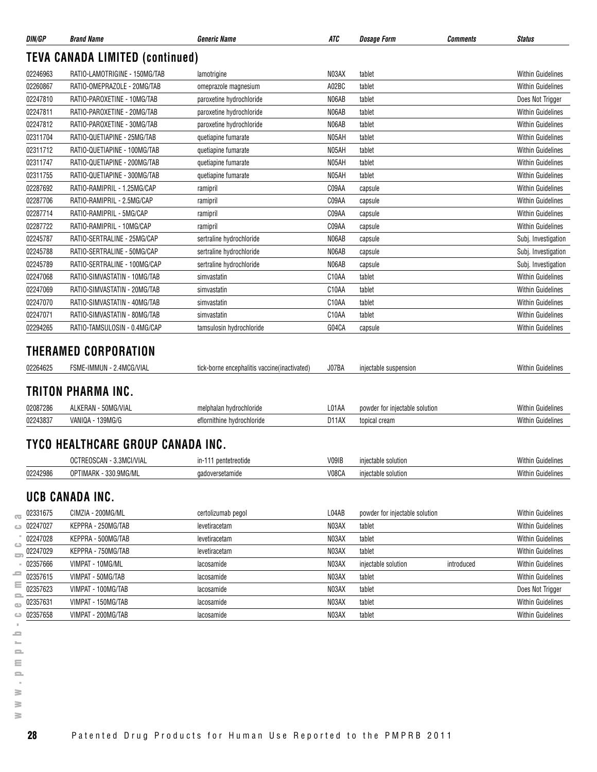| DIN/GP | Brand Name | Generic Name | ATC | Dosage Form | Comments | Status |
|---|---|---|---|---|---|---|

## TEVA CANADA LIMITED (continued)

| DIN/GP | Brand Name | Generic Name | ATC | Dosage Form | Comments | Status |
|---|---|---|---|---|---|---|
| 02246963 | RATIO-LAMOTRIGINE - 150MG/TAB | lamotrigine | N03AX | tablet | | Within Guidelines |
| 02260867 | RATIO-OMEPRAZOLE - 20MG/TAB | omeprazole magnesium | A02BC | tablet | | Within Guidelines |
| 02247810 | RATIO-PAROXETINE - 10MG/TAB | paroxetine hydrochloride | N06AB | tablet | | Does Not Trigger |
| 02247811 | RATIO-PAROXETINE - 20MG/TAB | paroxetine hydrochloride | N06AB | tablet | | Within Guidelines |
| 02247812 | RATIO-PAROXETINE - 30MG/TAB | paroxetine hydrochloride | N06AB | tablet | | Within Guidelines |
| 02311704 | RATIO-QUETIAPINE - 25MG/TAB | quetiapine fumarate | N05AH | tablet | | Within Guidelines |
| 02311712 | RATIO-QUETIAPINE - 100MG/TAB | quetiapine fumarate | N05AH | tablet | | Within Guidelines |
| 02311747 | RATIO-QUETIAPINE - 200MG/TAB | quetiapine fumarate | N05AH | tablet | | Within Guidelines |
| 02311755 | RATIO-QUETIAPINE - 300MG/TAB | quetiapine fumarate | N05AH | tablet | | Within Guidelines |
| 02287692 | RATIO-RAMIPRIL - 1.25MG/CAP | ramipril | C09AA | capsule | | Within Guidelines |
| 02287706 | RATIO-RAMIPRIL - 2.5MG/CAP | ramipril | C09AA | capsule | | Within Guidelines |
| 02287714 | RATIO-RAMIPRIL - 5MG/CAP | ramipril | C09AA | capsule | | Within Guidelines |
| 02287722 | RATIO-RAMIPRIL - 10MG/CAP | ramipril | C09AA | capsule | | Within Guidelines |
| 02245787 | RATIO-SERTRALINE - 25MG/CAP | sertraline hydrochloride | N06AB | capsule | | Subj. Investigation |
| 02245788 | RATIO-SERTRALINE - 50MG/CAP | sertraline hydrochloride | N06AB | capsule | | Subj. Investigation |
| 02245789 | RATIO-SERTRALINE - 100MG/CAP | sertraline hydrochloride | N06AB | capsule | | Subj. Investigation |
| 02247068 | RATIO-SIMVASTATIN - 10MG/TAB | simvastatin | C10AA | tablet | | Within Guidelines |
| 02247069 | RATIO-SIMVASTATIN - 20MG/TAB | simvastatin | C10AA | tablet | | Within Guidelines |
| 02247070 | RATIO-SIMVASTATIN - 40MG/TAB | simvastatin | C10AA | tablet | | Within Guidelines |
| 02247071 | RATIO-SIMVASTATIN - 80MG/TAB | simvastatin | C10AA | tablet | | Within Guidelines |
| 02294265 | RATIO-TAMSULOSIN - 0.4MG/CAP | tamsulosin hydrochloride | G04CA | capsule | | Within Guidelines |

## THERAMED CORPORATION

| DIN/GP | Brand Name | Generic Name | ATC | Dosage Form | Comments | Status |
|---|---|---|---|---|---|---|
| 02264625 | FSME-IMMUN - 2.4MCG/VIAL | tick-borne encephalitis vaccine(inactivated) | J07BA | injectable suspension | | Within Guidelines |

## TRITON PHARMA INC.

| DIN/GP | Brand Name | Generic Name | ATC | Dosage Form | Comments | Status |
|---|---|---|---|---|---|---|
| 02087286 | ALKERAN - 50MG/VIAL | melphalan hydrochloride | L01AA | powder for injectable solution | | Within Guidelines |
| 02243837 | VANIQA - 139MG/G | eflornithine hydrochloride | D11AX | topical cream | | Within Guidelines |

## TYCO HEALTHCARE GROUP CANADA INC.

| DIN/GP | Brand Name | Generic Name | ATC | Dosage Form | Comments | Status |
|---|---|---|---|---|---|---|
| | OCTREOSCAN - 3.3MCI/VIAL | in-111 pentetreotide | V09IB | injectable solution | | Within Guidelines |
| 02242986 | OPTIMARK - 330.9MG/ML | gadoversetamide | V08CA | injectable solution | | Within Guidelines |

## UCB CANADA INC.

| DIN/GP | Brand Name | Generic Name | ATC | Dosage Form | Comments | Status |
|---|---|---|---|---|---|---|
| 02331675 | CIMZIA - 200MG/ML | certolizumab pegol | L04AB | powder for injectable solution | | Within Guidelines |
| 02247027 | KEPPRA - 250MG/TAB | levetiracetam | N03AX | tablet | | Within Guidelines |
| 02247028 | KEPPRA - 500MG/TAB | levetiracetam | N03AX | tablet | | Within Guidelines |
| 02247029 | KEPPRA - 750MG/TAB | levetiracetam | N03AX | tablet | | Within Guidelines |
| 02357666 | VIMPAT - 10MG/ML | lacosamide | N03AX | injectable solution | introduced | Within Guidelines |
| 02357615 | VIMPAT - 50MG/TAB | lacosamide | N03AX | tablet | | Within Guidelines |
| 02357623 | VIMPAT - 100MG/TAB | lacosamide | N03AX | tablet | | Does Not Trigger |
| 02357631 | VIMPAT - 150MG/TAB | lacosamide | N03AX | tablet | | Within Guidelines |
| 02357658 | VIMPAT - 200MG/TAB | lacosamide | N03AX | tablet | | Within Guidelines |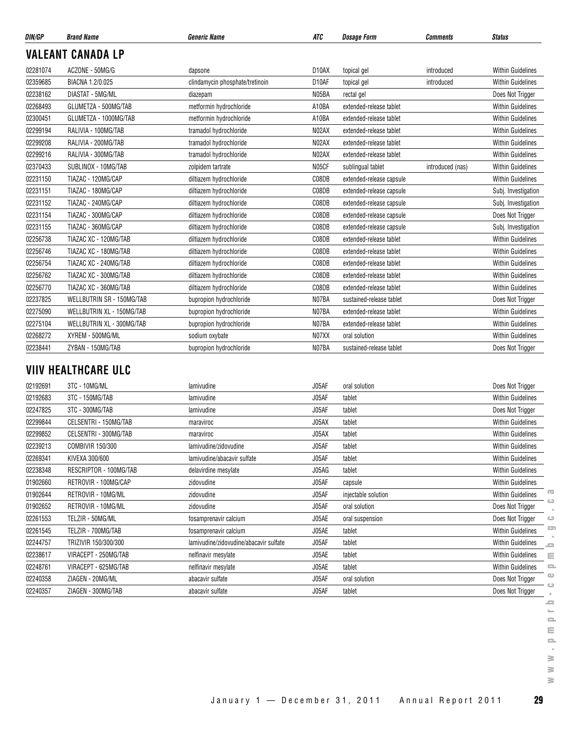| DIN/GP | Brand Name | Generic Name | ATC | Dosage Form | Comments | Status |
|---|---|---|---|---|---|---|

## VALEANT CANADA LP

| DIN/GP | Brand Name | Generic Name | ATC | Dosage Form | Comments | Status |
|---|---|---|---|---|---|---|
| 02281074 | ACZONE - 50MG/G | dapsone | D10AX | topical gel | introduced | Within Guidelines |
| 02359685 | BIACNA 1.2/0.025 | clindamycin phosphate/tretinoin | D10AF | topical gel | introduced | Within Guidelines |
| 02238162 | DIASTAT - 5MG/ML | diazepam | N05BA | rectal gel | | Does Not Trigger |
| 02268493 | GLUMETZA - 500MG/TAB | metformin hydrochloride | A10BA | extended-release tablet | | Within Guidelines |
| 02300451 | GLUMETZA - 1000MG/TAB | metformin hydrochloride | A10BA | extended-release tablet | | Within Guidelines |
| 02299194 | RALIVIA - 100MG/TAB | tramadol hydrochloride | N02AX | extended-release tablet | | Within Guidelines |
| 02299208 | RALIVIA - 200MG/TAB | tramadol hydrochloride | N02AX | extended-release tablet | | Within Guidelines |
| 02299216 | RALIVIA - 300MG/TAB | tramadol hydrochloride | N02AX | extended-release tablet | | Within Guidelines |
| 02370433 | SUBLINOX - 10MG/TAB | zolpidem tartrate | N05CF | sublingual tablet | introduced (nas) | Within Guidelines |
| 02231150 | TIAZAC - 120MG/CAP | diltiazem hydrochloride | C08DB | extended-release capsule | | Within Guidelines |
| 02231151 | TIAZAC - 180MG/CAP | diltiazem hydrochloride | C08DB | extended-release capsule | | Subj. Investigation |
| 02231152 | TIAZAC - 240MG/CAP | diltiazem hydrochloride | C08DB | extended-release capsule | | Subj. Investigation |
| 02231154 | TIAZAC - 300MG/CAP | diltiazem hydrochloride | C08DB | extended-release capsule | | Does Not Trigger |
| 02231155 | TIAZAC - 360MG/CAP | diltiazem hydrochloride | C08DB | extended-release capsule | | Subj. Investigation |
| 02256738 | TIAZAC XC - 120MG/TAB | diltiazem hydrochloride | C08DB | extended-release tablet | | Within Guidelines |
| 02256746 | TIAZAC XC - 180MG/TAB | diltiazem hydrochloride | C08DB | extended-release tablet | | Within Guidelines |
| 02256754 | TIAZAC XC - 240MG/TAB | diltiazem hydrochloride | C08DB | extended-release tablet | | Within Guidelines |
| 02256762 | TIAZAC XC - 300MG/TAB | diltiazem hydrochloride | C08DB | extended-release tablet | | Within Guidelines |
| 02256770 | TIAZAC XC - 360MG/TAB | diltiazem hydrochloride | C08DB | extended-release tablet | | Within Guidelines |
| 02237825 | WELLBUTRIN SR - 150MG/TAB | bupropion hydrochloride | N07BA | sustained-release tablet | | Does Not Trigger |
| 02275090 | WELLBUTRIN XL - 150MG/TAB | bupropion hydrochloride | N07BA | extended-release tablet | | Within Guidelines |
| 02275104 | WELLBUTRIN XL - 300MG/TAB | bupropion hydrochloride | N07BA | extended-release tablet | | Within Guidelines |
| 02268272 | XYREM - 500MG/ML | sodium oxybate | N07XX | oral solution | | Within Guidelines |
| 02238441 | ZYBAN - 150MG/TAB | bupropion hydrochloride | N07BA | sustained-release tablet | | Does Not Trigger |

## VIIV HEALTHCARE ULC

| DIN/GP | Brand Name | Generic Name | ATC | Dosage Form | Comments | Status |
|---|---|---|---|---|---|---|
| 02192691 | 3TC - 10MG/ML | lamivudine | J05AF | oral solution | | Does Not Trigger |
| 02192683 | 3TC - 150MG/TAB | lamivudine | J05AF | tablet | | Within Guidelines |
| 02247825 | 3TC - 300MG/TAB | lamivudine | J05AF | tablet | | Does Not Trigger |
| 02299844 | CELSENTRI - 150MG/TAB | maraviroc | J05AX | tablet | | Within Guidelines |
| 02299852 | CELSENTRI - 300MG/TAB | maraviroc | J05AX | tablet | | Within Guidelines |
| 02239213 | COMBIVIR 150/300 | lamivudine/zidovudine | J05AF | tablet | | Within Guidelines |
| 02269341 | KIVEXA 300/600 | lamivudine/abacavir sulfate | J05AF | tablet | | Within Guidelines |
| 02238348 | RESCRIPTOR - 100MG/TAB | delavirdine mesylate | J05AG | tablet | | Within Guidelines |
| 01902660 | RETROVIR - 100MG/CAP | zidovudine | J05AF | capsule | | Within Guidelines |
| 01902644 | RETROVIR - 10MG/ML | zidovudine | J05AF | injectable solution | | Within Guidelines |
| 01902652 | RETROVIR - 10MG/ML | zidovudine | J05AF | oral solution | | Does Not Trigger |
| 02261553 | TELZIR - 50MG/ML | fosamprenavir calcium | J05AE | oral suspension | | Does Not Trigger |
| 02261545 | TELZIR - 700MG/TAB | fosamprenavir calcium | J05AE | tablet | | Within Guidelines |
| 02244757 | TRIZIVIR 150/300/300 | lamivudine/zidovudine/abacavir sulfate | J05AF | tablet | | Within Guidelines |
| 02238617 | VIRACEPT - 250MG/TAB | nelfinavir mesylate | J05AE | tablet | | Within Guidelines |
| 02248761 | VIRACEPT - 625MG/TAB | nelfinavir mesylate | J05AE | tablet | | Within Guidelines |
| 02240358 | ZIAGEN - 20MG/ML | abacavir sulfate | J05AF | oral solution | | Does Not Trigger |
| 02240357 | ZIAGEN - 300MG/TAB | abacavir sulfate | J05AF | tablet | | Does Not Trigger |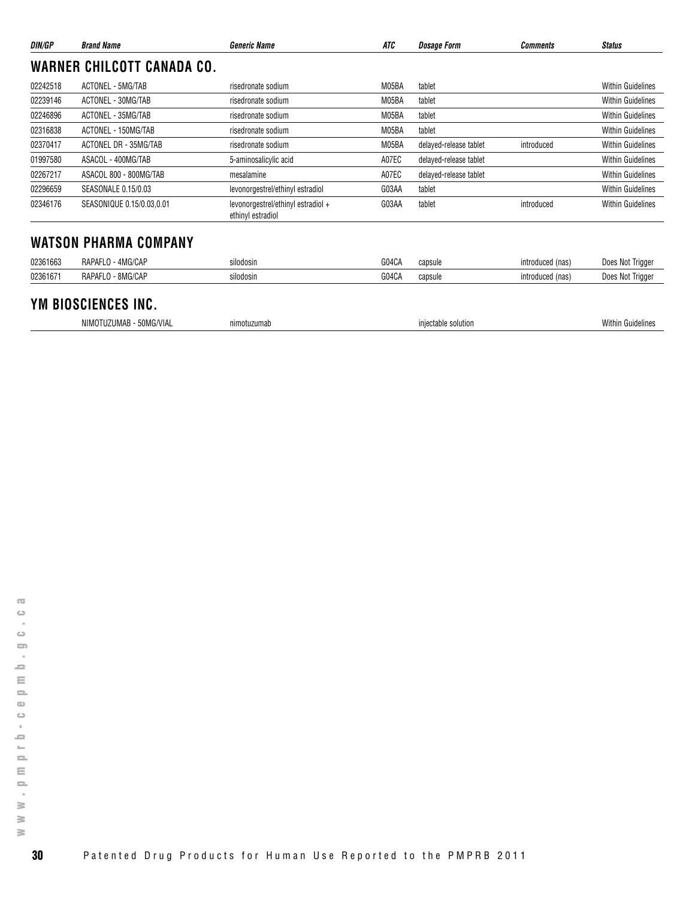| DIN/GP | Brand Name | Generic Name | ATC | Dosage Form | Comments | Status |
|---|---|---|---|---|---|---|

## WARNER CHILCOTT CANADA CO.

| DIN/GP | Brand Name | Generic Name | ATC | Dosage Form | Comments | Status |
|---|---|---|---|---|---|---|
| 02242518 | ACTONEL - 5MG/TAB | risedronate sodium | M05BA | tablet | | Within Guidelines |
| 02239146 | ACTONEL - 30MG/TAB | risedronate sodium | M05BA | tablet | | Within Guidelines |
| 02246896 | ACTONEL - 35MG/TAB | risedronate sodium | M05BA | tablet | | Within Guidelines |
| 02316838 | ACTONEL - 150MG/TAB | risedronate sodium | M05BA | tablet | | Within Guidelines |
| 02370417 | ACTONEL DR - 35MG/TAB | risedronate sodium | M05BA | delayed-release tablet | introduced | Within Guidelines |
| 01997580 | ASACOL - 400MG/TAB | 5-aminosalicylic acid | A07EC | delayed-release tablet | | Within Guidelines |
| 02267217 | ASACOL 800 - 800MG/TAB | mesalamine | A07EC | delayed-release tablet | | Within Guidelines |
| 02296659 | SEASONALE 0.15/0.03 | levonorgestrel/ethinyl estradiol | G03AA | tablet | | Within Guidelines |
| 02346176 | SEASONIQUE 0.15/0.03,0.01 | levonorgestrel/ethinyl estradiol + ethinyl estradiol | G03AA | tablet | introduced | Within Guidelines |

## WATSON PHARMA COMPANY

| DIN/GP | Brand Name | Generic Name | ATC | Dosage Form | Comments | Status |
|---|---|---|---|---|---|---|
| 02361663 | RAPAFLO - 4MG/CAP | silodosin | G04CA | capsule | introduced (nas) | Does Not Trigger |
| 02361671 | RAPAFLO - 8MG/CAP | silodosin | G04CA | capsule | introduced (nas) | Does Not Trigger |

## YM BIOSCIENCES INC.

| DIN/GP | Brand Name | Generic Name | ATC | Dosage Form | Comments | Status |
|---|---|---|---|---|---|---|
| | NIMOTUZUMAB - 50MG/VIAL | nimotuzumab | | injectable solution | | Within Guidelines |